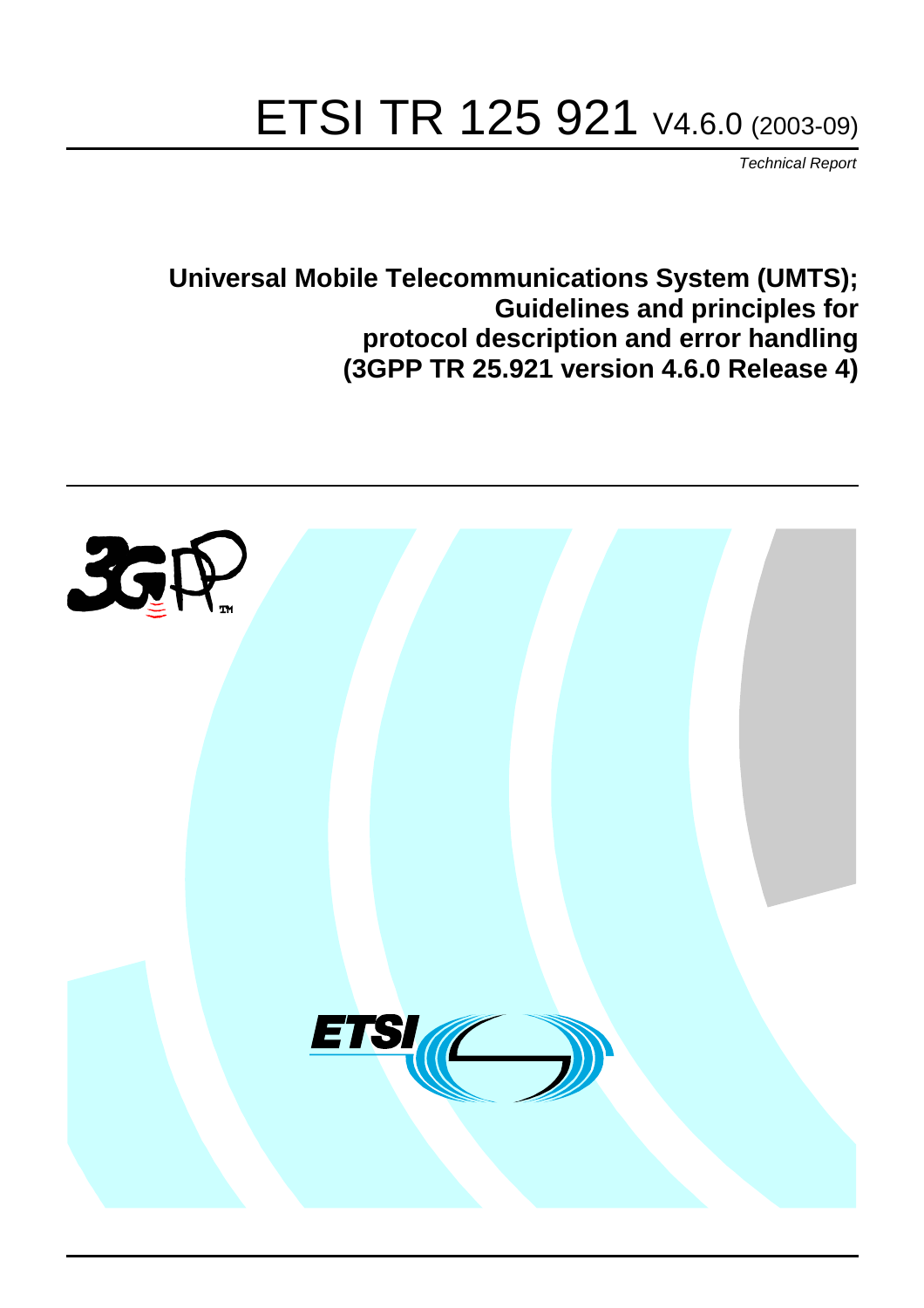# ETSI TR 125 921 V4.6.0 (2003-09)

*Technical Report*

**Universal Mobile Telecommunications System (UMTS);**
**Guidelines and principles for**
**protocol description and error handling**
**(3GPP TR 25.921 version 4.6.0 Release 4)**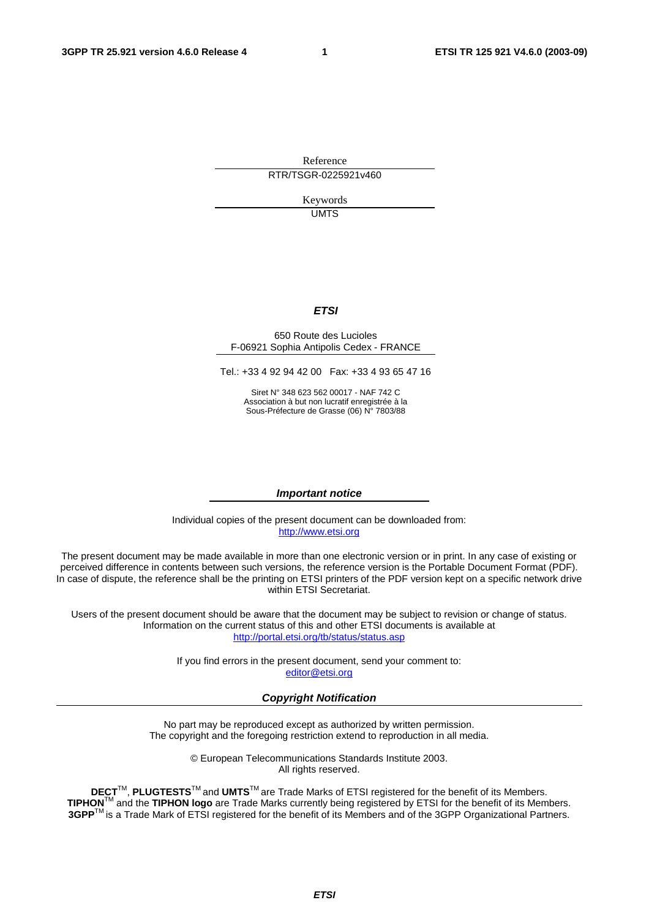Reference

RTR/TSGR-0225921v460

Keywords

UMTS

***ETSI***

650 Route des Lucioles
F-06921 Sophia Antipolis Cedex - FRANCE

Tel.: +33 4 92 94 42 00 Fax: +33 4 93 65 47 16

Siret N° 348 623 562 00017 - NAF 742 C
Association à but non lucratif enregistrée à la
Sous-Préfecture de Grasse (06) N° 7803/88

***Important notice***

Individual copies of the present document can be downloaded from:
http://www.etsi.org

The present document may be made available in more than one electronic version or in print. In any case of existing or perceived difference in contents between such versions, the reference version is the Portable Document Format (PDF). In case of dispute, the reference shall be the printing on ETSI printers of the PDF version kept on a specific network drive within ETSI Secretariat.

Users of the present document should be aware that the document may be subject to revision or change of status. Information on the current status of this and other ETSI documents is available at
http://portal.etsi.org/tb/status/status.asp

If you find errors in the present document, send your comment to:
editor@etsi.org

***Copyright Notification***

No part may be reproduced except as authorized by written permission.
The copyright and the foregoing restriction extend to reproduction in all media.

© European Telecommunications Standards Institute 2003.
All rights reserved.

**DECT**™, **PLUGTESTS**™ and **UMTS**™ are Trade Marks of ETSI registered for the benefit of its Members.
**TIPHON**™ and the **TIPHON logo** are Trade Marks currently being registered by ETSI for the benefit of its Members.
**3GPP**™ is a Trade Mark of ETSI registered for the benefit of its Members and of the 3GPP Organizational Partners.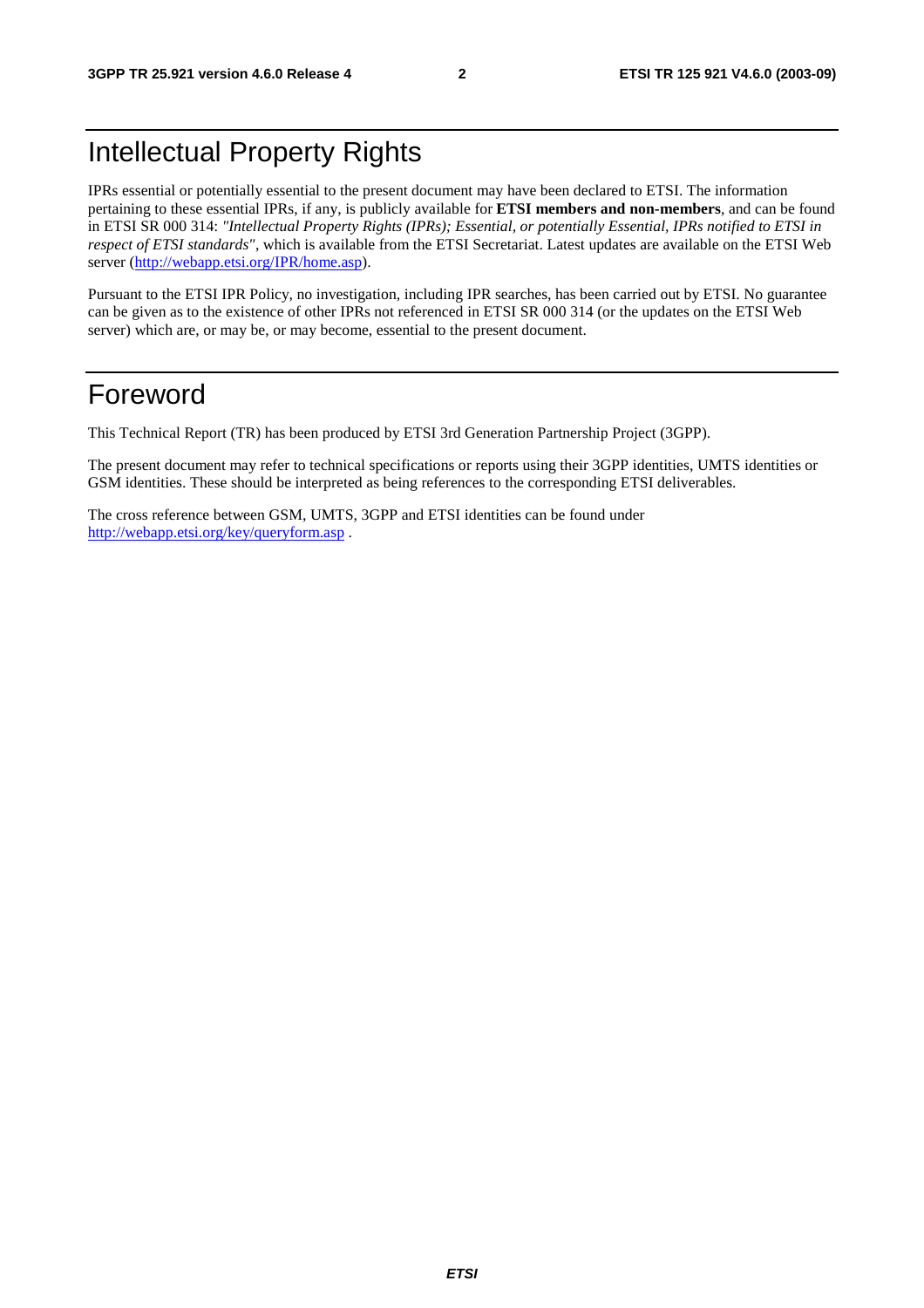# Intellectual Property Rights

IPRs essential or potentially essential to the present document may have been declared to ETSI. The information pertaining to these essential IPRs, if any, is publicly available for **ETSI members and non-members**, and can be found in ETSI SR 000 314: *"Intellectual Property Rights (IPRs); Essential, or potentially Essential, IPRs notified to ETSI in respect of ETSI standards"*, which is available from the ETSI Secretariat. Latest updates are available on the ETSI Web server (http://webapp.etsi.org/IPR/home.asp).

Pursuant to the ETSI IPR Policy, no investigation, including IPR searches, has been carried out by ETSI. No guarantee can be given as to the existence of other IPRs not referenced in ETSI SR 000 314 (or the updates on the ETSI Web server) which are, or may be, or may become, essential to the present document.

# Foreword

This Technical Report (TR) has been produced by ETSI 3rd Generation Partnership Project (3GPP).

The present document may refer to technical specifications or reports using their 3GPP identities, UMTS identities or GSM identities. These should be interpreted as being references to the corresponding ETSI deliverables.

The cross reference between GSM, UMTS, 3GPP and ETSI identities can be found under http://webapp.etsi.org/key/queryform.asp .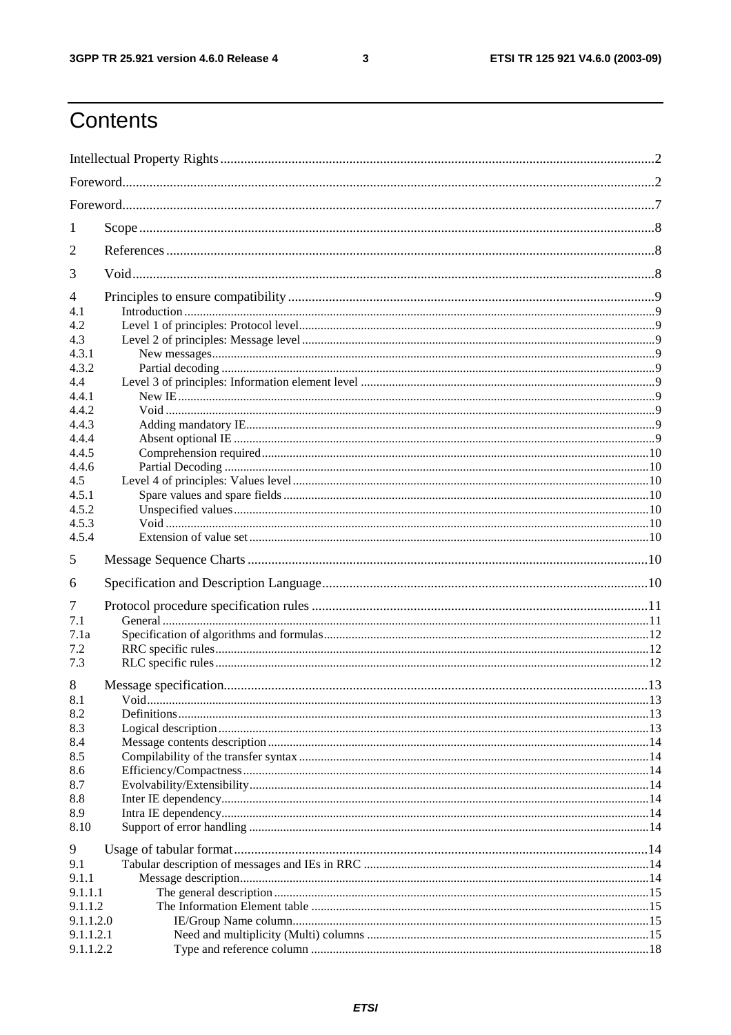# Contents

Intellectual Property Rights ....................................................................................................................................2

Foreword.................................................................................................................................................................2

Foreword.................................................................................................................................................................7

1 Scope ...................................................................................................................................................................8

2 References ..........................................................................................................................................................8

3 Void.....................................................................................................................................................................8

4 Principles to ensure compatibility .......................................................................................................................9

4.1 Introduction .......................................................................................................................................................9

4.2 Level 1 of principles: Protocol level..................................................................................................................9

4.3 Level 2 of principles: Message level..................................................................................................................9

4.3.1 New messages.................................................................................................................................................9

4.3.2 Partial decoding ..............................................................................................................................................9

4.4 Level 3 of principles: Information element level ...............................................................................................9

4.4.1 New IE............................................................................................................................................................9

4.4.2 Void ................................................................................................................................................................9

4.4.3 Adding mandatory IE......................................................................................................................................9

4.4.4 Absent optional IE ..........................................................................................................................................9

4.4.5 Comprehension required...............................................................................................................................10

4.4.6 Partial Decoding ...........................................................................................................................................10

4.5 Level 4 of principles: Values level ..................................................................................................................10

4.5.1 Spare values and spare fields........................................................................................................................10

4.5.2 Unspecified values........................................................................................................................................10

4.5.3 Void ..............................................................................................................................................................10

4.5.4 Extension of value set...................................................................................................................................10

5 Message Sequence Charts ................................................................................................................................10

6 Specification and Description Language...........................................................................................................10

7 Protocol procedure specification rules ..............................................................................................................11

7.1 General ............................................................................................................................................................11

7.1a Specification of algorithms and formulas.......................................................................................................12

7.2 RRC specific rules...........................................................................................................................................12

7.3 RLC specific rules...........................................................................................................................................12

8 Message specification........................................................................................................................................13

8.1 Void.................................................................................................................................................................13

8.2 Definitions.......................................................................................................................................................13

8.3 Logical description..........................................................................................................................................13

8.4 Message contents description..........................................................................................................................14

8.5 Compilability of the transfer syntax................................................................................................................14

8.6 Efficiency/Compactness..................................................................................................................................14

8.7 Evolvability/Extensibility................................................................................................................................14

8.8 Inter IE dependency.........................................................................................................................................14

8.9 Intra IE dependency.........................................................................................................................................14

8.10 Support of error handling ..............................................................................................................................14

9 Usage of tabular format.....................................................................................................................................14

9.1 Tabular description of messages and IEs in RRC ...........................................................................................14

9.1.1 Message description......................................................................................................................................14

9.1.1.1 The general description..............................................................................................................................15

9.1.1.2 The Information Element table ..................................................................................................................15

9.1.1.2.0 IE/Group Name column..........................................................................................................................15

9.1.1.2.1 Need and multiplicity (Multi) columns ..................................................................................................15

9.1.1.2.2 Type and reference column ....................................................................................................................18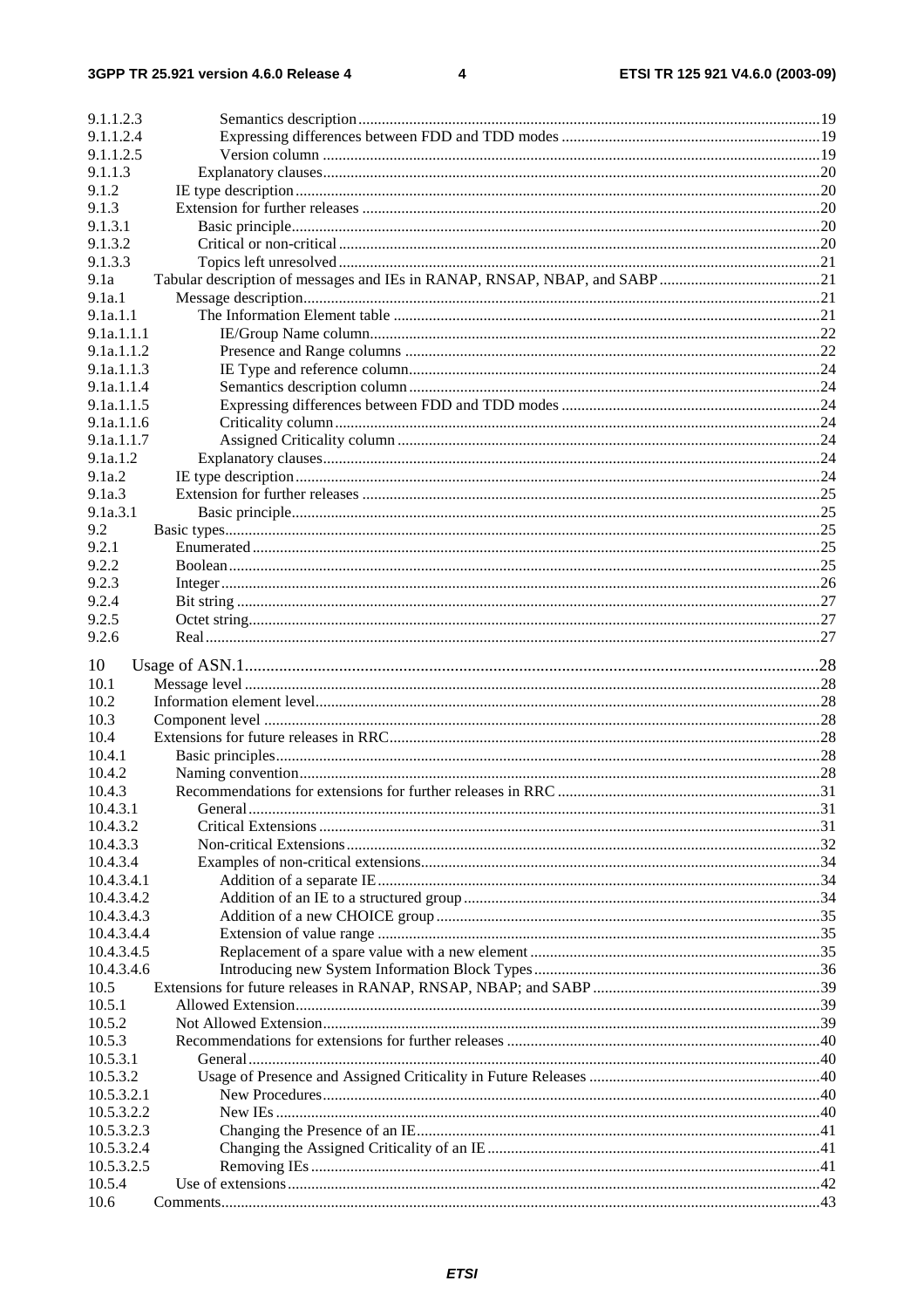9.1.1.2.3 Semantics description ....................................................................................................................19
9.1.1.2.4 Expressing differences between FDD and TDD modes .................................................................19
9.1.1.2.5 Version column ..............................................................................................................................19
9.1.1.3 Explanatory clauses............................................................................................................................20
9.1.2 IE type description.....................................................................................................................................20
9.1.3 Extension for further releases ....................................................................................................................20
9.1.3.1 Basic principle.....................................................................................................................................20
9.1.3.2 Critical or non-critical .........................................................................................................................20
9.1.3.3 Topics left unresolved .........................................................................................................................21
9.1a Tabular description of messages and IEs in RANAP, RNSAP, NBAP, and SABP .........................................21
9.1a.1 Message description...................................................................................................................................21
9.1a.1.1 The Information Element table ............................................................................................................21
9.1a.1.1.1 IE/Group Name column..................................................................................................................22
9.1a.1.1.2 Presence and Range columns .........................................................................................................22
9.1a.1.1.3 IE Type and reference column........................................................................................................24
9.1a.1.1.4 Semantics description column ........................................................................................................24
9.1a.1.1.5 Expressing differences between FDD and TDD modes .................................................................24
9.1a.1.1.6 Criticality column ...........................................................................................................................24
9.1a.1.1.7 Assigned Criticality column ...........................................................................................................24
9.1a.1.2 Explanatory clauses.............................................................................................................................24
9.1a.2 IE type description.....................................................................................................................................24
9.1a.3 Extension for further releases ....................................................................................................................25
9.1a.3.1 Basic principle.....................................................................................................................................25
9.2 Basic types.......................................................................................................................................................25
9.2.1 Enumerated ................................................................................................................................................25
9.2.2 Boolean......................................................................................................................................................25
9.2.3 Integer........................................................................................................................................................26
9.2.4 Bit string ...................................................................................................................................................27
9.2.5 Octet string.................................................................................................................................................27
9.2.6 Real............................................................................................................................................................27

10 Usage of ASN.1 ....................................................................................................................................28
10.1 Message level ..................................................................................................................................................28
10.2 Information element level................................................................................................................................28
10.3 Component level .............................................................................................................................................28
10.4 Extensions for future releases in RRC.............................................................................................................28
10.4.1 Basic principles..........................................................................................................................................28
10.4.2 Naming convention....................................................................................................................................28
10.4.3 Recommendations for extensions for further releases in RRC ..................................................................31
10.4.3.1 General................................................................................................................................................31
10.4.3.2 Critical Extensions ..............................................................................................................................31
10.4.3.3 Non-critical Extensions........................................................................................................................32
10.4.3.4 Examples of non-critical extensions.....................................................................................................34
10.4.3.4.1 Addition of a separate IE................................................................................................................34
10.4.3.4.2 Addition of an IE to a structured group ..........................................................................................34
10.4.3.4.3 Addition of a new CHOICE group .................................................................................................35
10.4.3.4.4 Extension of value range ................................................................................................................35
10.4.3.4.5 Replacement of a spare value with a new element .........................................................................35
10.4.3.4.6 Introducing new System Information Block Types .........................................................................36
10.5 Extensions for future releases in RANAP, RNSAP, NBAP; and SABP ..........................................................39
10.5.1 Allowed Extension.....................................................................................................................................39
10.5.2 Not Allowed Extension..............................................................................................................................39
10.5.3 Recommendations for extensions for further releases ................................................................................40
10.5.3.1 General................................................................................................................................................40
10.5.3.2 Usage of Presence and Assigned Criticality in Future Releases ..........................................................40
10.5.3.2.1 New Procedures..............................................................................................................................40
10.5.3.2.2 New IEs ..........................................................................................................................................40
10.5.3.2.3 Changing the Presence of an IE......................................................................................................41
10.5.3.2.4 Changing the Assigned Criticality of an IE....................................................................................41
10.5.3.2.5 Removing IEs .................................................................................................................................41
10.5.4 Use of extensions.......................................................................................................................................42
10.6 Comments........................................................................................................................................................43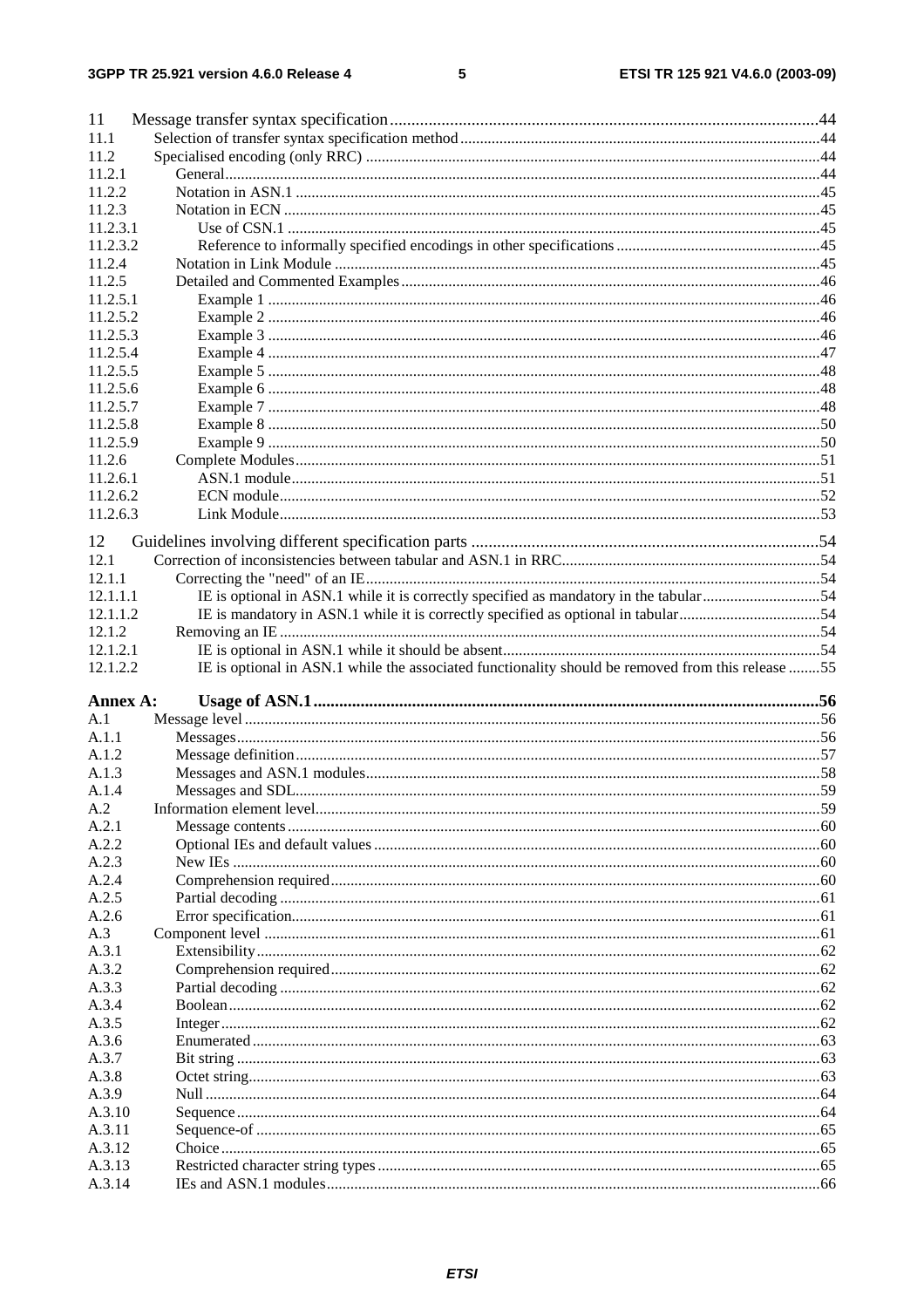11 Message transfer syntax specification ....................................................................................................44
11.1 Selection of transfer syntax specification method ..........................................................................................44
11.2 Specialised encoding (only RRC) ..................................................................................................................44
11.2.1 General.......................................................................................................................................................44
11.2.2 Notation in ASN.1 .....................................................................................................................................45
11.2.3 Notation in ECN ........................................................................................................................................45
11.2.3.1 Use of CSN.1 .......................................................................................................................................45
11.2.3.2 Reference to informally specified encodings in other specifications ...................................................45
11.2.4 Notation in Link Module ...........................................................................................................................45
11.2.5 Detailed and Commented Examples ..........................................................................................................46
11.2.5.1 Example 1 ............................................................................................................................................46
11.2.5.2 Example 2 ............................................................................................................................................46
11.2.5.3 Example 3 ............................................................................................................................................46
11.2.5.4 Example 4 ............................................................................................................................................47
11.2.5.5 Example 5 ............................................................................................................................................48
11.2.5.6 Example 6 ............................................................................................................................................48
11.2.5.7 Example 7 ............................................................................................................................................48
11.2.5.8 Example 8 ............................................................................................................................................50
11.2.5.9 Example 9 ............................................................................................................................................50
11.2.6 Complete Modules .....................................................................................................................................51
11.2.6.1 ASN.1 module ......................................................................................................................................51
11.2.6.2 ECN module .........................................................................................................................................52
11.2.6.3 Link Module .........................................................................................................................................53

12 Guidelines involving different specification parts ..................................................................................54
12.1 Correction of inconsistencies between tabular and ASN.1 in RRC.................................................................54
12.1.1 Correcting the "need" of an IE ...................................................................................................................54
12.1.1.1 IE is optional in ASN.1 while it is correctly specified as mandatory in the tabular ..............................54
12.1.1.2 IE is mandatory in ASN.1 while it is correctly specified as optional in tabular ....................................54
12.1.2 Removing an IE .........................................................................................................................................54
12.1.2.1 IE is optional in ASN.1 while it should be absent ................................................................................54
12.1.2.2 IE is optional in ASN.1 while the associated functionality should be removed from this release ........55

**Annex A: Usage of ASN.1 ....................................................................................................................56**
A.1 Message level .................................................................................................................................................56
A.1.1 Messages ...................................................................................................................................................56
A.1.2 Message definition .....................................................................................................................................57
A.1.3 Messages and ASN.1 modules ...................................................................................................................58
A.1.4 Messages and SDL .....................................................................................................................................59
A.2 Information element level ...............................................................................................................................59
A.2.1 Message contents .......................................................................................................................................60
A.2.2 Optional IEs and default values .................................................................................................................60
A.2.3 New IEs .....................................................................................................................................................60
A.2.4 Comprehension required ............................................................................................................................60
A.2.5 Partial decoding .........................................................................................................................................61
A.2.6 Error specification ......................................................................................................................................61
A.3 Component level .............................................................................................................................................61
A.3.1 Extensibility ...............................................................................................................................................62
A.3.2 Comprehension required ............................................................................................................................62
A.3.3 Partial decoding .........................................................................................................................................62
A.3.4 Boolean ......................................................................................................................................................62
A.3.5 Integer ........................................................................................................................................................62
A.3.6 Enumerated ................................................................................................................................................63
A.3.7 Bit string ....................................................................................................................................................63
A.3.8 Octet string .................................................................................................................................................63
A.3.9 Null ............................................................................................................................................................64
A.3.10 Sequence ....................................................................................................................................................64
A.3.11 Sequence-of ...............................................................................................................................................65
A.3.12 Choice ........................................................................................................................................................65
A.3.13 Restricted character string types ................................................................................................................65
A.3.14 IEs and ASN.1 modules .............................................................................................................................66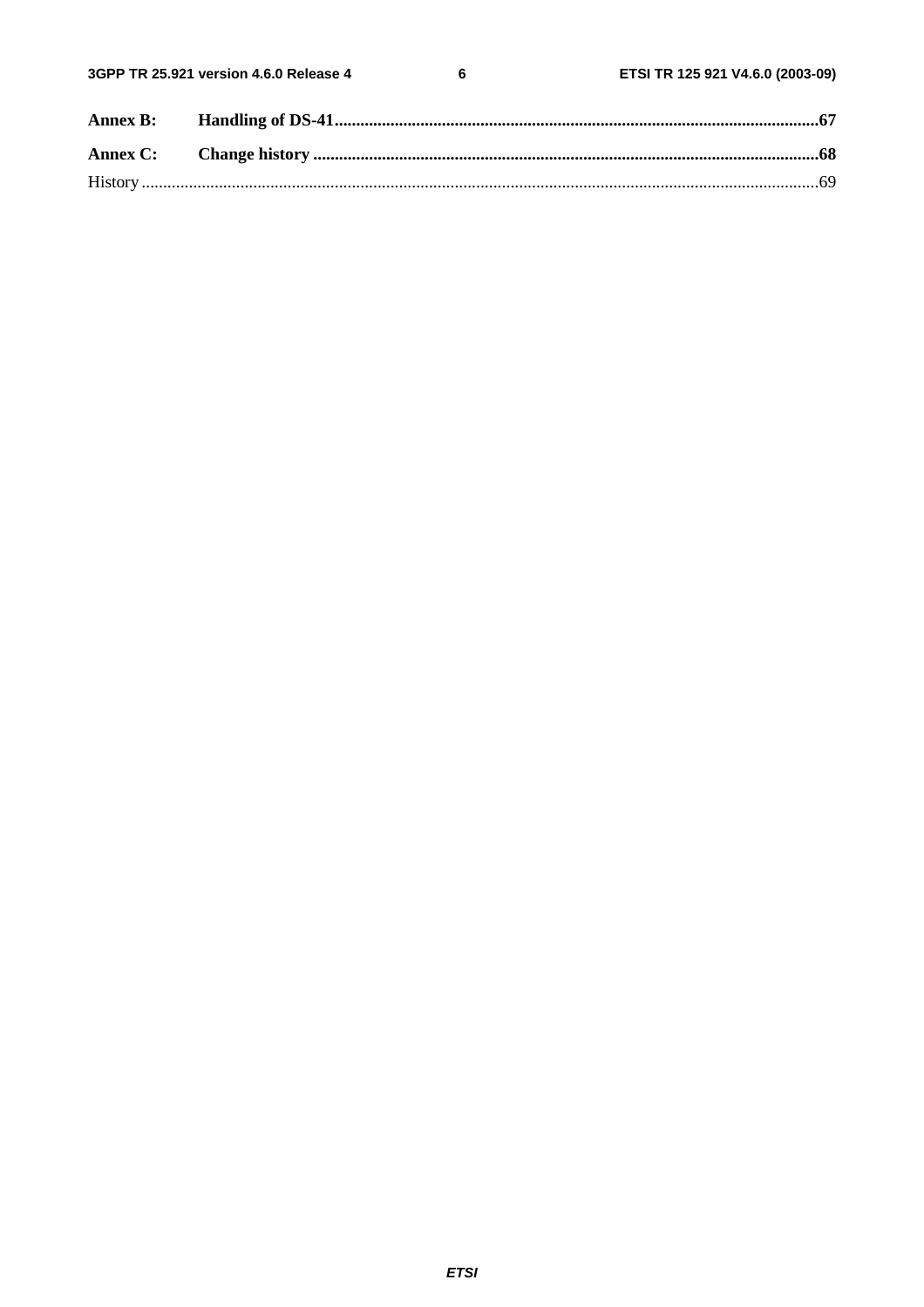**Annex B: Handling of DS-41** ........................................................................................................................67

**Annex C: Change history** ...............................................................................................................................68

History ..............................................................................................................................................................69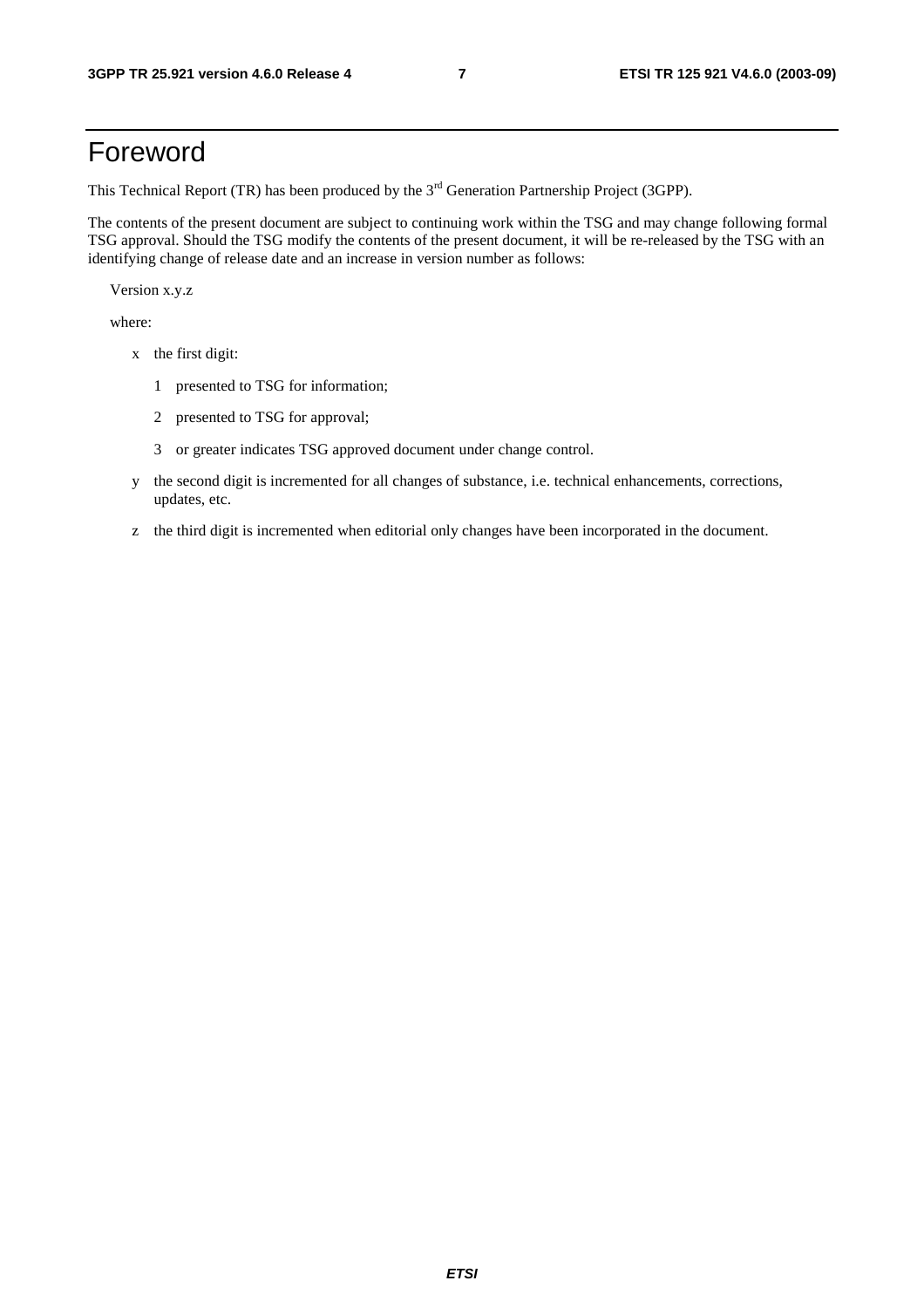# Foreword

This Technical Report (TR) has been produced by the 3rd Generation Partnership Project (3GPP).

The contents of the present document are subject to continuing work within the TSG and may change following formal TSG approval. Should the TSG modify the contents of the present document, it will be re-released by the TSG with an identifying change of release date and an increase in version number as follows:

Version x.y.z

where:

- x the first digit:
  - 1 presented to TSG for information;
  - 2 presented to TSG for approval;
  - 3 or greater indicates TSG approved document under change control.
- y the second digit is incremented for all changes of substance, i.e. technical enhancements, corrections, updates, etc.
- z the third digit is incremented when editorial only changes have been incorporated in the document.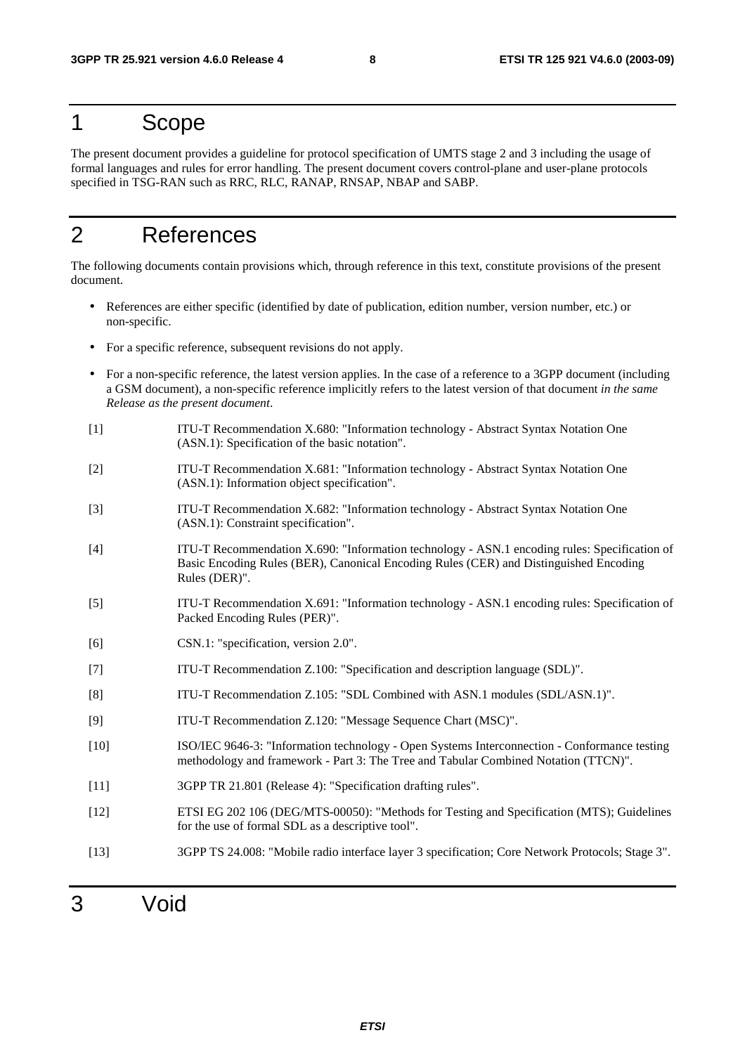# 1 Scope

The present document provides a guideline for protocol specification of UMTS stage 2 and 3 including the usage of formal languages and rules for error handling. The present document covers control-plane and user-plane protocols specified in TSG-RAN such as RRC, RLC, RANAP, RNSAP, NBAP and SABP.

# 2 References

The following documents contain provisions which, through reference in this text, constitute provisions of the present document.

- References are either specific (identified by date of publication, edition number, version number, etc.) or non-specific.
- For a specific reference, subsequent revisions do not apply.
- For a non-specific reference, the latest version applies. In the case of a reference to a 3GPP document (including a GSM document), a non-specific reference implicitly refers to the latest version of that document *in the same Release as the present document*.

[1] ITU-T Recommendation X.680: "Information technology - Abstract Syntax Notation One (ASN.1): Specification of the basic notation".

[2] ITU-T Recommendation X.681: "Information technology - Abstract Syntax Notation One (ASN.1): Information object specification".

[3] ITU-T Recommendation X.682: "Information technology - Abstract Syntax Notation One (ASN.1): Constraint specification".

[4] ITU-T Recommendation X.690: "Information technology - ASN.1 encoding rules: Specification of Basic Encoding Rules (BER), Canonical Encoding Rules (CER) and Distinguished Encoding Rules (DER)".

[5] ITU-T Recommendation X.691: "Information technology - ASN.1 encoding rules: Specification of Packed Encoding Rules (PER)".

[6] CSN.1: "specification, version 2.0".

[7] ITU-T Recommendation Z.100: "Specification and description language (SDL)".

[8] ITU-T Recommendation Z.105: "SDL Combined with ASN.1 modules (SDL/ASN.1)".

[9] ITU-T Recommendation Z.120: "Message Sequence Chart (MSC)".

[10] ISO/IEC 9646-3: "Information technology - Open Systems Interconnection - Conformance testing methodology and framework - Part 3: The Tree and Tabular Combined Notation (TTCN)".

[11] 3GPP TR 21.801 (Release 4): "Specification drafting rules".

[12] ETSI EG 202 106 (DEG/MTS-00050): "Methods for Testing and Specification (MTS); Guidelines for the use of formal SDL as a descriptive tool".

[13] 3GPP TS 24.008: "Mobile radio interface layer 3 specification; Core Network Protocols; Stage 3".

# 3 Void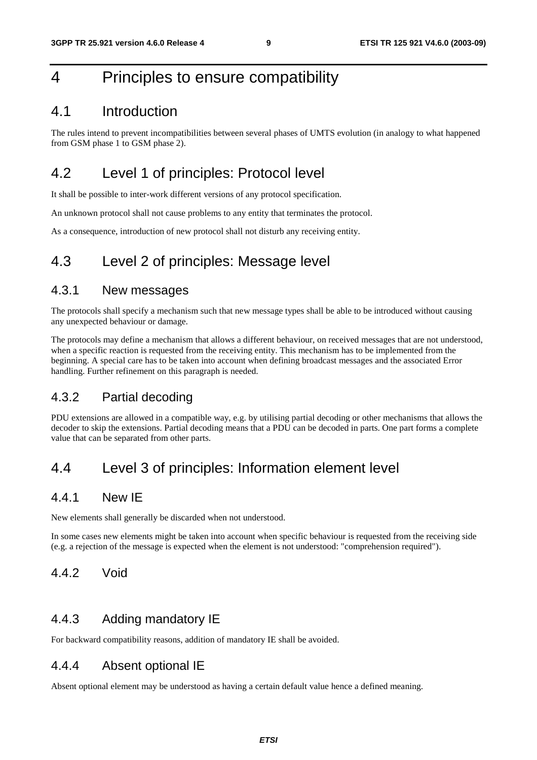# 4 Principles to ensure compatibility

## 4.1 Introduction

The rules intend to prevent incompatibilities between several phases of UMTS evolution (in analogy to what happened from GSM phase 1 to GSM phase 2).

## 4.2 Level 1 of principles: Protocol level

It shall be possible to inter-work different versions of any protocol specification.

An unknown protocol shall not cause problems to any entity that terminates the protocol.

As a consequence, introduction of new protocol shall not disturb any receiving entity.

## 4.3 Level 2 of principles: Message level

### 4.3.1 New messages

The protocols shall specify a mechanism such that new message types shall be able to be introduced without causing any unexpected behaviour or damage.

The protocols may define a mechanism that allows a different behaviour, on received messages that are not understood, when a specific reaction is requested from the receiving entity. This mechanism has to be implemented from the beginning. A special care has to be taken into account when defining broadcast messages and the associated Error handling. Further refinement on this paragraph is needed.

### 4.3.2 Partial decoding

PDU extensions are allowed in a compatible way, e.g. by utilising partial decoding or other mechanisms that allows the decoder to skip the extensions. Partial decoding means that a PDU can be decoded in parts. One part forms a complete value that can be separated from other parts.

## 4.4 Level 3 of principles: Information element level

### 4.4.1 New IE

New elements shall generally be discarded when not understood.

In some cases new elements might be taken into account when specific behaviour is requested from the receiving side (e.g. a rejection of the message is expected when the element is not understood: "comprehension required").

### 4.4.2 Void

### 4.4.3 Adding mandatory IE

For backward compatibility reasons, addition of mandatory IE shall be avoided.

### 4.4.4 Absent optional IE

Absent optional element may be understood as having a certain default value hence a defined meaning.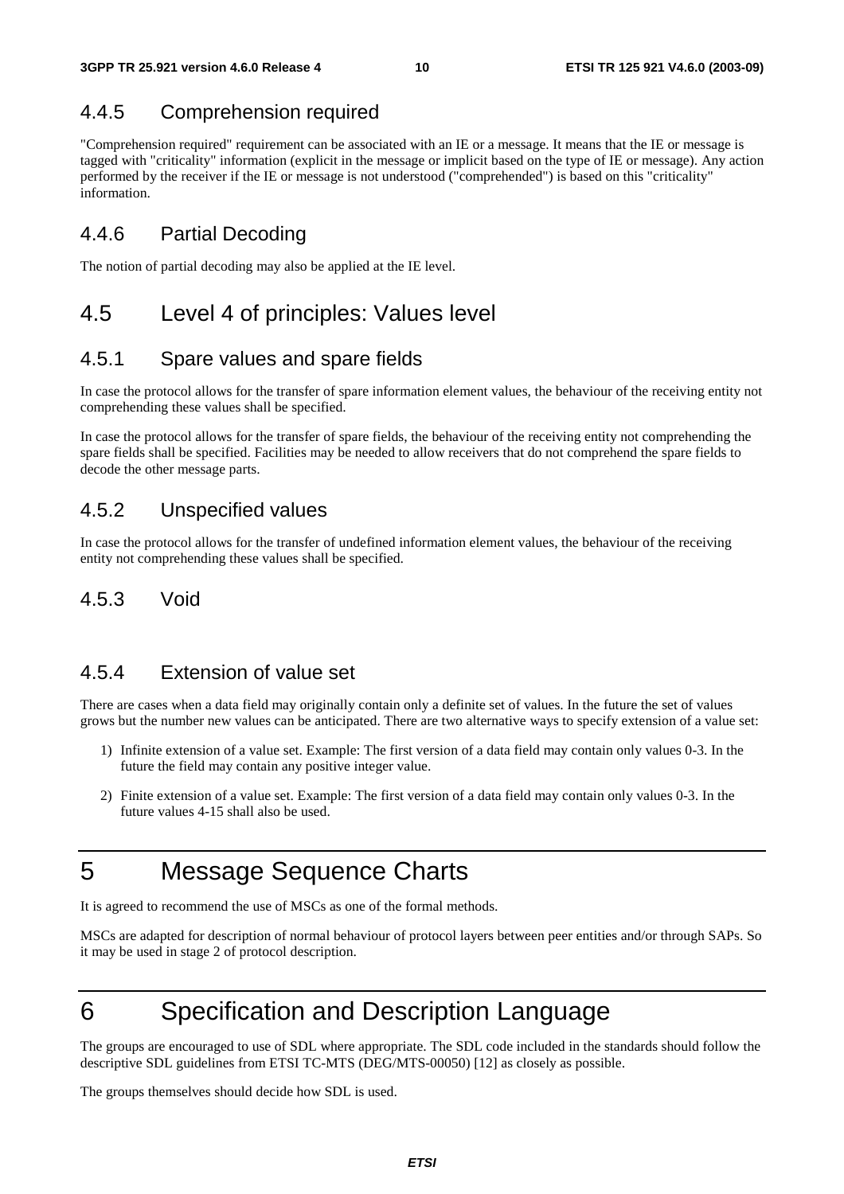### 4.4.5 Comprehension required

"Comprehension required" requirement can be associated with an IE or a message. It means that the IE or message is tagged with "criticality" information (explicit in the message or implicit based on the type of IE or message). Any action performed by the receiver if the IE or message is not understood ("comprehended") is based on this "criticality" information.

### 4.4.6 Partial Decoding

The notion of partial decoding may also be applied at the IE level.

## 4.5 Level 4 of principles: Values level

### 4.5.1 Spare values and spare fields

In case the protocol allows for the transfer of spare information element values, the behaviour of the receiving entity not comprehending these values shall be specified.

In case the protocol allows for the transfer of spare fields, the behaviour of the receiving entity not comprehending the spare fields shall be specified. Facilities may be needed to allow receivers that do not comprehend the spare fields to decode the other message parts.

### 4.5.2 Unspecified values

In case the protocol allows for the transfer of undefined information element values, the behaviour of the receiving entity not comprehending these values shall be specified.

### 4.5.3 Void

### 4.5.4 Extension of value set

There are cases when a data field may originally contain only a definite set of values. In the future the set of values grows but the number new values can be anticipated. There are two alternative ways to specify extension of a value set:

1) Infinite extension of a value set. Example: The first version of a data field may contain only values 0-3. In the future the field may contain any positive integer value.
2) Finite extension of a value set. Example: The first version of a data field may contain only values 0-3. In the future values 4-15 shall also be used.

# 5 Message Sequence Charts

It is agreed to recommend the use of MSCs as one of the formal methods.

MSCs are adapted for description of normal behaviour of protocol layers between peer entities and/or through SAPs. So it may be used in stage 2 of protocol description.

# 6 Specification and Description Language

The groups are encouraged to use of SDL where appropriate. The SDL code included in the standards should follow the descriptive SDL guidelines from ETSI TC-MTS (DEG/MTS-00050) [12] as closely as possible.

The groups themselves should decide how SDL is used.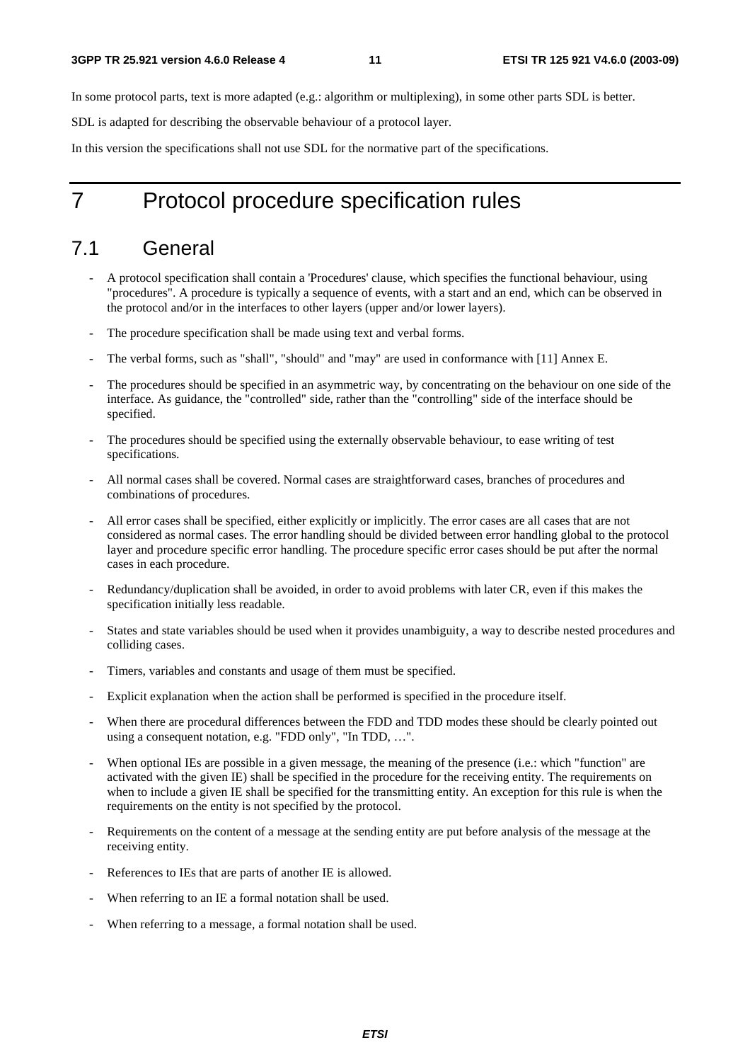In some protocol parts, text is more adapted (e.g.: algorithm or multiplexing), in some other parts SDL is better.

SDL is adapted for describing the observable behaviour of a protocol layer.

In this version the specifications shall not use SDL for the normative part of the specifications.

# 7 Protocol procedure specification rules

## 7.1 General

- A protocol specification shall contain a 'Procedures' clause, which specifies the functional behaviour, using "procedures". A procedure is typically a sequence of events, with a start and an end, which can be observed in the protocol and/or in the interfaces to other layers (upper and/or lower layers).
- The procedure specification shall be made using text and verbal forms.
- The verbal forms, such as "shall", "should" and "may" are used in conformance with [11] Annex E.
- The procedures should be specified in an asymmetric way, by concentrating on the behaviour on one side of the interface. As guidance, the "controlled" side, rather than the "controlling" side of the interface should be specified.
- The procedures should be specified using the externally observable behaviour, to ease writing of test specifications.
- All normal cases shall be covered. Normal cases are straightforward cases, branches of procedures and combinations of procedures.
- All error cases shall be specified, either explicitly or implicitly. The error cases are all cases that are not considered as normal cases. The error handling should be divided between error handling global to the protocol layer and procedure specific error handling. The procedure specific error cases should be put after the normal cases in each procedure.
- Redundancy/duplication shall be avoided, in order to avoid problems with later CR, even if this makes the specification initially less readable.
- States and state variables should be used when it provides unambiguity, a way to describe nested procedures and colliding cases.
- Timers, variables and constants and usage of them must be specified.
- Explicit explanation when the action shall be performed is specified in the procedure itself.
- When there are procedural differences between the FDD and TDD modes these should be clearly pointed out using a consequent notation, e.g. "FDD only", "In TDD, …".
- When optional IEs are possible in a given message, the meaning of the presence (i.e.: which "function" are activated with the given IE) shall be specified in the procedure for the receiving entity. The requirements on when to include a given IE shall be specified for the transmitting entity. An exception for this rule is when the requirements on the entity is not specified by the protocol.
- Requirements on the content of a message at the sending entity are put before analysis of the message at the receiving entity.
- References to IEs that are parts of another IE is allowed.
- When referring to an IE a formal notation shall be used.
- When referring to a message, a formal notation shall be used.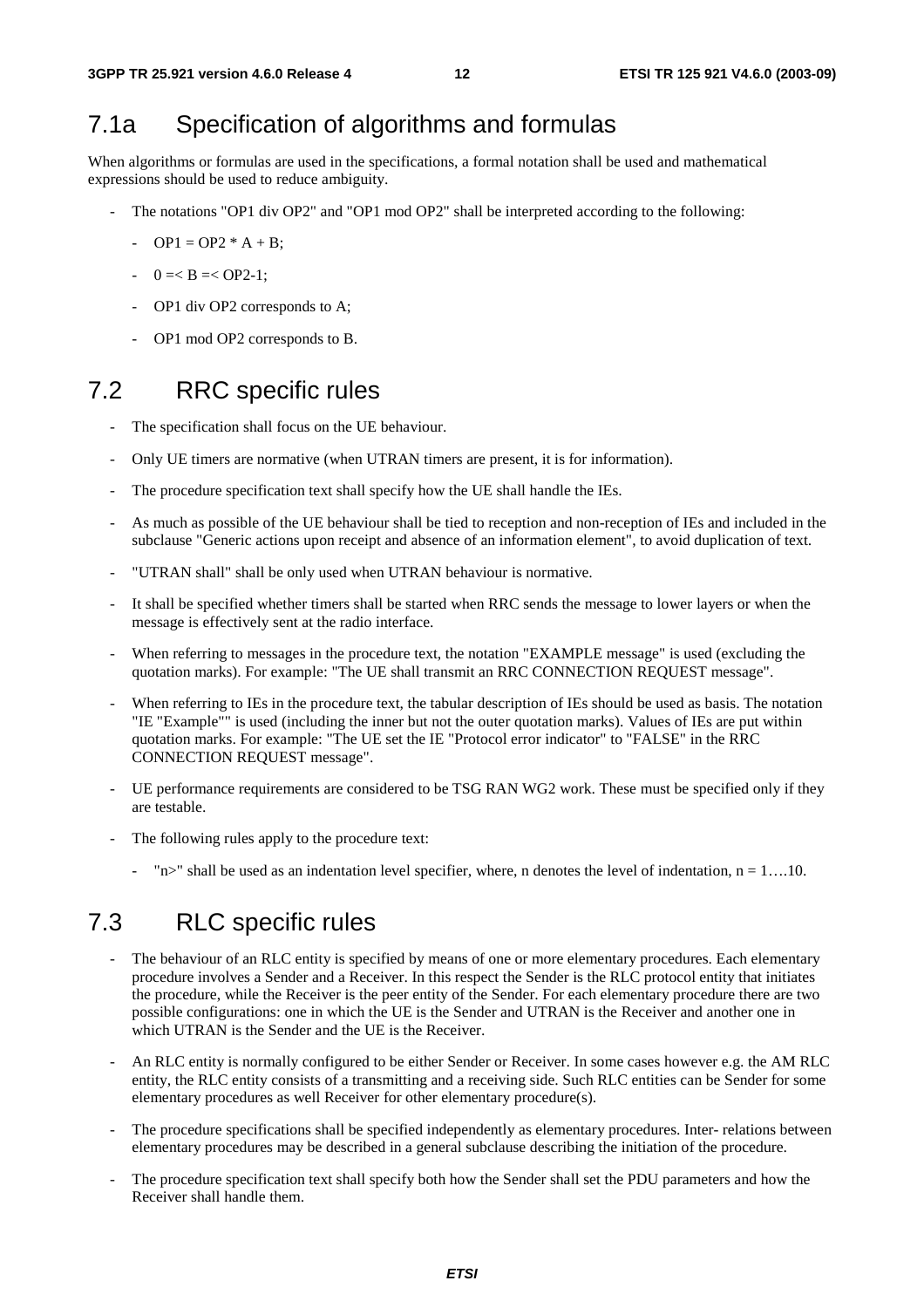## 7.1a Specification of algorithms and formulas

When algorithms or formulas are used in the specifications, a formal notation shall be used and mathematical expressions should be used to reduce ambiguity.

- The notations "OP1 div OP2" and "OP1 mod OP2" shall be interpreted according to the following:
  - OP1 = OP2 * A + B;
  - 0 =< B =< OP2-1;
  - OP1 div OP2 corresponds to A;
  - OP1 mod OP2 corresponds to B.

## 7.2 RRC specific rules

- The specification shall focus on the UE behaviour.
- Only UE timers are normative (when UTRAN timers are present, it is for information).
- The procedure specification text shall specify how the UE shall handle the IEs.
- As much as possible of the UE behaviour shall be tied to reception and non-reception of IEs and included in the subclause "Generic actions upon receipt and absence of an information element", to avoid duplication of text.
- "UTRAN shall" shall be only used when UTRAN behaviour is normative.
- It shall be specified whether timers shall be started when RRC sends the message to lower layers or when the message is effectively sent at the radio interface.
- When referring to messages in the procedure text, the notation "EXAMPLE message" is used (excluding the quotation marks). For example: "The UE shall transmit an RRC CONNECTION REQUEST message".
- When referring to IEs in the procedure text, the tabular description of IEs should be used as basis. The notation "IE "Example"" is used (including the inner but not the outer quotation marks). Values of IEs are put within quotation marks. For example: "The UE set the IE "Protocol error indicator" to "FALSE" in the RRC CONNECTION REQUEST message".
- UE performance requirements are considered to be TSG RAN WG2 work. These must be specified only if they are testable.
- The following rules apply to the procedure text:
  - "n>" shall be used as an indentation level specifier, where, n denotes the level of indentation, n = 1….10.

## 7.3 RLC specific rules

- The behaviour of an RLC entity is specified by means of one or more elementary procedures. Each elementary procedure involves a Sender and a Receiver. In this respect the Sender is the RLC protocol entity that initiates the procedure, while the Receiver is the peer entity of the Sender. For each elementary procedure there are two possible configurations: one in which the UE is the Sender and UTRAN is the Receiver and another one in which UTRAN is the Sender and the UE is the Receiver.
- An RLC entity is normally configured to be either Sender or Receiver. In some cases however e.g. the AM RLC entity, the RLC entity consists of a transmitting and a receiving side. Such RLC entities can be Sender for some elementary procedures as well Receiver for other elementary procedure(s).
- The procedure specifications shall be specified independently as elementary procedures. Inter- relations between elementary procedures may be described in a general subclause describing the initiation of the procedure.
- The procedure specification text shall specify both how the Sender shall set the PDU parameters and how the Receiver shall handle them.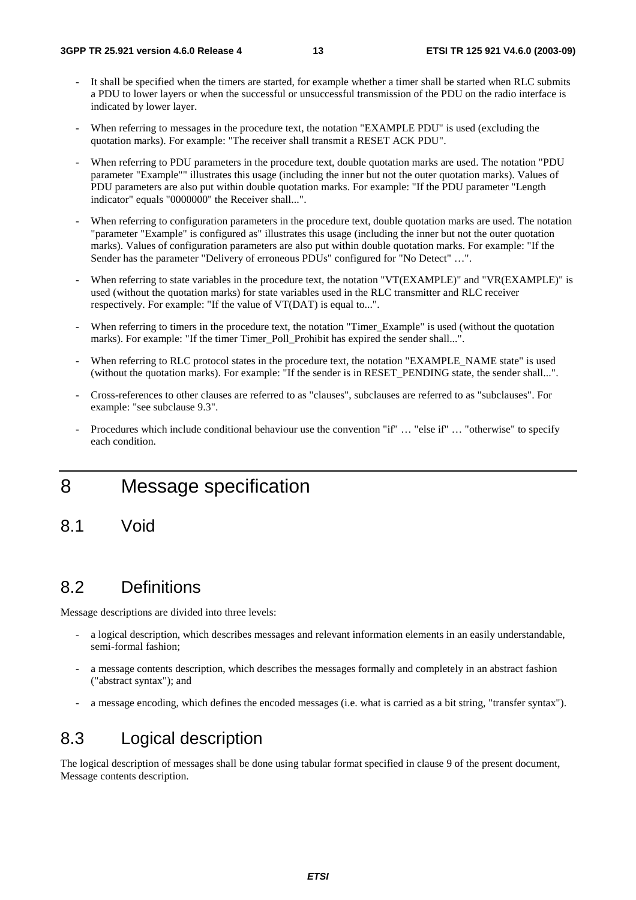- It shall be specified when the timers are started, for example whether a timer shall be started when RLC submits a PDU to lower layers or when the successful or unsuccessful transmission of the PDU on the radio interface is indicated by lower layer.

- When referring to messages in the procedure text, the notation "EXAMPLE PDU" is used (excluding the quotation marks). For example: "The receiver shall transmit a RESET ACK PDU".

- When referring to PDU parameters in the procedure text, double quotation marks are used. The notation "PDU parameter "Example"" illustrates this usage (including the inner but not the outer quotation marks). Values of PDU parameters are also put within double quotation marks. For example: "If the PDU parameter "Length indicator" equals "0000000" the Receiver shall...".

- When referring to configuration parameters in the procedure text, double quotation marks are used. The notation "parameter "Example" is configured as" illustrates this usage (including the inner but not the outer quotation marks). Values of configuration parameters are also put within double quotation marks. For example: "If the Sender has the parameter "Delivery of erroneous PDUs" configured for "No Detect" …".

- When referring to state variables in the procedure text, the notation "VT(EXAMPLE)" and "VR(EXAMPLE)" is used (without the quotation marks) for state variables used in the RLC transmitter and RLC receiver respectively. For example: "If the value of VT(DAT) is equal to...".

- When referring to timers in the procedure text, the notation "Timer_Example" is used (without the quotation marks). For example: "If the timer Timer_Poll_Prohibit has expired the sender shall...".

- When referring to RLC protocol states in the procedure text, the notation "EXAMPLE_NAME state" is used (without the quotation marks). For example: "If the sender is in RESET_PENDING state, the sender shall...".

- Cross-references to other clauses are referred to as "clauses", subclauses are referred to as "subclauses". For example: "see subclause 9.3".

- Procedures which include conditional behaviour use the convention "if" … "else if" … "otherwise" to specify each condition.

# 8 Message specification

## 8.1 Void

## 8.2 Definitions

Message descriptions are divided into three levels:

- a logical description, which describes messages and relevant information elements in an easily understandable, semi-formal fashion;

- a message contents description, which describes the messages formally and completely in an abstract fashion ("abstract syntax"); and

- a message encoding, which defines the encoded messages (i.e. what is carried as a bit string, "transfer syntax").

## 8.3 Logical description

The logical description of messages shall be done using tabular format specified in clause 9 of the present document, Message contents description.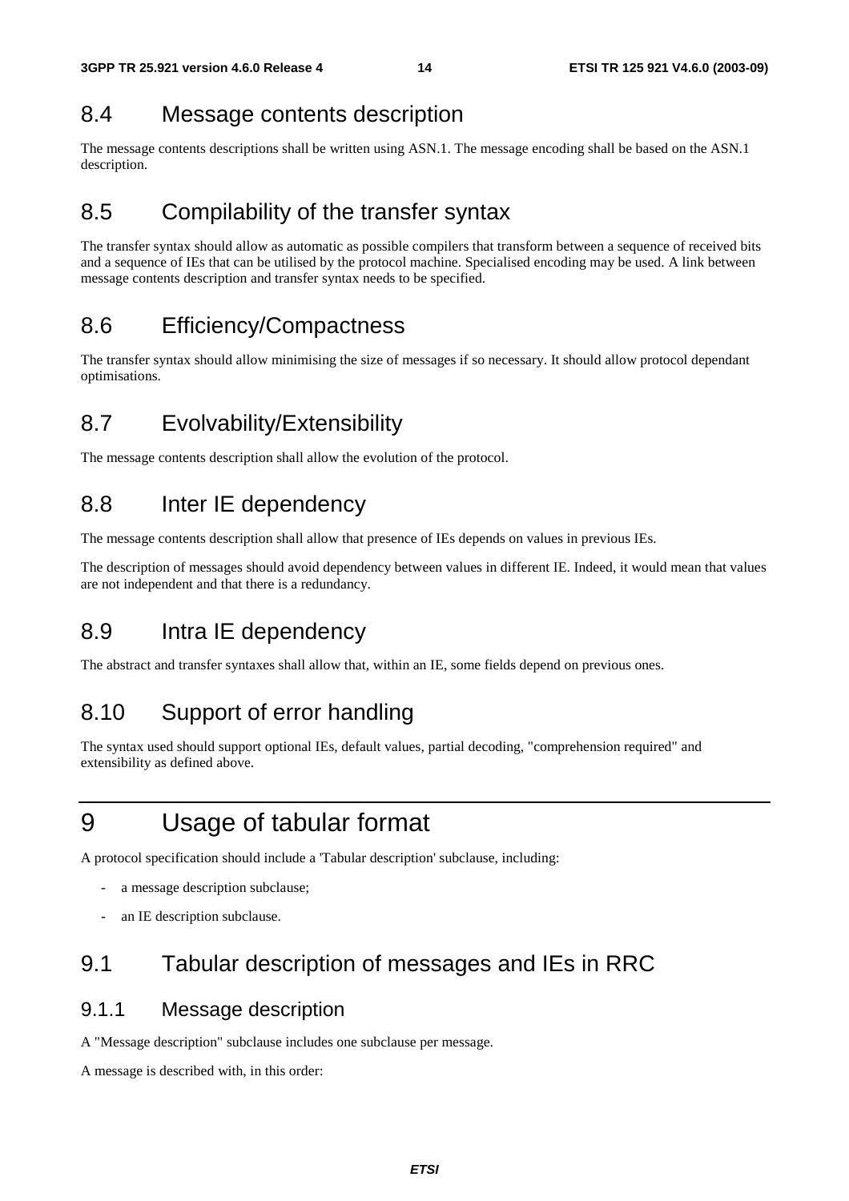## 8.4 Message contents description

The message contents descriptions shall be written using ASN.1. The message encoding shall be based on the ASN.1 description.

## 8.5 Compilability of the transfer syntax

The transfer syntax should allow as automatic as possible compilers that transform between a sequence of received bits and a sequence of IEs that can be utilised by the protocol machine. Specialised encoding may be used. A link between message contents description and transfer syntax needs to be specified.

## 8.6 Efficiency/Compactness

The transfer syntax should allow minimising the size of messages if so necessary. It should allow protocol dependant optimisations.

## 8.7 Evolvability/Extensibility

The message contents description shall allow the evolution of the protocol.

## 8.8 Inter IE dependency

The message contents description shall allow that presence of IEs depends on values in previous IEs.

The description of messages should avoid dependency between values in different IE. Indeed, it would mean that values are not independent and that there is a redundancy.

## 8.9 Intra IE dependency

The abstract and transfer syntaxes shall allow that, within an IE, some fields depend on previous ones.

## 8.10 Support of error handling

The syntax used should support optional IEs, default values, partial decoding, "comprehension required" and extensibility as defined above.

# 9 Usage of tabular format

A protocol specification should include a 'Tabular description' subclause, including:

- a message description subclause;
- an IE description subclause.

## 9.1 Tabular description of messages and IEs in RRC

### 9.1.1 Message description

A "Message description" subclause includes one subclause per message.

A message is described with, in this order: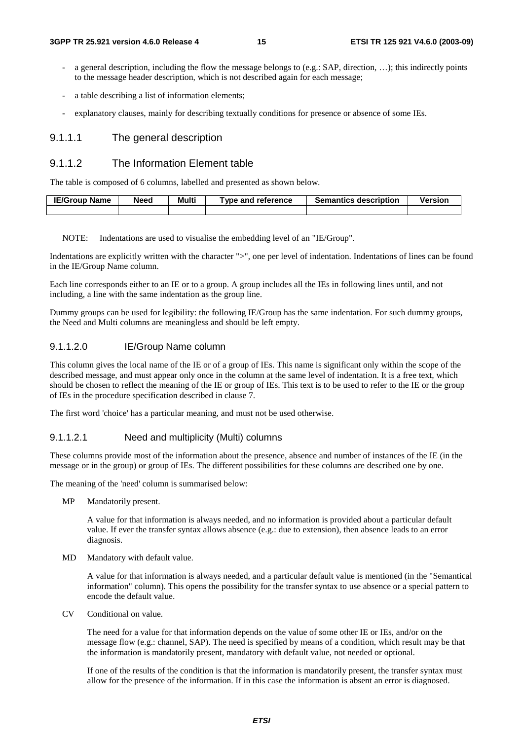- a general description, including the flow the message belongs to (e.g.: SAP, direction, …); this indirectly points to the message header description, which is not described again for each message;
- a table describing a list of information elements;
- explanatory clauses, mainly for describing textually conditions for presence or absence of some IEs.

#### 9.1.1.1 The general description

#### 9.1.1.2 The Information Element table

The table is composed of 6 columns, labelled and presented as shown below.

| IE/Group Name | Need | Multi | Type and reference | Semantics description | Version |
|---|---|---|---|---|---|
| | | | | | |

NOTE: Indentations are used to visualise the embedding level of an "IE/Group".

Indentations are explicitly written with the character ">", one per level of indentation. Indentations of lines can be found in the IE/Group Name column.

Each line corresponds either to an IE or to a group. A group includes all the IEs in following lines until, and not including, a line with the same indentation as the group line.

Dummy groups can be used for legibility: the following IE/Group has the same indentation. For such dummy groups, the Need and Multi columns are meaningless and should be left empty.

##### 9.1.1.2.0 IE/Group Name column

This column gives the local name of the IE or of a group of IEs. This name is significant only within the scope of the described message, and must appear only once in the column at the same level of indentation. It is a free text, which should be chosen to reflect the meaning of the IE or group of IEs. This text is to be used to refer to the IE or the group of IEs in the procedure specification described in clause 7.

The first word 'choice' has a particular meaning, and must not be used otherwise.

##### 9.1.1.2.1 Need and multiplicity (Multi) columns

These columns provide most of the information about the presence, absence and number of instances of the IE (in the message or in the group) or group of IEs. The different possibilities for these columns are described one by one.

The meaning of the 'need' column is summarised below:

MP Mandatorily present.

A value for that information is always needed, and no information is provided about a particular default value. If ever the transfer syntax allows absence (e.g.: due to extension), then absence leads to an error diagnosis.

MD Mandatory with default value.

A value for that information is always needed, and a particular default value is mentioned (in the "Semantical information" column). This opens the possibility for the transfer syntax to use absence or a special pattern to encode the default value.

CV Conditional on value.

The need for a value for that information depends on the value of some other IE or IEs, and/or on the message flow (e.g.: channel, SAP). The need is specified by means of a condition, which result may be that the information is mandatorily present, mandatory with default value, not needed or optional.

If one of the results of the condition is that the information is mandatorily present, the transfer syntax must allow for the presence of the information. If in this case the information is absent an error is diagnosed.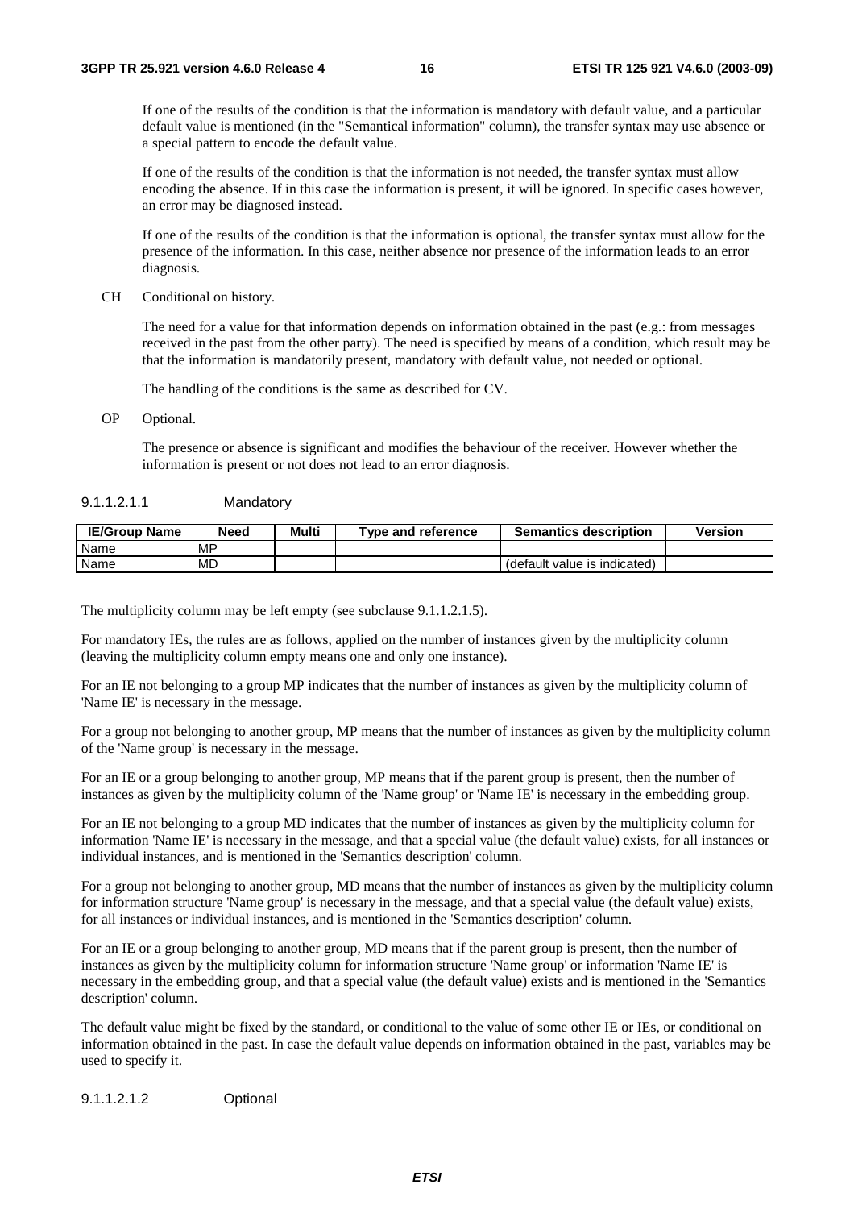If one of the results of the condition is that the information is mandatory with default value, and a particular default value is mentioned (in the "Semantical information" column), the transfer syntax may use absence or a special pattern to encode the default value.

If one of the results of the condition is that the information is not needed, the transfer syntax must allow encoding the absence. If in this case the information is present, it will be ignored. In specific cases however, an error may be diagnosed instead.

If one of the results of the condition is that the information is optional, the transfer syntax must allow for the presence of the information. In this case, neither absence nor presence of the information leads to an error diagnosis.

CH Conditional on history.

The need for a value for that information depends on information obtained in the past (e.g.: from messages received in the past from the other party). The need is specified by means of a condition, which result may be that the information is mandatorily present, mandatory with default value, not needed or optional.

The handling of the conditions is the same as described for CV.

OP Optional.

The presence or absence is significant and modifies the behaviour of the receiver. However whether the information is present or not does not lead to an error diagnosis.

##### 9.1.1.2.1.1 Mandatory

| IE/Group Name | Need | Multi | Type and reference | Semantics description | Version |
|---|---|---|---|---|---|
| Name | MP | | | | |
| Name | MD | | | (default value is indicated) | |

The multiplicity column may be left empty (see subclause 9.1.1.2.1.5).

For mandatory IEs, the rules are as follows, applied on the number of instances given by the multiplicity column (leaving the multiplicity column empty means one and only one instance).

For an IE not belonging to a group MP indicates that the number of instances as given by the multiplicity column of 'Name IE' is necessary in the message.

For a group not belonging to another group, MP means that the number of instances as given by the multiplicity column of the 'Name group' is necessary in the message.

For an IE or a group belonging to another group, MP means that if the parent group is present, then the number of instances as given by the multiplicity column of the 'Name group' or 'Name IE' is necessary in the embedding group.

For an IE not belonging to a group MD indicates that the number of instances as given by the multiplicity column for information 'Name IE' is necessary in the message, and that a special value (the default value) exists, for all instances or individual instances, and is mentioned in the 'Semantics description' column.

For a group not belonging to another group, MD means that the number of instances as given by the multiplicity column for information structure 'Name group' is necessary in the message, and that a special value (the default value) exists, for all instances or individual instances, and is mentioned in the 'Semantics description' column.

For an IE or a group belonging to another group, MD means that if the parent group is present, then the number of instances as given by the multiplicity column for information structure 'Name group' or information 'Name IE' is necessary in the embedding group, and that a special value (the default value) exists and is mentioned in the 'Semantics description' column.

The default value might be fixed by the standard, or conditional to the value of some other IE or IEs, or conditional on information obtained in the past. In case the default value depends on information obtained in the past, variables may be used to specify it.

##### 9.1.1.2.1.2 Optional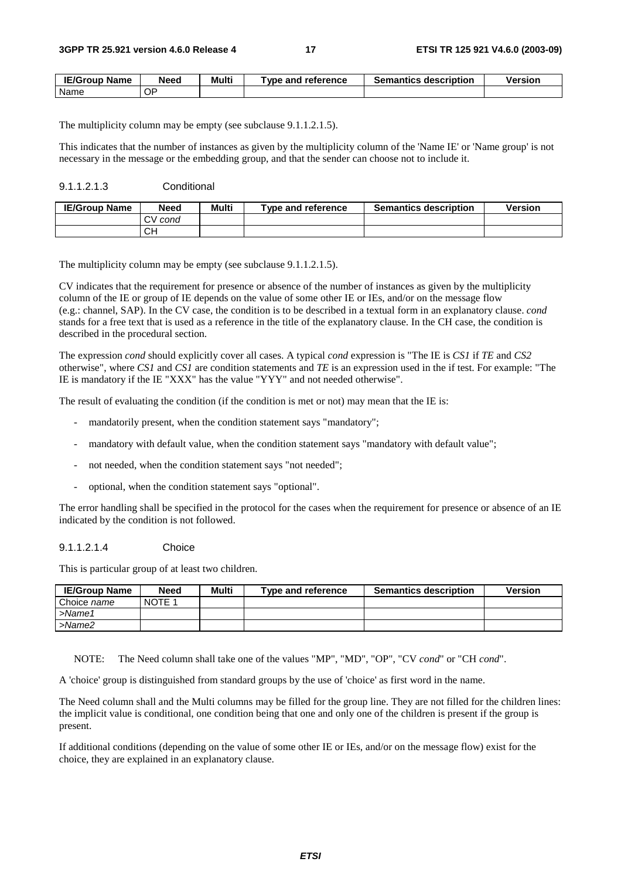| IE/Group Name | Need | Multi | Type and reference | Semantics description | Version |
|---|---|---|---|---|---|
| Name | OP | | | | |

The multiplicity column may be empty (see subclause 9.1.1.2.1.5).

This indicates that the number of instances as given by the multiplicity column of the 'Name IE' or 'Name group' is not necessary in the message or the embedding group, and that the sender can choose not to include it.

#### 9.1.1.2.1.3 Conditional

| IE/Group Name | Need | Multi | Type and reference | Semantics description | Version |
|---|---|---|---|---|---|
| | CV *cond* | | | | |
| | CH | | | | |

The multiplicity column may be empty (see subclause 9.1.1.2.1.5).

CV indicates that the requirement for presence or absence of the number of instances as given by the multiplicity column of the IE or group of IE depends on the value of some other IE or IEs, and/or on the message flow (e.g.: channel, SAP). In the CV case, the condition is to be described in a textual form in an explanatory clause. *cond* stands for a free text that is used as a reference in the title of the explanatory clause. In the CH case, the condition is described in the procedural section.

The expression *cond* should explicitly cover all cases. A typical *cond* expression is "The IE is *CS1* if *TE* and *CS2* otherwise", where *CS1* and *CS1* are condition statements and *TE* is an expression used in the if test. For example: "The IE is mandatory if the IE "XXX" has the value "YYY" and not needed otherwise".

The result of evaluating the condition (if the condition is met or not) may mean that the IE is:

- mandatorily present, when the condition statement says "mandatory";
- mandatory with default value, when the condition statement says "mandatory with default value";
- not needed, when the condition statement says "not needed";
- optional, when the condition statement says "optional".

The error handling shall be specified in the protocol for the cases when the requirement for presence or absence of an IE indicated by the condition is not followed.

#### 9.1.1.2.1.4 Choice

This is particular group of at least two children.

| IE/Group Name | Need | Multi | Type and reference | Semantics description | Version |
|---|---|---|---|---|---|
| Choice *name* | NOTE 1 | | | | |
| *>Name1* | | | | | |
| *>Name2* | | | | | |

NOTE: The Need column shall take one of the values "MP", "MD", "OP", "CV *cond*" or "CH *cond*".

A 'choice' group is distinguished from standard groups by the use of 'choice' as first word in the name.

The Need column shall and the Multi columns may be filled for the group line. They are not filled for the children lines: the implicit value is conditional, one condition being that one and only one of the children is present if the group is present.

If additional conditions (depending on the value of some other IE or IEs, and/or on the message flow) exist for the choice, they are explained in an explanatory clause.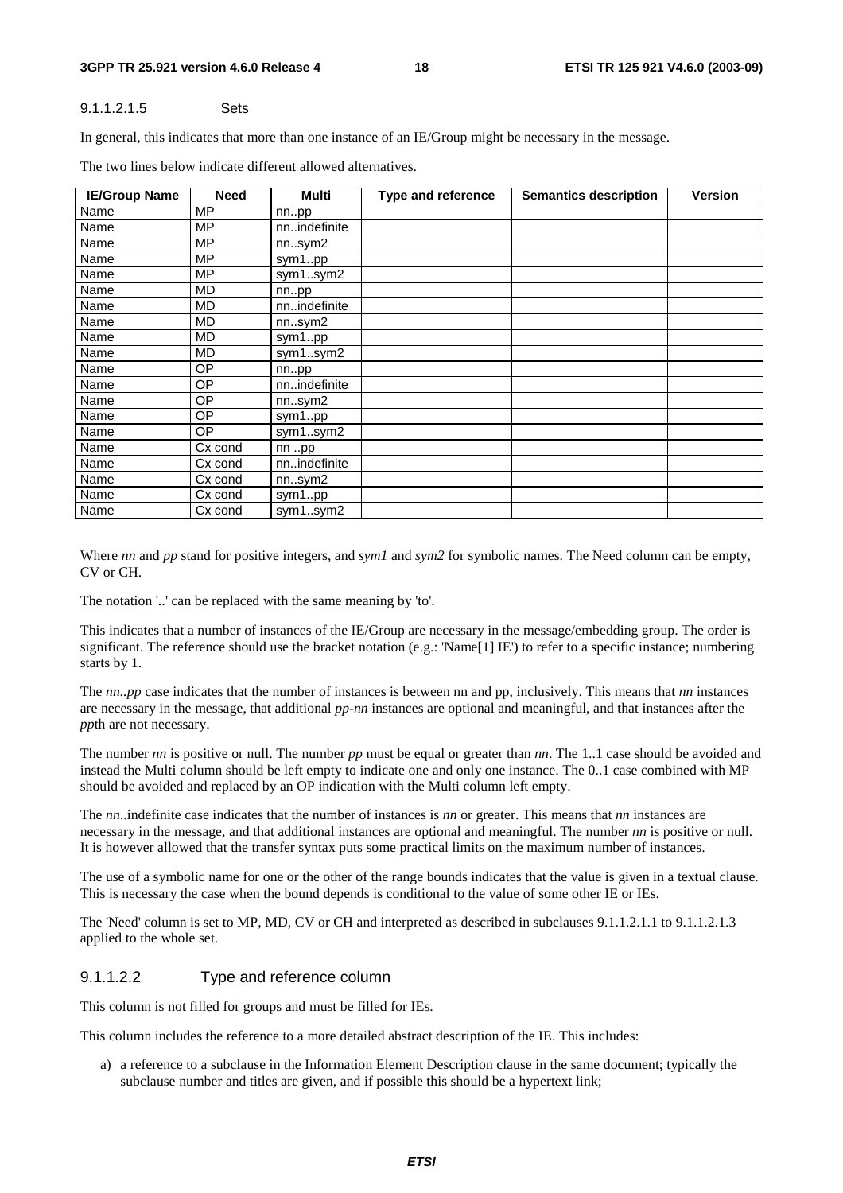#### 9.1.1.2.1.5 Sets

In general, this indicates that more than one instance of an IE/Group might be necessary in the message.

The two lines below indicate different allowed alternatives.

| IE/Group Name | Need | Multi | Type and reference | Semantics description | Version |
|---|---|---|---|---|---|
| Name | MP | nn..pp | | | |
| Name | MP | nn..indefinite | | | |
| Name | MP | nn..sym2 | | | |
| Name | MP | sym1..pp | | | |
| Name | MP | sym1..sym2 | | | |
| Name | MD | nn..pp | | | |
| Name | MD | nn..indefinite | | | |
| Name | MD | nn..sym2 | | | |
| Name | MD | sym1..pp | | | |
| Name | MD | sym1..sym2 | | | |
| Name | OP | nn..pp | | | |
| Name | OP | nn..indefinite | | | |
| Name | OP | nn..sym2 | | | |
| Name | OP | sym1..pp | | | |
| Name | OP | sym1..sym2 | | | |
| Name | Cx cond | nn ..pp | | | |
| Name | Cx cond | nn..indefinite | | | |
| Name | Cx cond | nn..sym2 | | | |
| Name | Cx cond | sym1..pp | | | |
| Name | Cx cond | sym1..sym2 | | | |

Where *nn* and *pp* stand for positive integers, and *sym1* and *sym2* for symbolic names. The Need column can be empty, CV or CH.

The notation '..' can be replaced with the same meaning by 'to'.

This indicates that a number of instances of the IE/Group are necessary in the message/embedding group. The order is significant. The reference should use the bracket notation (e.g.: 'Name[1] IE') to refer to a specific instance; numbering starts by 1.

The *nn..pp* case indicates that the number of instances is between nn and pp, inclusively. This means that *nn* instances are necessary in the message, that additional *pp-nn* instances are optional and meaningful, and that instances after the *pp*th are not necessary.

The number *nn* is positive or null. The number *pp* must be equal or greater than *nn*. The 1..1 case should be avoided and instead the Multi column should be left empty to indicate one and only one instance. The 0..1 case combined with MP should be avoided and replaced by an OP indication with the Multi column left empty.

The *nn*..indefinite case indicates that the number of instances is *nn* or greater. This means that *nn* instances are necessary in the message, and that additional instances are optional and meaningful. The number *nn* is positive or null. It is however allowed that the transfer syntax puts some practical limits on the maximum number of instances.

The use of a symbolic name for one or the other of the range bounds indicates that the value is given in a textual clause. This is necessary the case when the bound depends is conditional to the value of some other IE or IEs.

The 'Need' column is set to MP, MD, CV or CH and interpreted as described in subclauses 9.1.1.2.1.1 to 9.1.1.2.1.3 applied to the whole set.

### 9.1.1.2.2 Type and reference column

This column is not filled for groups and must be filled for IEs.

This column includes the reference to a more detailed abstract description of the IE. This includes:

a) a reference to a subclause in the Information Element Description clause in the same document; typically the subclause number and titles are given, and if possible this should be a hypertext link;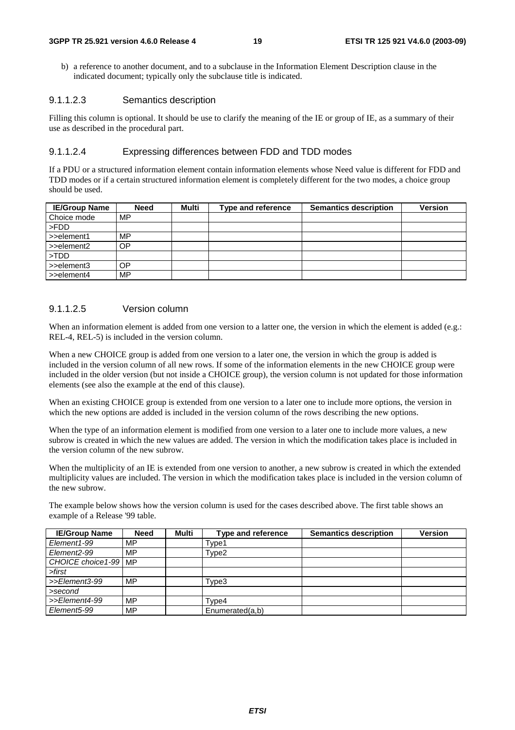b) a reference to another document, and to a subclause in the Information Element Description clause in the indicated document; typically only the subclause title is indicated.

#### 9.1.1.2.3 Semantics description

Filling this column is optional. It should be use to clarify the meaning of the IE or group of IE, as a summary of their use as described in the procedural part.

#### 9.1.1.2.4 Expressing differences between FDD and TDD modes

If a PDU or a structured information element contain information elements whose Need value is different for FDD and TDD modes or if a certain structured information element is completely different for the two modes, a choice group should be used.

| IE/Group Name | Need | Multi | Type and reference | Semantics description | Version |
|---|---|---|---|---|---|
| Choice mode | MP | | | | |
| >FDD | | | | | |
| >>element1 | MP | | | | |
| >>element2 | OP | | | | |
| >TDD | | | | | |
| >>element3 | OP | | | | |
| >>element4 | MP | | | | |

#### 9.1.1.2.5 Version column

When an information element is added from one version to a latter one, the version in which the element is added (e.g.: REL-4, REL-5) is included in the version column.

When a new CHOICE group is added from one version to a later one, the version in which the group is added is included in the version column of all new rows. If some of the information elements in the new CHOICE group were included in the older version (but not inside a CHOICE group), the version column is not updated for those information elements (see also the example at the end of this clause).

When an existing CHOICE group is extended from one version to a later one to include more options, the version in which the new options are added is included in the version column of the rows describing the new options.

When the type of an information element is modified from one version to a later one to include more values, a new subrow is created in which the new values are added. The version in which the modification takes place is included in the version column of the new subrow.

When the multiplicity of an IE is extended from one version to another, a new subrow is created in which the extended multiplicity values are included. The version in which the modification takes place is included in the version column of the new subrow.

The example below shows how the version column is used for the cases described above. The first table shows an example of a Release '99 table.

| IE/Group Name | Need | Multi | Type and reference | Semantics description | Version |
|---|---|---|---|---|---|
| *Element1-99* | MP | | Type1 | | |
| *Element2-99* | MP | | Type2 | | |
| *CHOICE choice1-99* | MP | | | | |
| *>first* | | | | | |
| *>>Element3-99* | MP | | Type3 | | |
| *>second* | | | | | |
| *>>Element4-99* | MP | | Type4 | | |
| *Element5-99* | MP | | Enumerated(a,b) | | |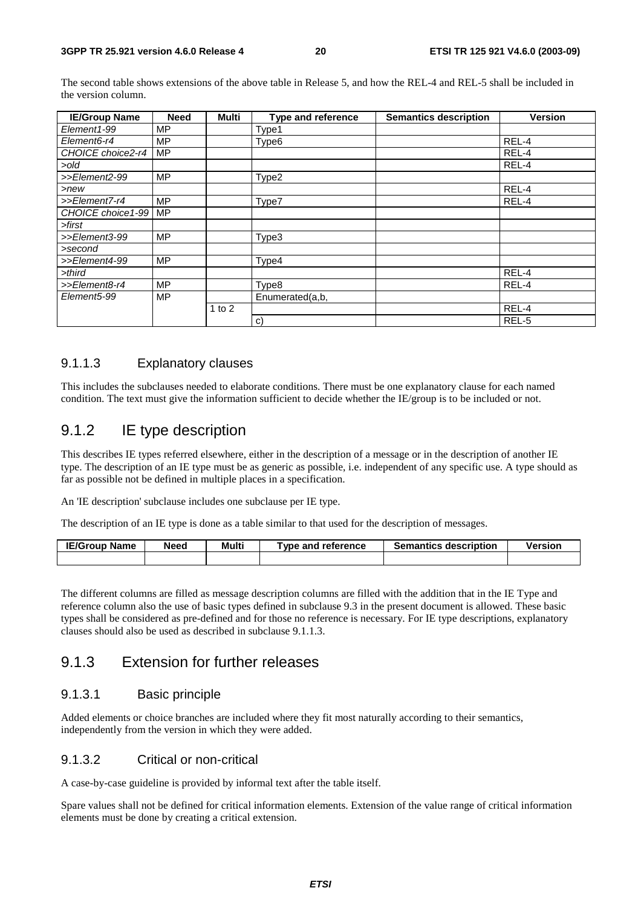The second table shows extensions of the above table in Release 5, and how the REL-4 and REL-5 shall be included in the version column.

| IE/Group Name | Need | Multi | Type and reference | Semantics description | Version |
|---|---|---|---|---|---|
| *Element1-99* | MP | | Type1 | | |
| *Element6-r4* | MP | | Type6 | | REL-4 |
| *CHOICE choice2-r4* | MP | | | | REL-4 |
| *>old* | | | | | REL-4 |
| *>>Element2-99* | MP | | Type2 | | |
| *>new* | | | | | REL-4 |
| *>>Element7-r4* | MP | | Type7 | | REL-4 |
| *CHOICE choice1-99* | MP | | | | |
| *>first* | | | | | |
| *>>Element3-99* | MP | | Type3 | | |
| *>second* | | | | | |
| *>>Element4-99* | MP | | Type4 | | |
| *>third* | | | | | REL-4 |
| *>>Element8-r4* | MP | | Type8 | | REL-4 |
| *Element5-99* | MP | | Enumerated(a,b, | | |
| | | 1 to 2 | | | REL-4 |
| | | | c) | | REL-5 |

### 9.1.1.3 Explanatory clauses

This includes the subclauses needed to elaborate conditions. There must be one explanatory clause for each named condition. The text must give the information sufficient to decide whether the IE/group is to be included or not.

## 9.1.2 IE type description

This describes IE types referred elsewhere, either in the description of a message or in the description of another IE type. The description of an IE type must be as generic as possible, i.e. independent of any specific use. A type should as far as possible not be defined in multiple places in a specification.

An 'IE description' subclause includes one subclause per IE type.

The description of an IE type is done as a table similar to that used for the description of messages.

| IE/Group Name | Need | Multi | Type and reference | Semantics description | Version |
|---|---|---|---|---|---|
| | | | | | |

The different columns are filled as message description columns are filled with the addition that in the IE Type and reference column also the use of basic types defined in subclause 9.3 in the present document is allowed. These basic types shall be considered as pre-defined and for those no reference is necessary. For IE type descriptions, explanatory clauses should also be used as described in subclause 9.1.1.3.

## 9.1.3 Extension for further releases

### 9.1.3.1 Basic principle

Added elements or choice branches are included where they fit most naturally according to their semantics, independently from the version in which they were added.

### 9.1.3.2 Critical or non-critical

A case-by-case guideline is provided by informal text after the table itself.

Spare values shall not be defined for critical information elements. Extension of the value range of critical information elements must be done by creating a critical extension.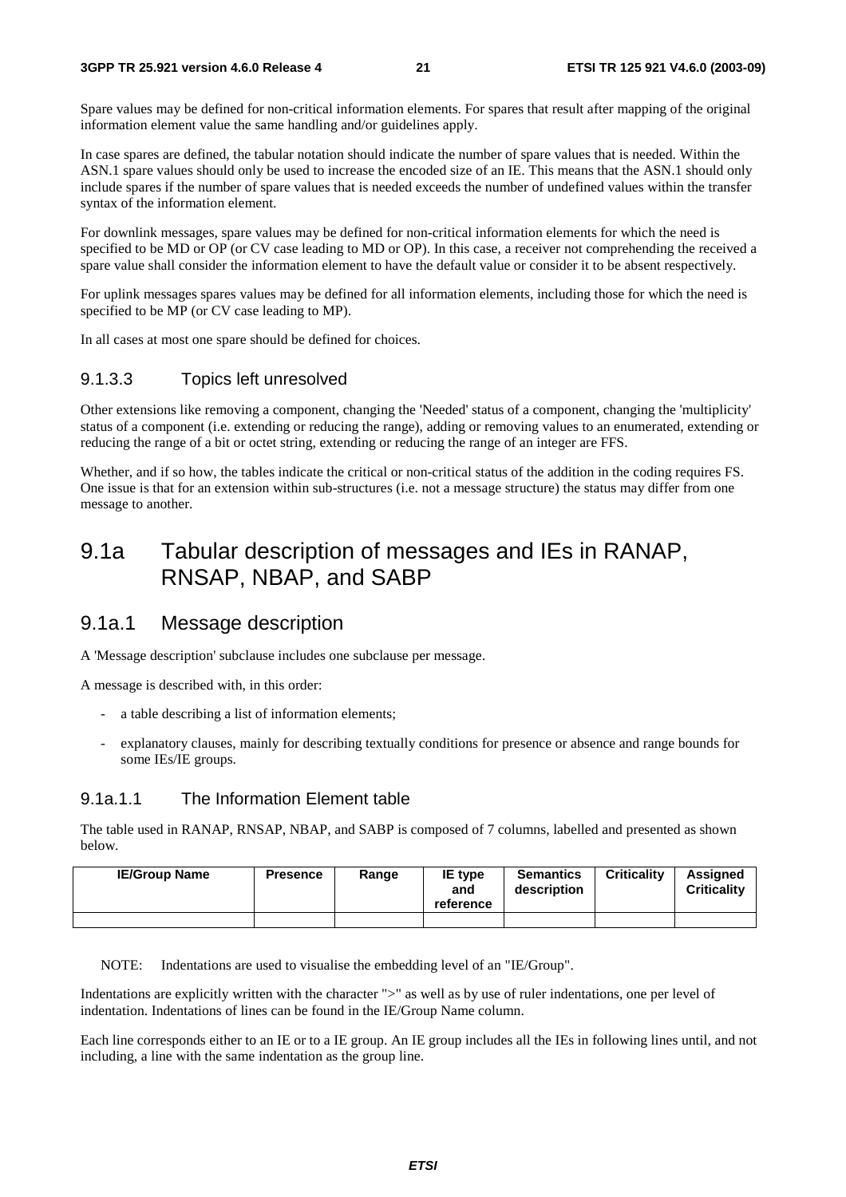Spare values may be defined for non-critical information elements. For spares that result after mapping of the original information element value the same handling and/or guidelines apply.

In case spares are defined, the tabular notation should indicate the number of spare values that is needed. Within the ASN.1 spare values should only be used to increase the encoded size of an IE. This means that the ASN.1 should only include spares if the number of spare values that is needed exceeds the number of undefined values within the transfer syntax of the information element.

For downlink messages, spare values may be defined for non-critical information elements for which the need is specified to be MD or OP (or CV case leading to MD or OP). In this case, a receiver not comprehending the received a spare value shall consider the information element to have the default value or consider it to be absent respectively.

For uplink messages spares values may be defined for all information elements, including those for which the need is specified to be MP (or CV case leading to MP).

In all cases at most one spare should be defined for choices.

### 9.1.3.3 Topics left unresolved

Other extensions like removing a component, changing the 'Needed' status of a component, changing the 'multiplicity' status of a component (i.e. extending or reducing the range), adding or removing values to an enumerated, extending or reducing the range of a bit or octet string, extending or reducing the range of an integer are FFS.

Whether, and if so how, the tables indicate the critical or non-critical status of the addition in the coding requires FS. One issue is that for an extension within sub-structures (i.e. not a message structure) the status may differ from one message to another.

# 9.1a Tabular description of messages and IEs in RANAP, RNSAP, NBAP, and SABP

## 9.1a.1 Message description

A 'Message description' subclause includes one subclause per message.

A message is described with, in this order:

- a table describing a list of information elements;
- explanatory clauses, mainly for describing textually conditions for presence or absence and range bounds for some IEs/IE groups.

### 9.1a.1.1 The Information Element table

The table used in RANAP, RNSAP, NBAP, and SABP is composed of 7 columns, labelled and presented as shown below.

| IE/Group Name | Presence | Range | IE type and reference | Semantics description | Criticality | Assigned Criticality |
|---|---|---|---|---|---|---|
| | | | | | | |

NOTE: Indentations are used to visualise the embedding level of an "IE/Group".

Indentations are explicitly written with the character ">" as well as by use of ruler indentations, one per level of indentation. Indentations of lines can be found in the IE/Group Name column.

Each line corresponds either to an IE or to a IE group. An IE group includes all the IEs in following lines until, and not including, a line with the same indentation as the group line.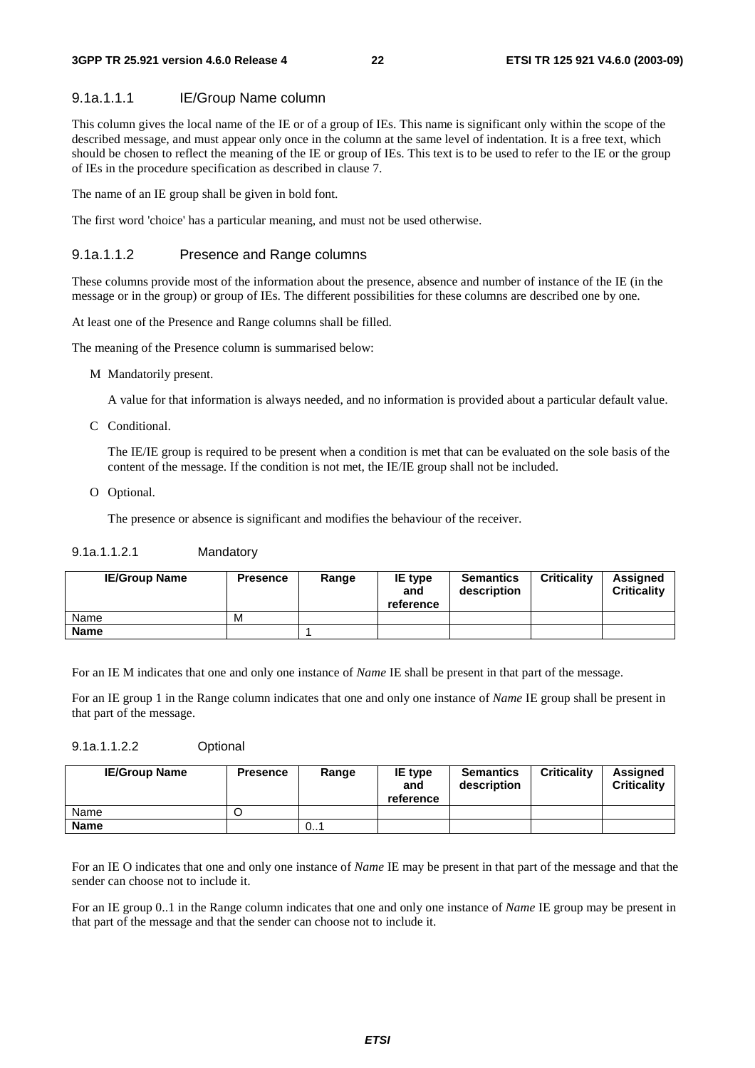##### 9.1a.1.1.1 IE/Group Name column

This column gives the local name of the IE or of a group of IEs. This name is significant only within the scope of the described message, and must appear only once in the column at the same level of indentation. It is a free text, which should be chosen to reflect the meaning of the IE or group of IEs. This text is to be used to refer to the IE or the group of IEs in the procedure specification as described in clause 7.

The name of an IE group shall be given in bold font.

The first word 'choice' has a particular meaning, and must not be used otherwise.

##### 9.1a.1.1.2 Presence and Range columns

These columns provide most of the information about the presence, absence and number of instance of the IE (in the message or in the group) or group of IEs. The different possibilities for these columns are described one by one.

At least one of the Presence and Range columns shall be filled.

The meaning of the Presence column is summarised below:

M Mandatorily present.

A value for that information is always needed, and no information is provided about a particular default value.

C Conditional.

The IE/IE group is required to be present when a condition is met that can be evaluated on the sole basis of the content of the message. If the condition is not met, the IE/IE group shall not be included.

O Optional.

The presence or absence is significant and modifies the behaviour of the receiver.

###### 9.1a.1.1.2.1 Mandatory

| IE/Group Name | Presence | Range | IE type and reference | Semantics description | Criticality | Assigned Criticality |
|---|---|---|---|---|---|---|
| Name | M | | | | | |
| **Name** | | 1 | | | | |

For an IE M indicates that one and only one instance of *Name* IE shall be present in that part of the message.

For an IE group 1 in the Range column indicates that one and only one instance of *Name* IE group shall be present in that part of the message.

###### 9.1a.1.1.2.2 Optional

| IE/Group Name | Presence | Range | IE type and reference | Semantics description | Criticality | Assigned Criticality |
|---|---|---|---|---|---|---|
| Name | O | | | | | |
| **Name** | | 0..1 | | | | |

For an IE O indicates that one and only one instance of *Name* IE may be present in that part of the message and that the sender can choose not to include it.

For an IE group 0..1 in the Range column indicates that one and only one instance of *Name* IE group may be present in that part of the message and that the sender can choose not to include it.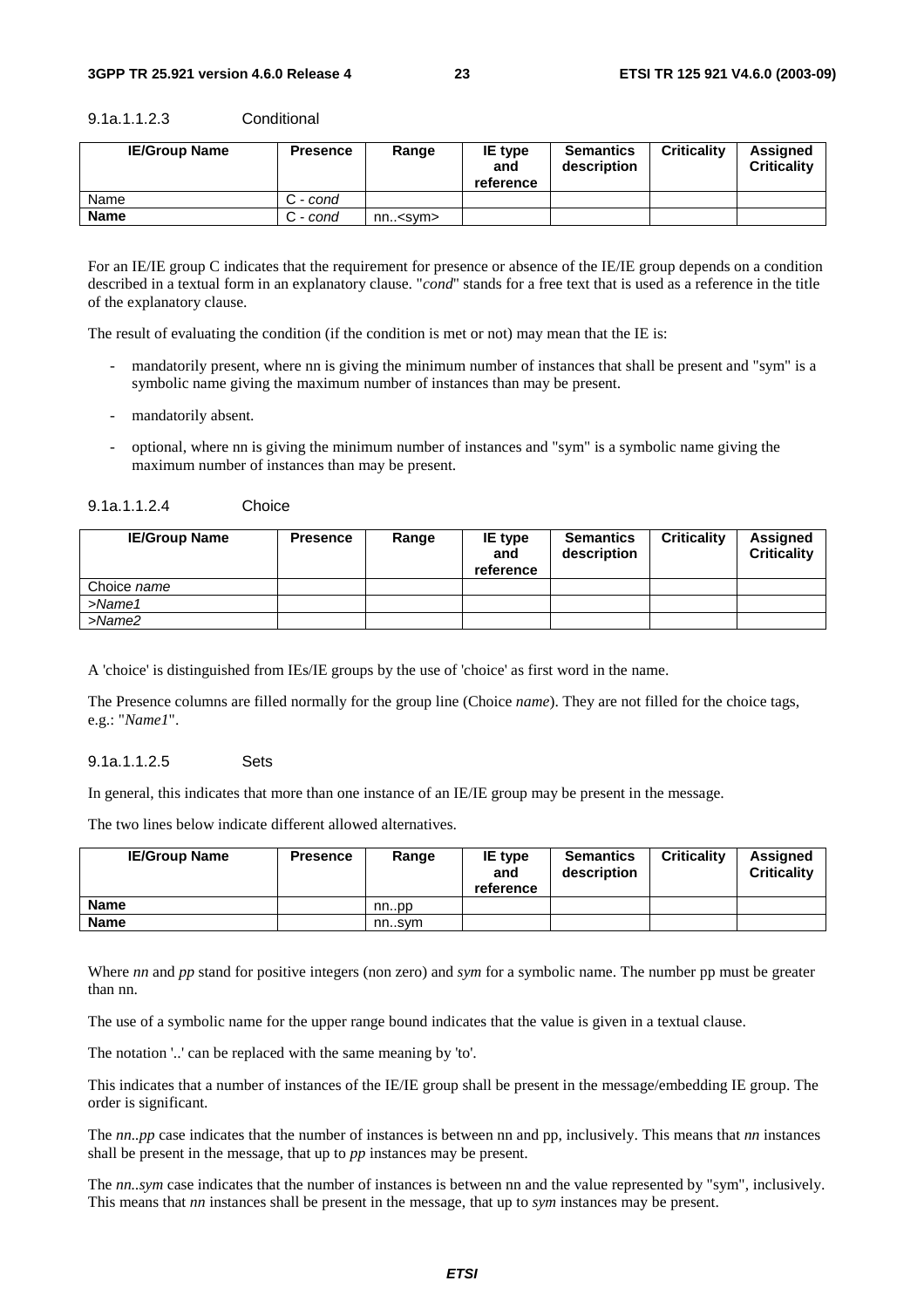#### 9.1a.1.1.2.3 Conditional

| IE/Group Name | Presence | Range | IE type and reference | Semantics description | Criticality | Assigned Criticality |
|---|---|---|---|---|---|---|
| Name | C - *cond* | | | | | |
| **Name** | C - *cond* | nn..<sym> | | | | |

For an IE/IE group C indicates that the requirement for presence or absence of the IE/IE group depends on a condition described in a textual form in an explanatory clause. "*cond*" stands for a free text that is used as a reference in the title of the explanatory clause.

The result of evaluating the condition (if the condition is met or not) may mean that the IE is:

- mandatorily present, where nn is giving the minimum number of instances that shall be present and "sym" is a symbolic name giving the maximum number of instances than may be present.
- mandatorily absent.
- optional, where nn is giving the minimum number of instances and "sym" is a symbolic name giving the maximum number of instances than may be present.

#### 9.1a.1.1.2.4 Choice

| IE/Group Name | Presence | Range | IE type and reference | Semantics description | Criticality | Assigned Criticality |
|---|---|---|---|---|---|---|
| Choice *name* | | | | | | |
| *>Name1* | | | | | | |
| *>Name2* | | | | | | |

A 'choice' is distinguished from IEs/IE groups by the use of 'choice' as first word in the name.

The Presence columns are filled normally for the group line (Choice *name*). They are not filled for the choice tags, e.g.: "*Name1*".

#### 9.1a.1.1.2.5 Sets

In general, this indicates that more than one instance of an IE/IE group may be present in the message.

The two lines below indicate different allowed alternatives.

| IE/Group Name | Presence | Range | IE type and reference | Semantics description | Criticality | Assigned Criticality |
|---|---|---|---|---|---|---|
| **Name** | | nn..pp | | | | |
| **Name** | | nn..sym | | | | |

Where *nn* and *pp* stand for positive integers (non zero) and *sym* for a symbolic name. The number pp must be greater than nn.

The use of a symbolic name for the upper range bound indicates that the value is given in a textual clause.

The notation '..' can be replaced with the same meaning by 'to'.

This indicates that a number of instances of the IE/IE group shall be present in the message/embedding IE group. The order is significant.

The *nn..pp* case indicates that the number of instances is between nn and pp, inclusively. This means that *nn* instances shall be present in the message, that up to *pp* instances may be present.

The *nn..sym* case indicates that the number of instances is between nn and the value represented by "sym", inclusively. This means that *nn* instances shall be present in the message, that up to *sym* instances may be present.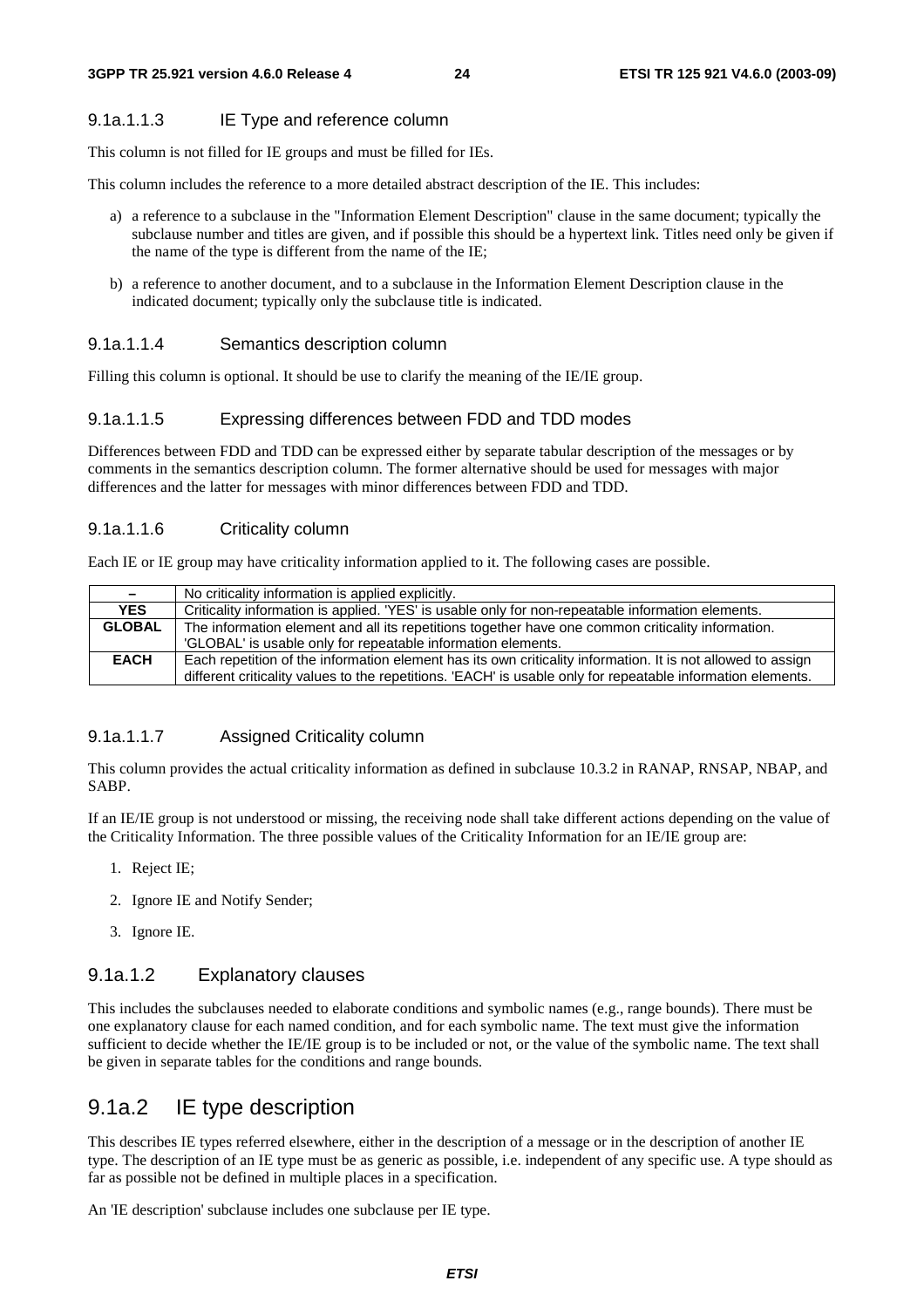##### 9.1a.1.1.3 IE Type and reference column

This column is not filled for IE groups and must be filled for IEs.

This column includes the reference to a more detailed abstract description of the IE. This includes:

a) a reference to a subclause in the "Information Element Description" clause in the same document; typically the subclause number and titles are given, and if possible this should be a hypertext link. Titles need only be given if the name of the type is different from the name of the IE;

b) a reference to another document, and to a subclause in the Information Element Description clause in the indicated document; typically only the subclause title is indicated.

##### 9.1a.1.1.4 Semantics description column

Filling this column is optional. It should be use to clarify the meaning of the IE/IE group.

##### 9.1a.1.1.5 Expressing differences between FDD and TDD modes

Differences between FDD and TDD can be expressed either by separate tabular description of the messages or by comments in the semantics description column. The former alternative should be used for messages with major differences and the latter for messages with minor differences between FDD and TDD.

##### 9.1a.1.1.6 Criticality column

Each IE or IE group may have criticality information applied to it. The following cases are possible.

| | |
|---|---|
| **–** | No criticality information is applied explicitly. |
| **YES** | Criticality information is applied. 'YES' is usable only for non-repeatable information elements. |
| **GLOBAL** | The information element and all its repetitions together have one common criticality information. 'GLOBAL' is usable only for repeatable information elements. |
| **EACH** | Each repetition of the information element has its own criticality information. It is not allowed to assign different criticality values to the repetitions. 'EACH' is usable only for repeatable information elements. |

##### 9.1a.1.1.7 Assigned Criticality column

This column provides the actual criticality information as defined in subclause 10.3.2 in RANAP, RNSAP, NBAP, and SABP.

If an IE/IE group is not understood or missing, the receiving node shall take different actions depending on the value of the Criticality Information. The three possible values of the Criticality Information for an IE/IE group are:

1. Reject IE;

2. Ignore IE and Notify Sender;

3. Ignore IE.

#### 9.1a.1.2 Explanatory clauses

This includes the subclauses needed to elaborate conditions and symbolic names (e.g., range bounds). There must be one explanatory clause for each named condition, and for each symbolic name. The text must give the information sufficient to decide whether the IE/IE group is to be included or not, or the value of the symbolic name. The text shall be given in separate tables for the conditions and range bounds.

### 9.1a.2 IE type description

This describes IE types referred elsewhere, either in the description of a message or in the description of another IE type. The description of an IE type must be as generic as possible, i.e. independent of any specific use. A type should as far as possible not be defined in multiple places in a specification.

An 'IE description' subclause includes one subclause per IE type.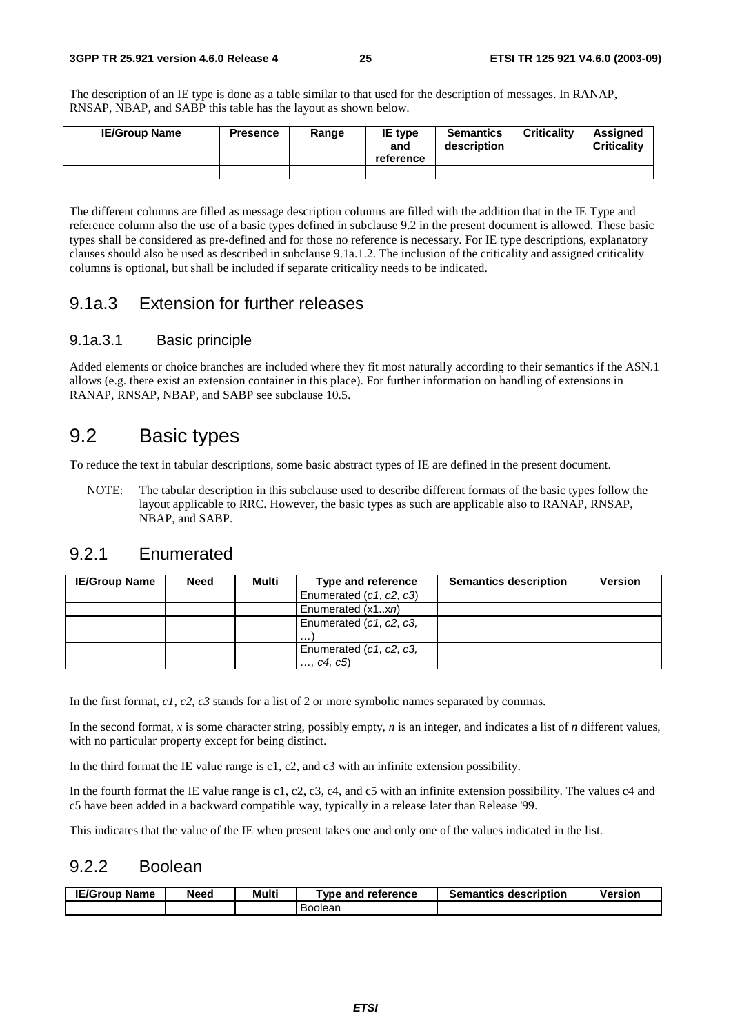The description of an IE type is done as a table similar to that used for the description of messages. In RANAP, RNSAP, NBAP, and SABP this table has the layout as shown below.

| IE/Group Name | Presence | Range | IE type and reference | Semantics description | Criticality | Assigned Criticality |
|---|---|---|---|---|---|---|
| | | | | | | |

The different columns are filled as message description columns are filled with the addition that in the IE Type and reference column also the use of a basic types defined in subclause 9.2 in the present document is allowed. These basic types shall be considered as pre-defined and for those no reference is necessary. For IE type descriptions, explanatory clauses should also be used as described in subclause 9.1a.1.2. The inclusion of the criticality and assigned criticality columns is optional, but shall be included if separate criticality needs to be indicated.

## 9.1a.3 Extension for further releases

### 9.1a.3.1 Basic principle

Added elements or choice branches are included where they fit most naturally according to their semantics if the ASN.1 allows (e.g. there exist an extension container in this place). For further information on handling of extensions in RANAP, RNSAP, NBAP, and SABP see subclause 10.5.

# 9.2 Basic types

To reduce the text in tabular descriptions, some basic abstract types of IE are defined in the present document.

NOTE: The tabular description in this subclause used to describe different formats of the basic types follow the layout applicable to RRC. However, the basic types as such are applicable also to RANAP, RNSAP, NBAP, and SABP.

## 9.2.1 Enumerated

| IE/Group Name | Need | Multi | Type and reference | Semantics description | Version |
|---|---|---|---|---|---|
| | | | Enumerated (*c1*, *c2*, *c3*) | | |
| | | | Enumerated (x1..*xn*) | | |
| | | | Enumerated (*c1*, *c2*, *c3,* …) | | |
| | | | Enumerated (*c1*, *c2*, *c3,* …, *c4, c5*) | | |

In the first format, *c1*, *c2*, *c3* stands for a list of 2 or more symbolic names separated by commas.

In the second format, *x* is some character string, possibly empty, *n* is an integer, and indicates a list of *n* different values, with no particular property except for being distinct.

In the third format the IE value range is c1, c2, and c3 with an infinite extension possibility.

In the fourth format the IE value range is c1, c2, c3, c4, and c5 with an infinite extension possibility. The values c4 and c5 have been added in a backward compatible way, typically in a release later than Release '99.

This indicates that the value of the IE when present takes one and only one of the values indicated in the list.

## 9.2.2 Boolean

| IE/Group Name | Need | Multi | Type and reference | Semantics description | Version |
|---|---|---|---|---|---|
| | | | Boolean | | |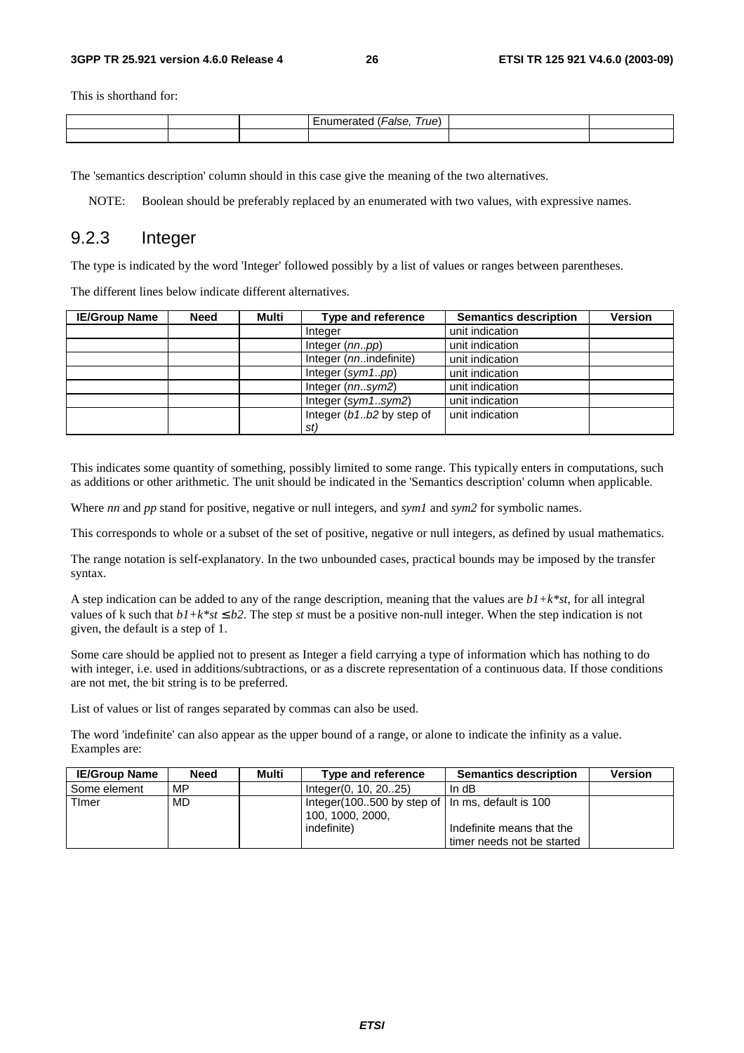This is shorthand for:

| | | | Enumerated (*False, True*) | | |
|---|---|---|---|---|---|
| | | | | | |

The 'semantics description' column should in this case give the meaning of the two alternatives.

NOTE: Boolean should be preferably replaced by an enumerated with two values, with expressive names.

### 9.2.3 Integer

The type is indicated by the word 'Integer' followed possibly by a list of values or ranges between parentheses.

The different lines below indicate different alternatives.

| IE/Group Name | Need | Multi | Type and reference | Semantics description | Version |
|---|---|---|---|---|---|
| | | | Integer | unit indication | |
| | | | Integer (*nn..pp*) | unit indication | |
| | | | Integer (*nn*..indefinite) | unit indication | |
| | | | Integer (*sym1..pp*) | unit indication | |
| | | | Integer (*nn..sym2*) | unit indication | |
| | | | Integer (*sym1..sym2*) | unit indication | |
| | | | Integer (*b1..b2* by step of *st)* | unit indication | |

This indicates some quantity of something, possibly limited to some range. This typically enters in computations, such as additions or other arithmetic. The unit should be indicated in the 'Semantics description' column when applicable.

Where *nn* and *pp* stand for positive, negative or null integers, and *sym1* and *sym2* for symbolic names.

This corresponds to whole or a subset of the set of positive, negative or null integers, as defined by usual mathematics.

The range notation is self-explanatory. In the two unbounded cases, practical bounds may be imposed by the transfer syntax.

A step indication can be added to any of the range description, meaning that the values are $b1+k*st$, for all integral values of k such that $b1+k*st \leq b2$. The step *st* must be a positive non-null integer. When the step indication is not given, the default is a step of 1.

Some care should be applied not to present as Integer a field carrying a type of information which has nothing to do with integer, i.e. used in additions/subtractions, or as a discrete representation of a continuous data. If those conditions are not met, the bit string is to be preferred.

List of values or list of ranges separated by commas can also be used.

The word 'indefinite' can also appear as the upper bound of a range, or alone to indicate the infinity as a value. Examples are:

| IE/Group Name | Need | Multi | Type and reference | Semantics description | Version |
|---|---|---|---|---|---|
| Some element | MP | | Integer(0, 10, 20..25) | In dB | |
| TImer | MD | | Integer(100..500 by step of 100, 1000, 2000, indefinite) | In ms, default is 100<br><br>Indefinite means that the timer needs not be started | |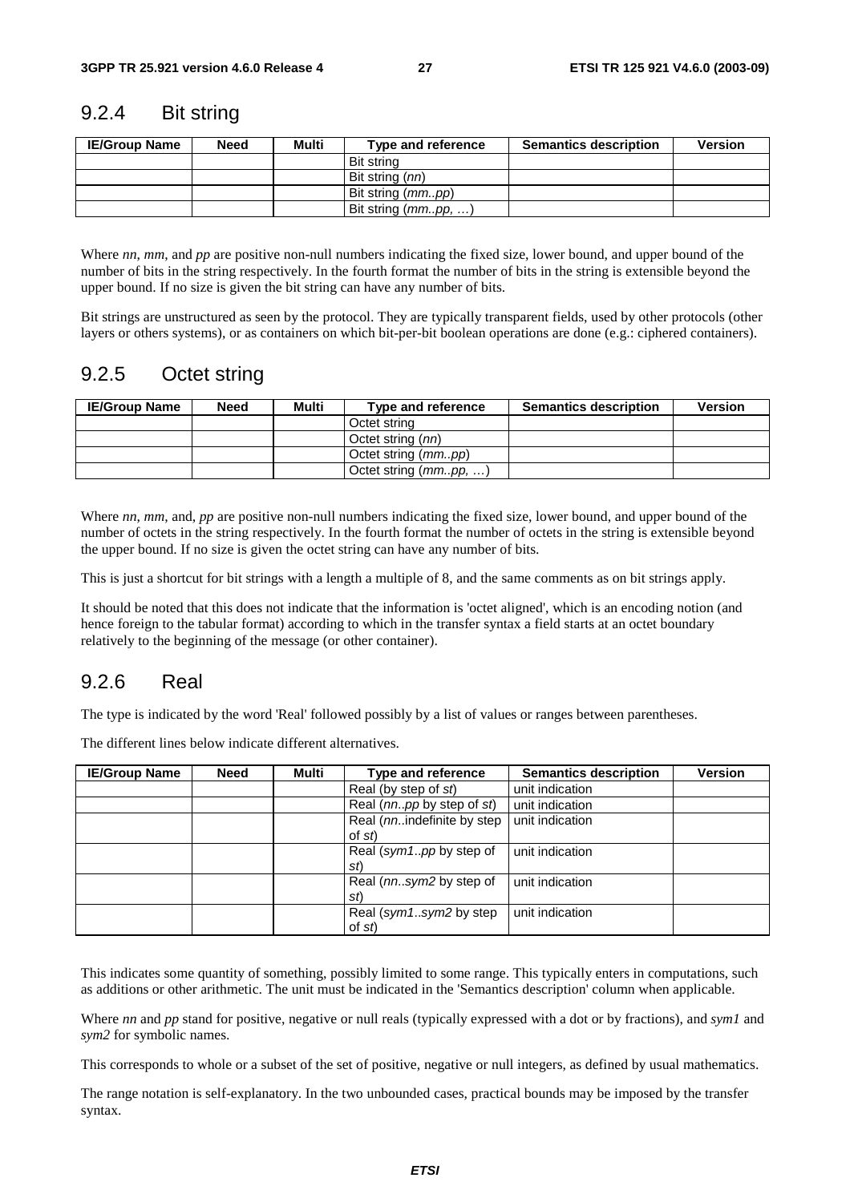### 9.2.4 Bit string

| IE/Group Name | Need | Multi | Type and reference | Semantics description | Version |
|---|---|---|---|---|---|
| | | | Bit string | | |
| | | | Bit string (*nn*) | | |
| | | | Bit string (*mm..pp*) | | |
| | | | Bit string (*mm..pp, …*) | | |

Where *nn*, *mm*, and *pp* are positive non-null numbers indicating the fixed size, lower bound, and upper bound of the number of bits in the string respectively. In the fourth format the number of bits in the string is extensible beyond the upper bound. If no size is given the bit string can have any number of bits.

Bit strings are unstructured as seen by the protocol. They are typically transparent fields, used by other protocols (other layers or others systems), or as containers on which bit-per-bit boolean operations are done (e.g.: ciphered containers).

### 9.2.5 Octet string

| IE/Group Name | Need | Multi | Type and reference | Semantics description | Version |
|---|---|---|---|---|---|
| | | | Octet string | | |
| | | | Octet string (*nn*) | | |
| | | | Octet string (*mm..pp*) | | |
| | | | Octet string (*mm..pp, …*) | | |

Where *nn*, *mm*, and, *pp* are positive non-null numbers indicating the fixed size, lower bound, and upper bound of the number of octets in the string respectively. In the fourth format the number of octets in the string is extensible beyond the upper bound. If no size is given the octet string can have any number of bits.

This is just a shortcut for bit strings with a length a multiple of 8, and the same comments as on bit strings apply.

It should be noted that this does not indicate that the information is 'octet aligned', which is an encoding notion (and hence foreign to the tabular format) according to which in the transfer syntax a field starts at an octet boundary relatively to the beginning of the message (or other container).

### 9.2.6 Real

The type is indicated by the word 'Real' followed possibly by a list of values or ranges between parentheses.

The different lines below indicate different alternatives.

| IE/Group Name | Need | Multi | Type and reference | Semantics description | Version |
|---|---|---|---|---|---|
| | | | Real (by step of *st*) | unit indication | |
| | | | Real (*nn..pp* by step of *st*) | unit indication | |
| | | | Real (*nn*..indefinite by step of *st*) | unit indication | |
| | | | Real (*sym1..pp* by step of *st*) | unit indication | |
| | | | Real (*nn..sym2* by step of *st*) | unit indication | |
| | | | Real (*sym1..sym2* by step of *st*) | unit indication | |

This indicates some quantity of something, possibly limited to some range. This typically enters in computations, such as additions or other arithmetic. The unit must be indicated in the 'Semantics description' column when applicable.

Where *nn* and *pp* stand for positive, negative or null reals (typically expressed with a dot or by fractions), and *sym1* and *sym2* for symbolic names.

This corresponds to whole or a subset of the set of positive, negative or null integers, as defined by usual mathematics.

The range notation is self-explanatory. In the two unbounded cases, practical bounds may be imposed by the transfer syntax.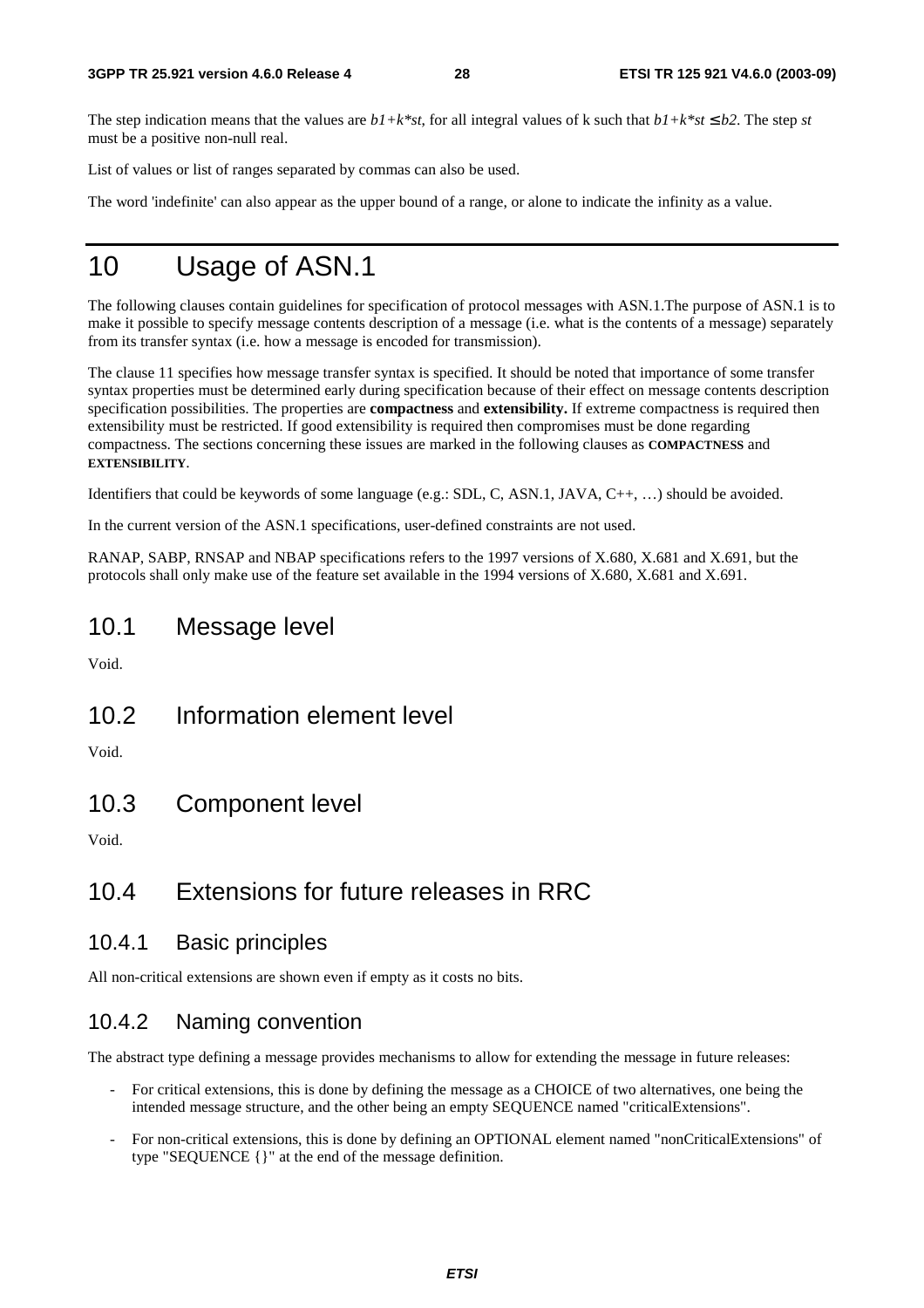The step indication means that the values are $b1+k*st$, for all integral values of k such that $b1+k*st \leq b2$. The step *st* must be a positive non-null real.

List of values or list of ranges separated by commas can also be used.

The word 'indefinite' can also appear as the upper bound of a range, or alone to indicate the infinity as a value.

# 10 Usage of ASN.1

The following clauses contain guidelines for specification of protocol messages with ASN.1.The purpose of ASN.1 is to make it possible to specify message contents description of a message (i.e. what is the contents of a message) separately from its transfer syntax (i.e. how a message is encoded for transmission).

The clause 11 specifies how message transfer syntax is specified. It should be noted that importance of some transfer syntax properties must be determined early during specification because of their effect on message contents description specification possibilities. The properties are **compactness** and **extensibility.** If extreme compactness is required then extensibility must be restricted. If good extensibility is required then compromises must be done regarding compactness. The sections concerning these issues are marked in the following clauses as **COMPACTNESS** and **EXTENSIBILITY**.

Identifiers that could be keywords of some language (e.g.: SDL, C, ASN.1, JAVA, C++, …) should be avoided.

In the current version of the ASN.1 specifications, user-defined constraints are not used.

RANAP, SABP, RNSAP and NBAP specifications refers to the 1997 versions of X.680, X.681 and X.691, but the protocols shall only make use of the feature set available in the 1994 versions of X.680, X.681 and X.691.

## 10.1 Message level

Void.

## 10.2 Information element level

Void.

## 10.3 Component level

Void.

## 10.4 Extensions for future releases in RRC

### 10.4.1 Basic principles

All non-critical extensions are shown even if empty as it costs no bits.

### 10.4.2 Naming convention

The abstract type defining a message provides mechanisms to allow for extending the message in future releases:

- For critical extensions, this is done by defining the message as a CHOICE of two alternatives, one being the intended message structure, and the other being an empty SEQUENCE named "criticalExtensions".
- For non-critical extensions, this is done by defining an OPTIONAL element named "nonCriticalExtensions" of type "SEQUENCE {}" at the end of the message definition.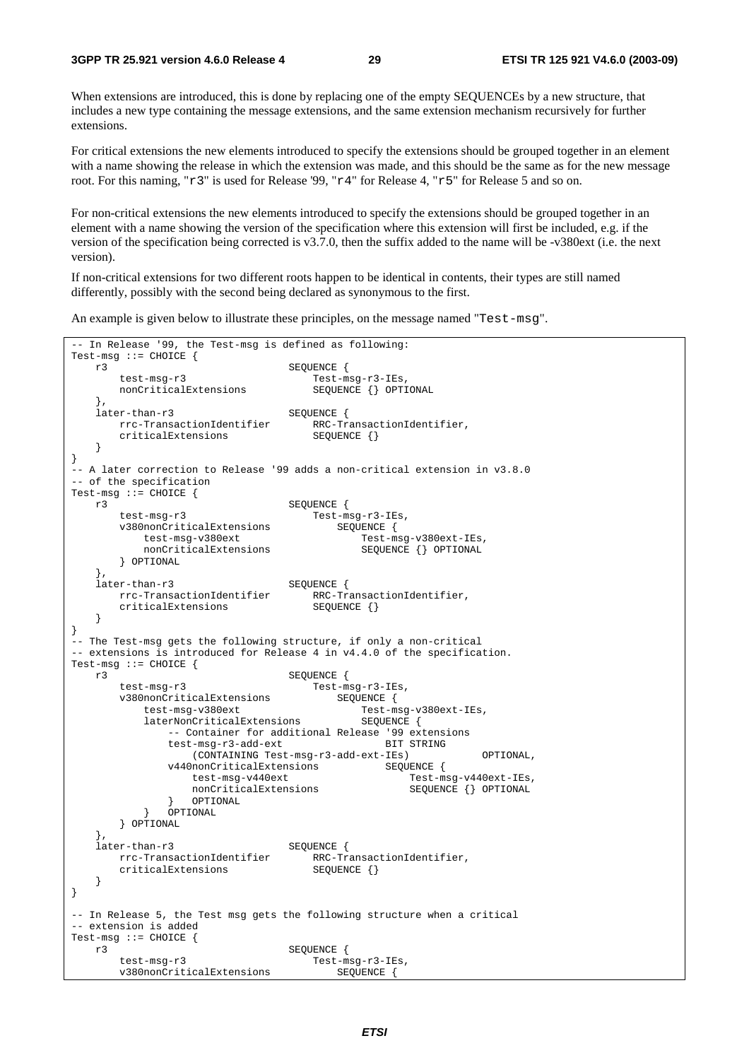When extensions are introduced, this is done by replacing one of the empty SEQUENCEs by a new structure, that includes a new type containing the message extensions, and the same extension mechanism recursively for further extensions.

For critical extensions the new elements introduced to specify the extensions should be grouped together in an element with a name showing the release in which the extension was made, and this should be the same as for the new message root. For this naming, "r3" is used for Release '99, "r4" for Release 4, "r5" for Release 5 and so on.

For non-critical extensions the new elements introduced to specify the extensions should be grouped together in an element with a name showing the version of the specification where this extension will first be included, e.g. if the version of the specification being corrected is v3.7.0, then the suffix added to the name will be -v380ext (i.e. the next version).

If non-critical extensions for two different roots happen to be identical in contents, their types are still named differently, possibly with the second being declared as synonymous to the first.

An example is given below to illustrate these principles, on the message named "Test-msg".

```
-- In Release '99, the Test-msg is defined as following:
Test-msg ::= CHOICE {
    r3                              SEQUENCE {
        test-msg-r3                     Test-msg-r3-IEs,
        nonCriticalExtensions           SEQUENCE {} OPTIONAL
    },
    later-than-r3                   SEQUENCE {
        rrc-TransactionIdentifier       RRC-TransactionIdentifier,
        criticalExtensions              SEQUENCE {}
    }
}
-- A later correction to Release '99 adds a non-critical extension in v3.8.0
-- of the specification
Test-msg ::= CHOICE {
    r3                              SEQUENCE {
        test-msg-r3                     Test-msg-r3-IEs,
        v380nonCriticalExtensions           SEQUENCE {
            test-msg-v380ext                    Test-msg-v380ext-IEs,
            nonCriticalExtensions               SEQUENCE {} OPTIONAL
        } OPTIONAL
    },
    later-than-r3                   SEQUENCE {
        rrc-TransactionIdentifier       RRC-TransactionIdentifier,
        criticalExtensions              SEQUENCE {}
    }
}
-- The Test-msg gets the following structure, if only a non-critical
-- extensions is introduced for Release 4 in v4.4.0 of the specification.
Test-msg ::= CHOICE {
    r3                              SEQUENCE {
        test-msg-r3                     Test-msg-r3-IEs,
        v380nonCriticalExtensions           SEQUENCE {
            test-msg-v380ext                    Test-msg-v380ext-IEs,
            laterNonCriticalExtensions          SEQUENCE {
                -- Container for additional Release '99 extensions
                test-msg-r3-add-ext                 BIT STRING
                    (CONTAINING Test-msg-r3-add-ext-IEs)            OPTIONAL,
                v440nonCriticalExtensions           SEQUENCE {
                    test-msg-v440ext                    Test-msg-v440ext-IEs,
                    nonCriticalExtensions               SEQUENCE {} OPTIONAL
                }   OPTIONAL
            }   OPTIONAL
        } OPTIONAL
    },
    later-than-r3                   SEQUENCE {
        rrc-TransactionIdentifier       RRC-TransactionIdentifier,
        criticalExtensions              SEQUENCE {}
    }
}

-- In Release 5, the Test msg gets the following structure when a critical
-- extension is added
Test-msg ::= CHOICE {
    r3                              SEQUENCE {
        test-msg-r3                     Test-msg-r3-IEs,
        v380nonCriticalExtensions           SEQUENCE {
```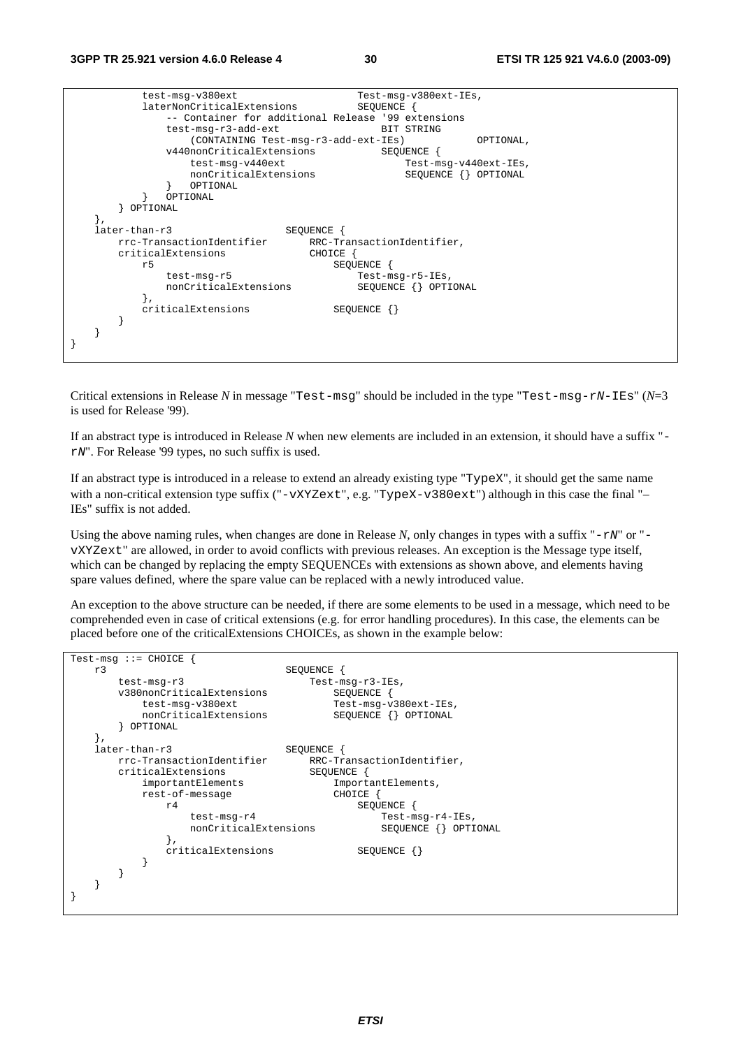```
            test-msg-v380ext                    Test-msg-v380ext-IEs,
            laterNonCriticalExtensions          SEQUENCE {
                -- Container for additional Release '99 extensions
                test-msg-r3-add-ext                 BIT STRING
                    (CONTAINING Test-msg-r3-add-ext-IEs)            OPTIONAL,
                v440NonCriticalExtensions           SEQUENCE {
                    test-msg-v440ext                    Test-msg-v440ext-IEs,
                    nonCriticalExtensions               SEQUENCE {} OPTIONAL
                }   OPTIONAL
            }   OPTIONAL
        } OPTIONAL
    },
    later-than-r3                   SEQUENCE {
        rrc-TransactionIdentifier       RRC-TransactionIdentifier,
        criticalExtensions              CHOICE {
            r5                              SEQUENCE {
                test-msg-r5                     Test-msg-r5-IEs,
                nonCriticalExtensions           SEQUENCE {} OPTIONAL
            },
            criticalExtensions              SEQUENCE {}
        }
    }
}
```

Critical extensions in Release *N* in message "`Test-msg`" should be included in the type "`Test-msg-rN-IEs`" (*N*=3 is used for Release '99).

If an abstract type is introduced in Release *N* when new elements are included in an extension, it should have a suffix "`-rN`". For Release '99 types, no such suffix is used.

If an abstract type is introduced in a release to extend an already existing type "`TypeX`", it should get the same name with a non-critical extension type suffix ("`-vXYZext`", e.g. "`TypeX-v380ext`") although in this case the final "–IEs" suffix is not added.

Using the above naming rules, when changes are done in Release *N*, only changes in types with a suffix "`-rN`" or "`-vXYZext`" are allowed, in order to avoid conflicts with previous releases. An exception is the Message type itself, which can be changed by replacing the empty SEQUENCEs with extensions as shown above, and elements having spare values defined, where the spare value can be replaced with a newly introduced value.

An exception to the above structure can be needed, if there are some elements to be used in a message, which need to be comprehended even in case of critical extensions (e.g. for error handling procedures). In this case, the elements can be placed before one of the criticalExtensions CHOICEs, as shown in the example below:

```
Test-msg ::= CHOICE {
    r3                              SEQUENCE {
        test-msg-r3                     Test-msg-r3-IEs,
        v380nonCriticalExtensions           SEQUENCE {
            test-msg-v380ext                Test-msg-v380ext-IEs,
            nonCriticalExtensions           SEQUENCE {} OPTIONAL
        } OPTIONAL
    },
    later-than-r3                   SEQUENCE {
        rrc-TransactionIdentifier       RRC-TransactionIdentifier,
        criticalExtensions              SEQUENCE {
            importantElements               ImportantElements,
            rest-of-message                 CHOICE {
                r4                              SEQUENCE {
                    test-msg-r4                     Test-msg-r4-IEs,
                    nonCriticalExtensions           SEQUENCE {} OPTIONAL
                },
                criticalExtensions              SEQUENCE {}
            }
        }
    }
}
```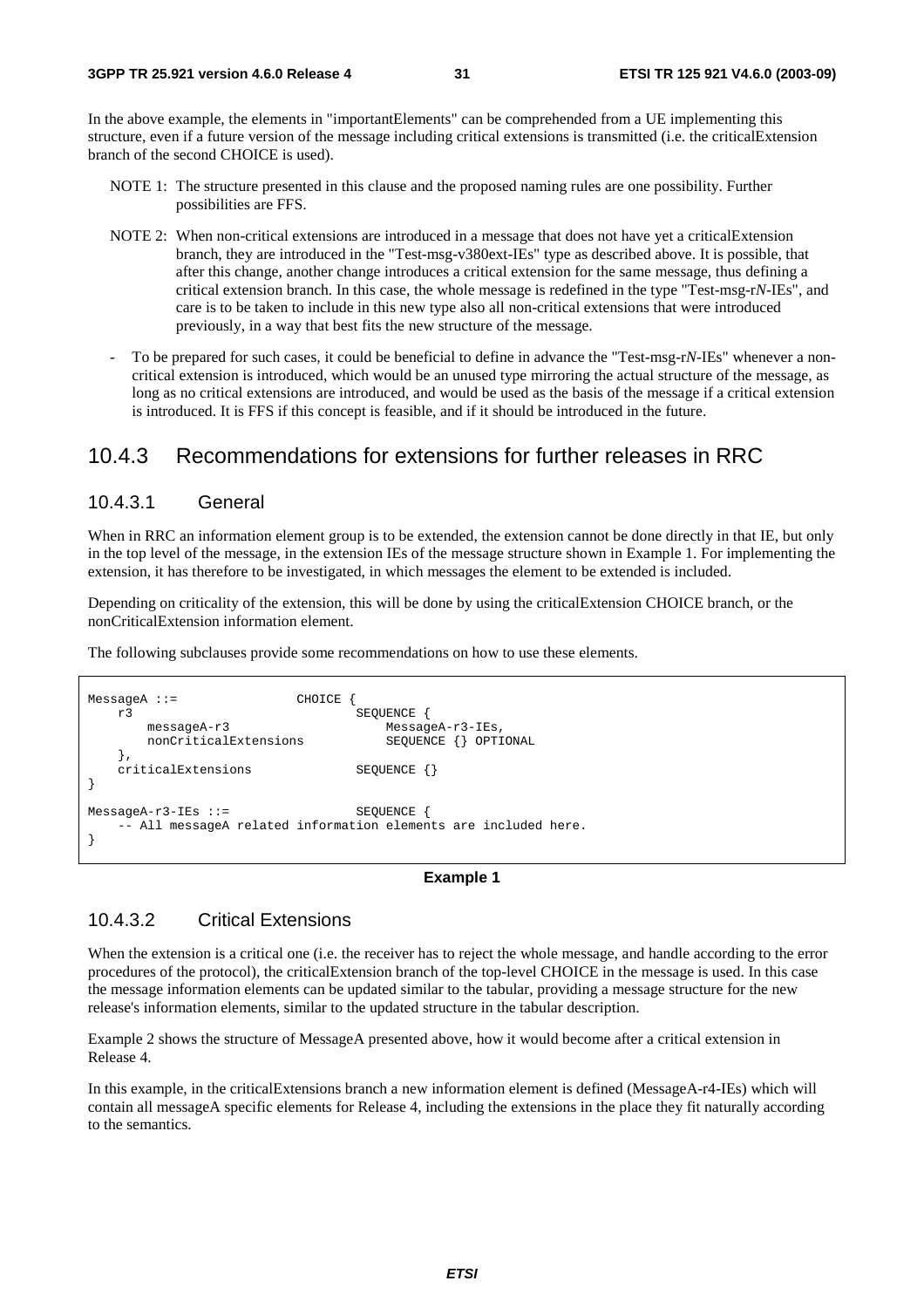In the above example, the elements in "importantElements" can be comprehended from a UE implementing this structure, even if a future version of the message including critical extensions is transmitted (i.e. the criticalExtension branch of the second CHOICE is used).

NOTE 1: The structure presented in this clause and the proposed naming rules are one possibility. Further possibilities are FFS.

NOTE 2: When non-critical extensions are introduced in a message that does not have yet a criticalExtension branch, they are introduced in the "Test-msg-v380ext-IEs" type as described above. It is possible, that after this change, another change introduces a critical extension for the same message, thus defining a critical extension branch. In this case, the whole message is redefined in the type "Test-msg-r*N*-IEs", and care is to be taken to include in this new type also all non-critical extensions that were introduced previously, in a way that best fits the new structure of the message.

- To be prepared for such cases, it could be beneficial to define in advance the "Test-msg-r*N*-IEs" whenever a non-critical extension is introduced, which would be an unused type mirroring the actual structure of the message, as long as no critical extensions are introduced, and would be used as the basis of the message if a critical extension is introduced. It is FFS if this concept is feasible, and if it should be introduced in the future.

## 10.4.3 Recommendations for extensions for further releases in RRC

### 10.4.3.1 General

When in RRC an information element group is to be extended, the extension cannot be done directly in that IE, but only in the top level of the message, in the extension IEs of the message structure shown in Example 1. For implementing the extension, it has therefore to be investigated, in which messages the element to be extended is included.

Depending on criticality of the extension, this will be done by using the criticalExtension CHOICE branch, or the nonCriticalExtension information element.

The following subclauses provide some recommendations on how to use these elements.

```
MessageA ::=                CHOICE {
    r3                              SEQUENCE {
        messageA-r3                     MessageA-r3-IEs,
        nonCriticalExtensions           SEQUENCE {} OPTIONAL
    },
    criticalExtensions              SEQUENCE {}
}

MessageA-r3-IEs ::=                 SEQUENCE {
    -- All messageA related information elements are included here.
}
```

**Example 1**

### 10.4.3.2 Critical Extensions

When the extension is a critical one (i.e. the receiver has to reject the whole message, and handle according to the error procedures of the protocol), the criticalExtension branch of the top-level CHOICE in the message is used. In this case the message information elements can be updated similar to the tabular, providing a message structure for the new release's information elements, similar to the updated structure in the tabular description.

Example 2 shows the structure of MessageA presented above, how it would become after a critical extension in Release 4.

In this example, in the criticalExtensions branch a new information element is defined (MessageA-r4-IEs) which will contain all messageA specific elements for Release 4, including the extensions in the place they fit naturally according to the semantics.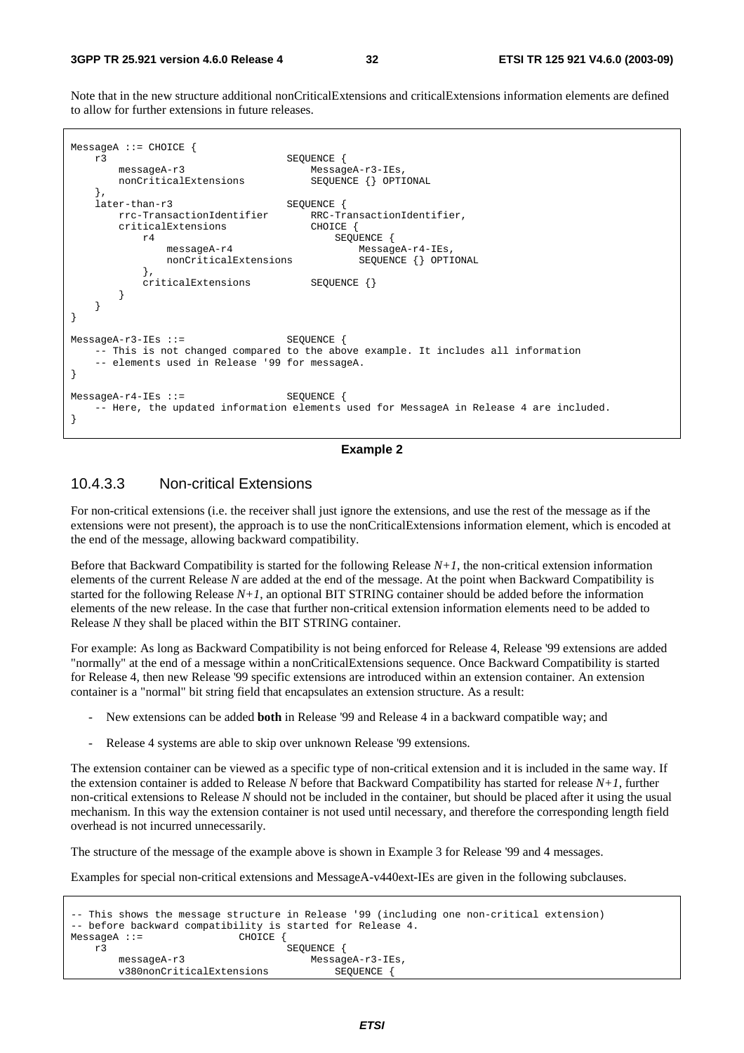Note that in the new structure additional nonCriticalExtensions and criticalExtensions information elements are defined to allow for further extensions in future releases.

```
MessageA ::= CHOICE {
    r3                              SEQUENCE {
        messageA-r3                     MessageA-r3-IEs,
        nonCriticalExtensions           SEQUENCE {} OPTIONAL
    },
    later-than-r3                   SEQUENCE {
        rrc-TransactionIdentifier       RRC-TransactionIdentifier,
        criticalExtensions              CHOICE {
            r4                              SEQUENCE {
                messageA-r4                     MessageA-r4-IEs,
                nonCriticalExtensions           SEQUENCE {} OPTIONAL
            },
            criticalExtensions          SEQUENCE {}
        }
    }
}

MessageA-r3-IEs ::=                 SEQUENCE {
    -- This is not changed compared to the above example. It includes all information
    -- elements used in Release '99 for messageA.
}

MessageA-r4-IEs ::=                 SEQUENCE {
    -- Here, the updated information elements used for MessageA in Release 4 are included.
}
```

**Example 2**

### 10.4.3.3 Non-critical Extensions

For non-critical extensions (i.e. the receiver shall just ignore the extensions, and use the rest of the message as if the extensions were not present), the approach is to use the nonCriticalExtensions information element, which is encoded at the end of the message, allowing backward compatibility.

Before that Backward Compatibility is started for the following Release *N+1*, the non-critical extension information elements of the current Release *N* are added at the end of the message. At the point when Backward Compatibility is started for the following Release *N+1*, an optional BIT STRING container should be added before the information elements of the new release. In the case that further non-critical extension information elements need to be added to Release *N* they shall be placed within the BIT STRING container.

For example: As long as Backward Compatibility is not being enforced for Release 4, Release '99 extensions are added "normally" at the end of a message within a nonCriticalExtensions sequence. Once Backward Compatibility is started for Release 4, then new Release '99 specific extensions are introduced within an extension container. An extension container is a "normal" bit string field that encapsulates an extension structure. As a result:

- New extensions can be added **both** in Release '99 and Release 4 in a backward compatible way; and
- Release 4 systems are able to skip over unknown Release '99 extensions.

The extension container can be viewed as a specific type of non-critical extension and it is included in the same way. If the extension container is added to Release *N* before that Backward Compatibility has started for release *N+1*, further non-critical extensions to Release *N* should not be included in the container, but should be placed after it using the usual mechanism. In this way the extension container is not used until necessary, and therefore the corresponding length field overhead is not incurred unnecessarily.

The structure of the message of the example above is shown in Example 3 for Release '99 and 4 messages.

Examples for special non-critical extensions and MessageA-v440ext-IEs are given in the following subclauses.

```
-- This shows the message structure in Release '99 (including one non-critical extension)
-- before backward compatibility is started for Release 4.
MessageA ::=                CHOICE {
    r3                              SEQUENCE {
        messageA-r3                     MessageA-r3-IEs,
        v380nonCriticalExtensions           SEQUENCE {
```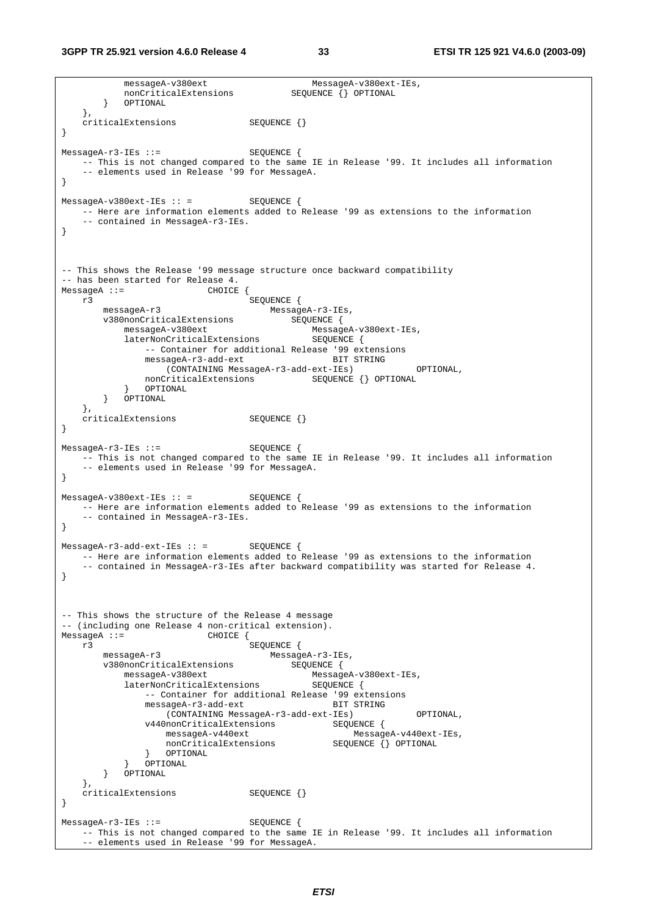```
            messageA-v380ext                    MessageA-v380ext-IEs,
            nonCriticalExtensions           SEQUENCE {} OPTIONAL
        }   OPTIONAL
    },
    criticalExtensions              SEQUENCE {}
}

MessageA-r3-IEs ::=                 SEQUENCE {
    -- This is not changed compared to the same IE in Release '99. It includes all information
    -- elements used in Release '99 for MessageA.
}

MessageA-v380ext-IEs :: =           SEQUENCE {
    -- Here are information elements added to Release '99 as extensions to the information
    -- contained in MessageA-r3-IEs.
}



-- This shows the Release '99 message structure once backward compatibility
-- has been started for Release 4.
MessageA ::=                CHOICE {
    r3                              SEQUENCE {
        messageA-r3                     MessageA-r3-IEs,
        v380nonCriticalExtensions           SEQUENCE {
            messageA-v380ext                    MessageA-v380ext-IEs,
            laterNonCriticalExtensions          SEQUENCE {
                -- Container for additional Release '99 extensions
                messageA-r3-add-ext                 BIT STRING
                    (CONTAINING MessageA-r3-add-ext-IEs)            OPTIONAL,
                nonCriticalExtensions           SEQUENCE {} OPTIONAL
            }   OPTIONAL
        }   OPTIONAL
    },
    criticalExtensions              SEQUENCE {}
}

MessageA-r3-IEs ::=                 SEQUENCE {
    -- This is not changed compared to the same IE in Release '99. It includes all information
    -- elements used in Release '99 for MessageA.
}

MessageA-v380ext-IEs :: =           SEQUENCE {
    -- Here are information elements added to Release '99 as extensions to the information
    -- contained in MessageA-r3-IEs.
}

MessageA-r3-add-ext-IEs :: =        SEQUENCE {
    -- Here are information elements added to Release '99 as extensions to the information
    -- contained in MessageA-r3-IEs after backward compatibility was started for Release 4.
}



-- This shows the structure of the Release 4 message
-- (including one Release 4 non-critical extension).
MessageA ::=                CHOICE {
    r3                              SEQUENCE {
        messageA-r3                     MessageA-r3-IEs,
        v380nonCriticalExtensions           SEQUENCE {
            messageA-v380ext                    MessageA-v380ext-IEs,
            laterNonCriticalExtensions          SEQUENCE {
                -- Container for additional Release '99 extensions
                messageA-r3-add-ext                 BIT STRING
                    (CONTAINING MessageA-r3-add-ext-IEs)            OPTIONAL,
                v440nonCriticalExtensions           SEQUENCE {
                    messageA-v440ext                    MessageA-v440ext-IEs,
                    nonCriticalExtensions           SEQUENCE {} OPTIONAL
                }   OPTIONAL
            }   OPTIONAL
        }   OPTIONAL
    },
    criticalExtensions              SEQUENCE {}
}

MessageA-r3-IEs ::=                 SEQUENCE {
    -- This is not changed compared to the same IE in Release '99. It includes all information
    -- elements used in Release '99 for MessageA.
```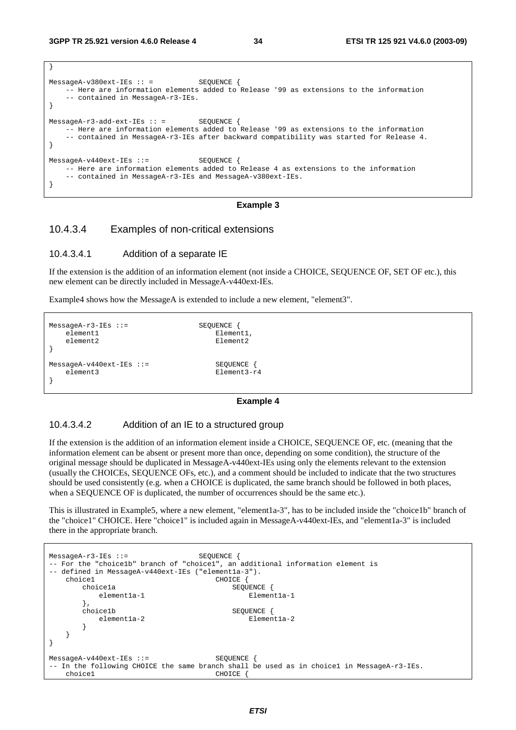```
}

MessageA-v380ext-IEs :: =           SEQUENCE {
    -- Here are information elements added to Release '99 as extensions to the information
    -- contained in MessageA-r3-IEs.
}

MessageA-r3-add-ext-IEs :: =        SEQUENCE {
    -- Here are information elements added to Release '99 as extensions to the information
    -- contained in MessageA-r3-IEs after backward compatibility was started for Release 4.
}

MessageA-v440ext-IEs ::=            SEQUENCE {
    -- Here are information elements added to Release 4 as extensions to the information
    -- contained in MessageA-r3-IEs and MessageA-v380ext-IEs.
}
```

**Example 3**

### 10.4.3.4 Examples of non-critical extensions

#### 10.4.3.4.1 Addition of a separate IE

If the extension is the addition of an information element (not inside a CHOICE, SEQUENCE OF, SET OF etc.), this new element can be directly included in MessageA-v440ext-IEs.

Example4 shows how the MessageA is extended to include a new element, "element3".

```
MessageA-r3-IEs ::=                 SEQUENCE {
    element1                            Element1,
    element2                            Element2
}

MessageA-v440ext-IEs ::=                SEQUENCE {
    element3                            Element3-r4
}
```

**Example 4**

#### 10.4.3.4.2 Addition of an IE to a structured group

If the extension is the addition of an information element inside a CHOICE, SEQUENCE OF, etc. (meaning that the information element can be absent or present more than once, depending on some condition), the structure of the original message should be duplicated in MessageA-v440ext-IEs using only the elements relevant to the extension (usually the CHOICEs, SEQUENCE OFs, etc.), and a comment should be included to indicate that the two structures should be used consistently (e.g. when a CHOICE is duplicated, the same branch should be followed in both places, when a SEQUENCE OF is duplicated, the number of occurrences should be the same etc.).

This is illustrated in Example5, where a new element, "element1a-3", has to be included inside the "choice1b" branch of the "choice1" CHOICE. Here "choice1" is included again in MessageA-v440ext-IEs, and "element1a-3" is included there in the appropriate branch.

```
MessageA-r3-IEs ::=                 SEQUENCE {
-- For the "choice1b" branch of "choice1", an additional information element is
-- defined in MessageA-v440ext-IEs ("element1a-3").
    choice1                             CHOICE {
        choice1a                            SEQUENCE {
            element1a-1                         Element1a-1
        },
        choice1b                            SEQUENCE {
            element1a-2                         Element1a-2
        }
    }
}

MessageA-v440ext-IEs ::=                SEQUENCE {
-- In the following CHOICE the same branch shall be used as in choice1 in MessageA-r3-IEs.
    choice1                             CHOICE {
```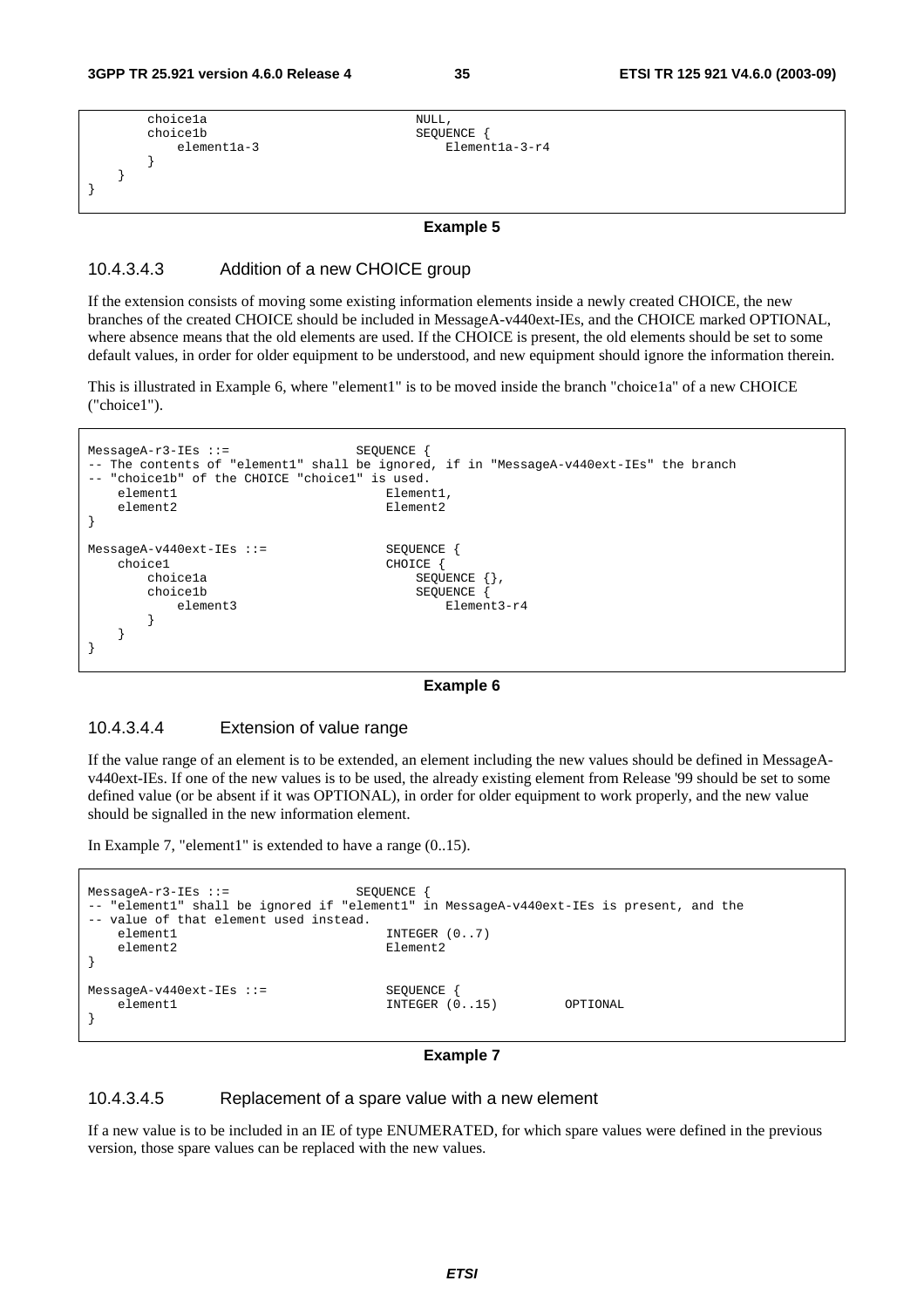```
        choice1a                          NULL,
        choice1b                          SEQUENCE {
            element1a-3                       Element1a-3-r4
        }
    }
}
```

**Example 5**

#### 10.4.3.4.3 Addition of a new CHOICE group

If the extension consists of moving some existing information elements inside a newly created CHOICE, the new branches of the created CHOICE should be included in MessageA-v440ext-IEs, and the CHOICE marked OPTIONAL, where absence means that the old elements are used. If the CHOICE is present, the old elements should be set to some default values, in order for older equipment to be understood, and new equipment should ignore the information therein.

This is illustrated in Example 6, where "element1" is to be moved inside the branch "choice1a" of a new CHOICE ("choice1").

```
MessageA-r3-IEs ::=                 SEQUENCE {
-- The contents of "element1" shall be ignored, if in "MessageA-v440ext-IEs" the branch
-- "choice1b" of the CHOICE "choice1" is used.
    element1                            Element1,
    element2                            Element2
}

MessageA-v440ext-IEs ::=            SEQUENCE {
    choice1                             CHOICE {
        choice1a                            SEQUENCE {},
        choice1b                            SEQUENCE {
            element3                            Element3-r4
        }
    }
}
```

**Example 6**

#### 10.4.3.4.4 Extension of value range

If the value range of an element is to be extended, an element including the new values should be defined in MessageA-v440ext-IEs. If one of the new values is to be used, the already existing element from Release '99 should be set to some defined value (or be absent if it was OPTIONAL), in order for older equipment to work properly, and the new value should be signalled in the new information element.

In Example 7, "element1" is extended to have a range (0..15).

```
MessageA-r3-IEs ::=                 SEQUENCE {
-- "element1" shall be ignored if "element1" in MessageA-v440ext-IEs is present, and the
-- value of that element used instead.
    element1                            INTEGER (0..7)
    element2                            Element2
}

MessageA-v440ext-IEs ::=            SEQUENCE {
    element1                            INTEGER (0..15)         OPTIONAL
}
```

**Example 7**

#### 10.4.3.4.5 Replacement of a spare value with a new element

If a new value is to be included in an IE of type ENUMERATED, for which spare values were defined in the previous version, those spare values can be replaced with the new values.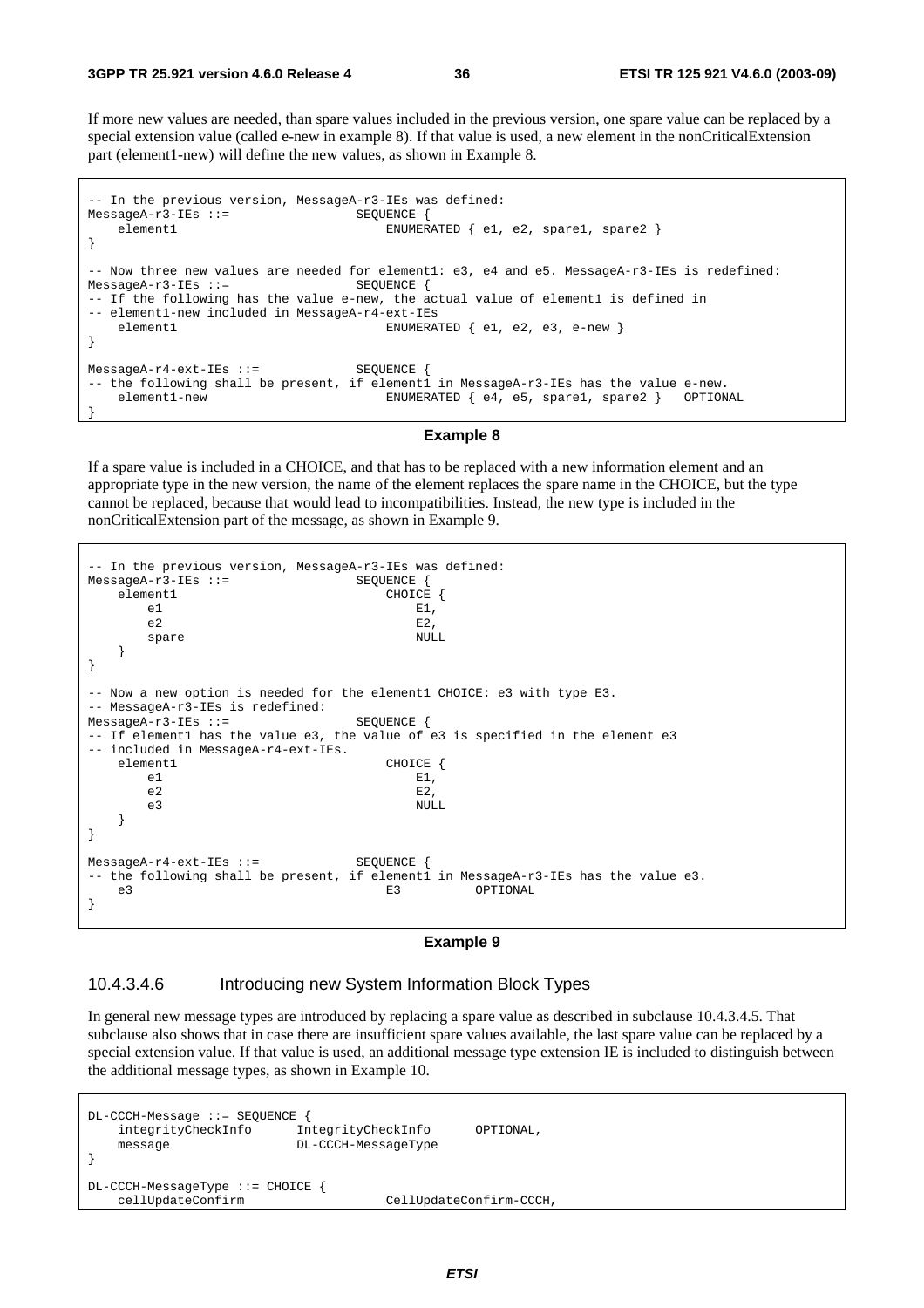If more new values are needed, than spare values included in the previous version, one spare value can be replaced by a special extension value (called e-new in example 8). If that value is used, a new element in the nonCriticalExtension part (element1-new) will define the new values, as shown in Example 8.

```
-- In the previous version, MessageA-r3-IEs was defined:
MessageA-r3-IEs ::=                 SEQUENCE {
    element1                            ENUMERATED { e1, e2, spare1, spare2 }
}

-- Now three new values are needed for element1: e3, e4 and e5. MessageA-r3-IEs is redefined:
MessageA-r3-IEs ::=                 SEQUENCE {
-- If the following has the value e-new, the actual value of element1 is defined in
-- element1-new included in MessageA-r4-ext-IEs
    element1                            ENUMERATED { e1, e2, e3, e-new }
}

MessageA-r4-ext-IEs ::=             SEQUENCE {
-- the following shall be present, if element1 in MessageA-r3-IEs has the value e-new.
    element1-new                        ENUMERATED { e4, e5, spare1, spare2 }   OPTIONAL
}
```

**Example 8**

If a spare value is included in a CHOICE, and that has to be replaced with a new information element and an appropriate type in the new version, the name of the element replaces the spare name in the CHOICE, but the type cannot be replaced, because that would lead to incompatibilities. Instead, the new type is included in the nonCriticalExtension part of the message, as shown in Example 9.

```
-- In the previous version, MessageA-r3-IEs was defined:
MessageA-r3-IEs ::=                 SEQUENCE {
    element1                            CHOICE {
        e1                                  E1,
        e2                                  E2,
        spare                               NULL
    }
}

-- Now a new option is needed for the element1 CHOICE: e3 with type E3.
-- MessageA-r3-IEs is redefined:
MessageA-r3-IEs ::=                 SEQUENCE {
-- If element1 has the value e3, the value of e3 is specified in the element e3
-- included in MessageA-r4-ext-IEs.
    element1                            CHOICE {
        e1                                  E1,
        e2                                  E2,
        e3                                  NULL
    }
}

MessageA-r4-ext-IEs ::=             SEQUENCE {
-- the following shall be present, if element1 in MessageA-r3-IEs has the value e3.
    e3                                  E3          OPTIONAL
}
```

**Example 9**

#### 10.4.3.4.6 Introducing new System Information Block Types

In general new message types are introduced by replacing a spare value as described in subclause 10.4.3.4.5. That subclause also shows that in case there are insufficient spare values available, the last spare value can be replaced by a special extension value. If that value is used, an additional message type extension IE is included to distinguish between the additional message types, as shown in Example 10.

```
DL-CCCH-Message ::= SEQUENCE {
    integrityCheckInfo      IntegrityCheckInfo      OPTIONAL,
    message                 DL-CCCH-MessageType
}

DL-CCCH-MessageType ::= CHOICE {
    cellUpdateConfirm                   CellUpdateConfirm-CCCH,
```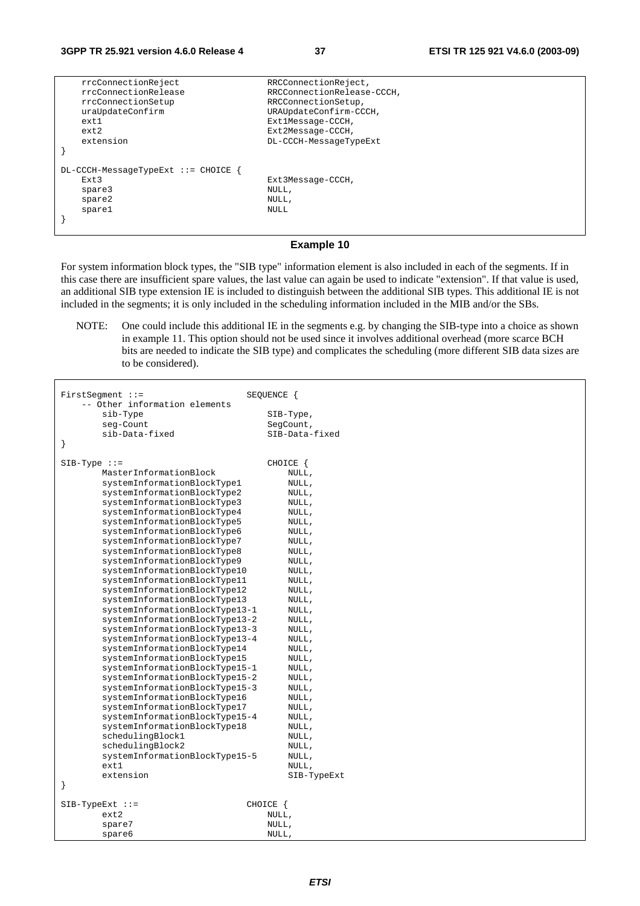```
    rrcConnectionReject                 RRCConnectionReject,
    rrcConnectionRelease                RRCConnectionRelease-CCCH,
    rrcConnectionSetup                  RRCConnectionSetup,
    uraUpdateConfirm                    URAUpdateConfirm-CCCH,
    ext1                                Ext1Message-CCCH,
    ext2                                Ext2Message-CCCH,
    extension                           DL-CCCH-MessageTypeExt
}

DL-CCCH-MessageTypeExt ::= CHOICE {
    Ext3                                Ext3Message-CCCH,
    spare3                              NULL,
    spare2                              NULL,
    spare1                              NULL
}
```

**Example 10**

For system information block types, the "SIB type" information element is also included in each of the segments. If in this case there are insufficient spare values, the last value can again be used to indicate "extension". If that value is used, an additional SIB type extension IE is included to distinguish between the additional SIB types. This additional IE is not included in the segments; it is only included in the scheduling information included in the MIB and/or the SBs.

NOTE: One could include this additional IE in the segments e.g. by changing the SIB-type into a choice as shown in example 11. This option should not be used since it involves additional overhead (more scarce BCH bits are needed to indicate the SIB type) and complicates the scheduling (more different SIB data sizes are to be considered).

```
FirstSegment ::=                    SEQUENCE {
    -- Other information elements
        sib-Type                        SIB-Type,
        seg-Count                       SegCount,
        sib-Data-fixed                  SIB-Data-fixed
}

SIB-Type ::=                            CHOICE {
        MasterInformationBlock              NULL,
        systemInformationBlockType1         NULL,
        systemInformationBlockType2         NULL,
        systemInformationBlockType3         NULL,
        systemInformationBlockType4         NULL,
        systemInformationBlockType5         NULL,
        systemInformationBlockType6         NULL,
        systemInformationBlockType7         NULL,
        systemInformationBlockType8         NULL,
        systemInformationBlockType9         NULL,
        systemInformationBlockType10        NULL,
        systemInformationBlockType11        NULL,
        systemInformationBlockType12        NULL,
        systemInformationBlockType13        NULL,
        systemInformationBlockType13-1      NULL,
        systemInformationBlockType13-2      NULL,
        systemInformationBlockType13-3      NULL,
        systemInformationBlockType13-4      NULL,
        systemInformationBlockType14        NULL,
        systemInformationBlockType15        NULL,
        systemInformationBlockType15-1      NULL,
        systemInformationBlockType15-2      NULL,
        systemInformationBlockType15-3      NULL,
        systemInformationBlockType16        NULL,
        systemInformationBlockType17        NULL,
        systemInformationBlockType15-4      NULL,
        systemInformationBlockType18        NULL,
        schedulingBlock1                    NULL,
        schedulingBlock2                    NULL,
        systemInformationBlockType15-5      NULL,
        ext1                                NULL,
        extension                           SIB-TypeExt
}

SIB-TypeExt ::=                     CHOICE {
        ext2                            NULL,
        spare7                          NULL,
        spare6                          NULL,
```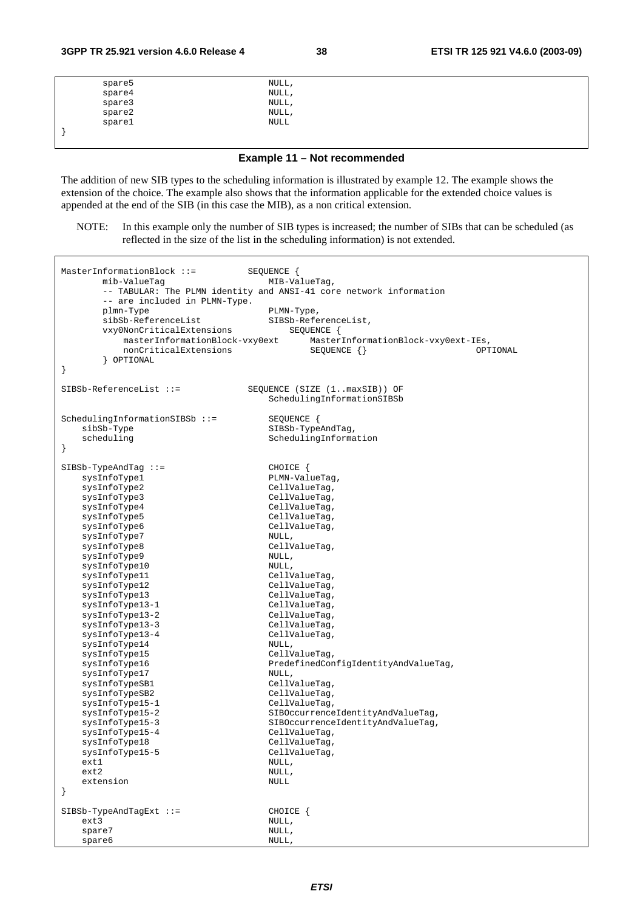```
        spare5                              NULL,
        spare4                              NULL,
        spare3                              NULL,
        spare2                              NULL,
        spare1                              NULL
}
```

**Example 11 – Not recommended**

The addition of new SIB types to the scheduling information is illustrated by example 12. The example shows the extension of the choice. The example also shows that the information applicable for the extended choice values is appended at the end of the SIB (in this case the MIB), as a non critical extension.

NOTE: In this example only the number of SIB types is increased; the number of SIBs that can be scheduled (as reflected in the size of the list in the scheduling information) is not extended.

```
MasterInformationBlock ::=          SEQUENCE {
        mib-ValueTag                        MIB-ValueTag,
        -- TABULAR: The PLMN identity and ANSI-41 core network information
        -- are included in PLMN-Type.
        plmn-Type                           PLMN-Type,
        sibSb-ReferenceList                 SIBSb-ReferenceList,
        vxy0NonCriticalExtensions               SEQUENCE {
            masterInformationBlock-vxy0ext      MasterInformationBlock-vxy0ext-IEs,
            nonCriticalExtensions               SEQUENCE {}                         OPTIONAL
        } OPTIONAL
}

SIBSb-ReferenceList ::=             SEQUENCE (SIZE (1..maxSIB)) OF
                                        SchedulingInformationSIBSb

SchedulingInformationSIBSb ::=          SEQUENCE {
    sibSb-Type                              SIBSb-TypeAndTag,
    scheduling                              SchedulingInformation
}

SIBSb-TypeAndTag ::=                    CHOICE {
    sysInfoType1                            PLMN-ValueTag,
    sysInfoType2                            CellValueTag,
    sysInfoType3                            CellValueTag,
    sysInfoType4                            CellValueTag,
    sysInfoType5                            CellValueTag,
    sysInfoType6                            CellValueTag,
    sysInfoType7                            NULL,
    sysInfoType8                            CellValueTag,
    sysInfoType9                            NULL,
    sysInfoType10                           NULL,
    sysInfoType11                           CellValueTag,
    sysInfoType12                           CellValueTag,
    sysInfoType13                           CellValueTag,
    sysInfoType13-1                         CellValueTag,
    sysInfoType13-2                         CellValueTag,
    sysInfoType13-3                         CellValueTag,
    sysInfoType13-4                         CellValueTag,
    sysInfoType14                           NULL,
    sysInfoType15                           CellValueTag,
    sysInfoType16                           PredefinedConfigIdentityAndValueTag,
    sysInfoType17                           NULL,
    sysInfoTypeSB1                          CellValueTag,
    sysInfoTypeSB2                          CellValueTag,
    sysInfoType15-1                         CellValueTag,
    sysInfoType15-2                         SIBOccurrenceIdentityAndValueTag,
    sysInfoType15-3                         SIBOccurrenceIdentityAndValueTag,
    sysInfoType15-4                         CellValueTag,
    sysInfoType18                           CellValueTag,
    sysInfoType15-5                         CellValueTag,
    ext1                                    NULL,
    ext2                                    NULL,
    extension                               NULL
}

SIBSb-TypeAndTagExt ::=                 CHOICE {
    ext3                                    NULL,
    spare7                                  NULL,
    spare6                                  NULL,
```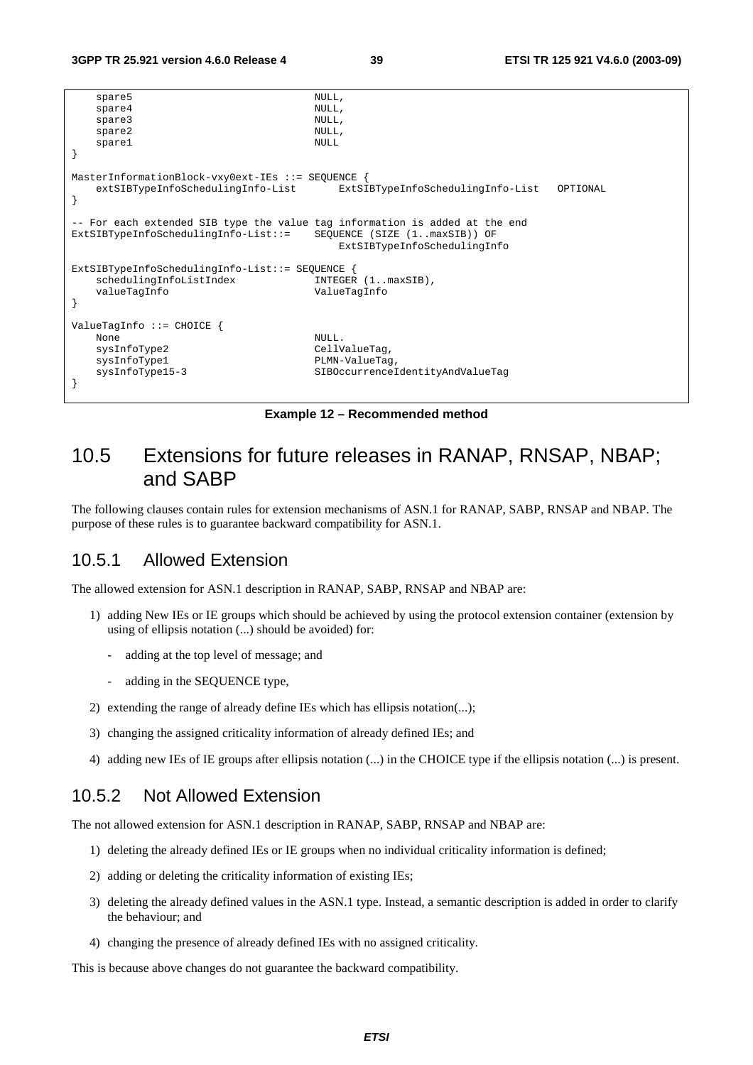```
    spare5                              NULL,
    spare4                              NULL,
    spare3                              NULL,
    spare2                              NULL,
    spare1                              NULL
}

MasterInformationBlock-vxy0ext-IEs ::= SEQUENCE {
    extSIBTypeInfoSchedulingInfo-List       ExtSIBTypeInfoSchedulingInfo-List   OPTIONAL
}

-- For each extended SIB type the value tag information is added at the end
ExtSIBTypeInfoSchedulingInfo-List::=    SEQUENCE (SIZE (1..maxSIB)) OF
                                            ExtSIBTypeInfoSchedulingInfo

ExtSIBTypeInfoSchedulingInfo-List::= SEQUENCE {
    schedulingInfoListIndex             INTEGER (1..maxSIB),
    valueTagInfo                        ValueTagInfo
}

ValueTagInfo ::= CHOICE {
    None                                NULL.
    sysInfoType2                        CellValueTag,
    sysInfoType1                        PLMN-ValueTag,
    sysInfoType15-3                     SIBOccurrenceIdentityAndValueTag
}
```

**Example 12 – Recommended method**

## 10.5 Extensions for future releases in RANAP, RNSAP, NBAP; and SABP

The following clauses contain rules for extension mechanisms of ASN.1 for RANAP, SABP, RNSAP and NBAP. The purpose of these rules is to guarantee backward compatibility for ASN.1.

### 10.5.1 Allowed Extension

The allowed extension for ASN.1 description in RANAP, SABP, RNSAP and NBAP are:

1) adding New IEs or IE groups which should be achieved by using the protocol extension container (extension by using of ellipsis notation (...) should be avoided) for:
   - adding at the top level of message; and
   - adding in the SEQUENCE type,
2) extending the range of already define IEs which has ellipsis notation(...);
3) changing the assigned criticality information of already defined IEs; and
4) adding new IEs of IE groups after ellipsis notation (...) in the CHOICE type if the ellipsis notation (...) is present.

### 10.5.2 Not Allowed Extension

The not allowed extension for ASN.1 description in RANAP, SABP, RNSAP and NBAP are:

1) deleting the already defined IEs or IE groups when no individual criticality information is defined;
2) adding or deleting the criticality information of existing IEs;
3) deleting the already defined values in the ASN.1 type. Instead, a semantic description is added in order to clarify the behaviour; and
4) changing the presence of already defined IEs with no assigned criticality.

This is because above changes do not guarantee the backward compatibility.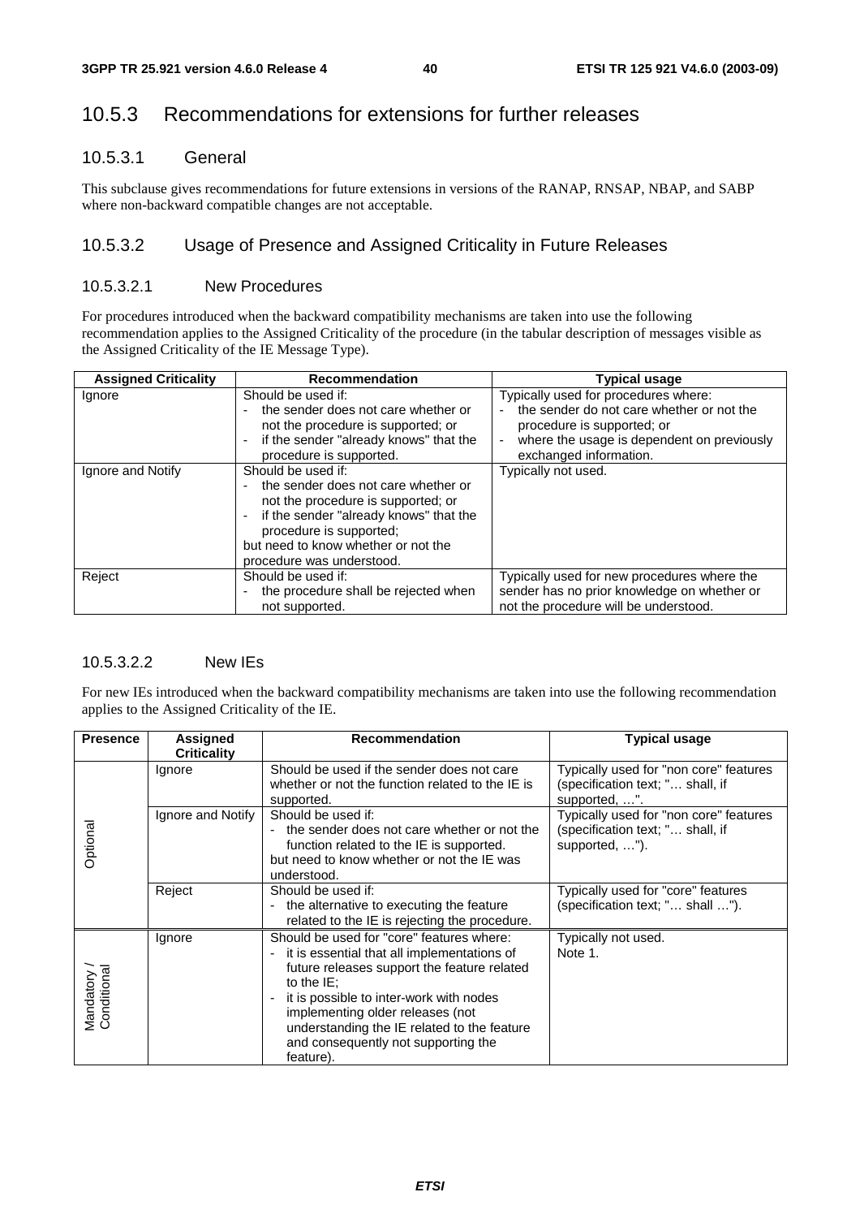## 10.5.3 Recommendations for extensions for further releases

### 10.5.3.1 General

This subclause gives recommendations for future extensions in versions of the RANAP, RNSAP, NBAP, and SABP where non-backward compatible changes are not acceptable.

### 10.5.3.2 Usage of Presence and Assigned Criticality in Future Releases

#### 10.5.3.2.1 New Procedures

For procedures introduced when the backward compatibility mechanisms are taken into use the following recommendation applies to the Assigned Criticality of the procedure (in the tabular description of messages visible as the Assigned Criticality of the IE Message Type).

| Assigned Criticality | Recommendation | Typical usage |
|---|---|---|
| Ignore | Should be used if:<br>- the sender does not care whether or not the procedure is supported; or<br>- if the sender "already knows" that the procedure is supported. | Typically used for procedures where:<br>- the sender do not care whether or not the procedure is supported; or<br>- where the usage is dependent on previously exchanged information. |
| Ignore and Notify | Should be used if:<br>- the sender does not care whether or not the procedure is supported; or<br>- if the sender "already knows" that the procedure is supported;<br>but need to know whether or not the procedure was understood. | Typically not used. |
| Reject | Should be used if:<br>- the procedure shall be rejected when not supported. | Typically used for new procedures where the sender has no prior knowledge on whether or not the procedure will be understood. |

#### 10.5.3.2.2 New IEs

For new IEs introduced when the backward compatibility mechanisms are taken into use the following recommendation applies to the Assigned Criticality of the IE.

| Presence | Assigned Criticality | Recommendation | Typical usage |
|---|---|---|---|
| Optional | Ignore | Should be used if the sender does not care whether or not the function related to the IE is supported. | Typically used for "non core" features (specification text; "… shall, if supported, …". |
| | Ignore and Notify | Should be used if:<br>- the sender does not care whether or not the function related to the IE is supported.<br>but need to know whether or not the IE was understood. | Typically used for "non core" features (specification text; "… shall, if supported, …"). |
| | Reject | Should be used if:<br>- the alternative to executing the feature related to the IE is rejecting the procedure. | Typically used for "core" features (specification text; "… shall …"). |
| Mandatory / Conditional | Ignore | Should be used for "core" features where:<br>- it is essential that all implementations of future releases support the feature related to the IE;<br>- it is possible to inter-work with nodes implementing older releases (not understanding the IE related to the feature and consequently not supporting the feature). | Typically not used.<br>Note 1. |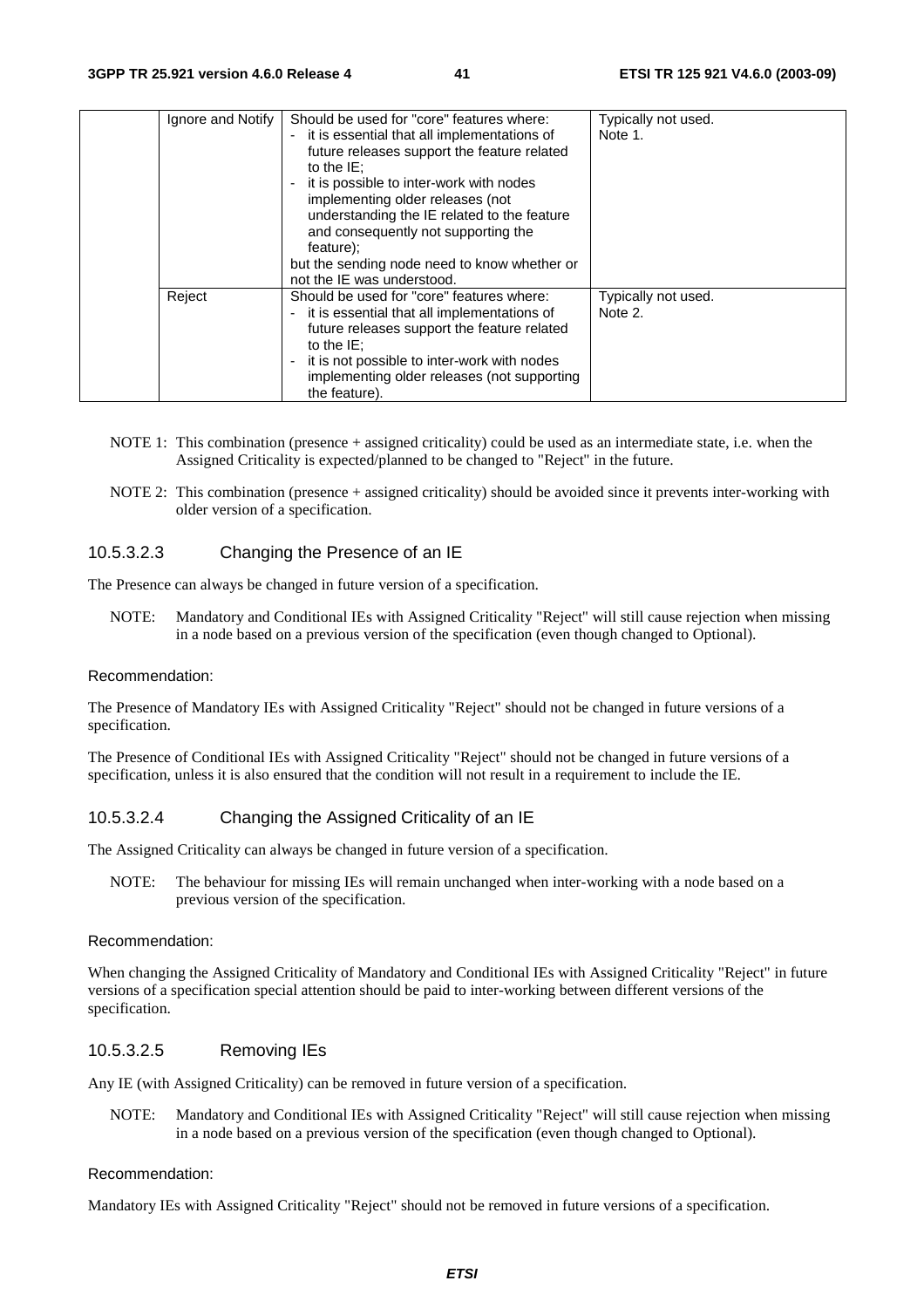| | | | |
|---|---|---|---|
| | Ignore and Notify | Should be used for "core" features where:<br>- it is essential that all implementations of future releases support the feature related to the IE;<br>- it is possible to inter-work with nodes implementing older releases (not understanding the IE related to the feature and consequently not supporting the feature);<br>but the sending node need to know whether or not the IE was understood. | Typically not used.<br>Note 1. |
| | Reject | Should be used for "core" features where:<br>- it is essential that all implementations of future releases support the feature related to the IE;<br>- it is not possible to inter-work with nodes implementing older releases (not supporting the feature). | Typically not used.<br>Note 2. |

NOTE 1: This combination (presence + assigned criticality) could be used as an intermediate state, i.e. when the Assigned Criticality is expected/planned to be changed to "Reject" in the future.

NOTE 2: This combination (presence + assigned criticality) should be avoided since it prevents inter-working with older version of a specification.

#### 10.5.3.2.3 Changing the Presence of an IE

The Presence can always be changed in future version of a specification.

NOTE: Mandatory and Conditional IEs with Assigned Criticality "Reject" will still cause rejection when missing in a node based on a previous version of the specification (even though changed to Optional).

Recommendation:

The Presence of Mandatory IEs with Assigned Criticality "Reject" should not be changed in future versions of a specification.

The Presence of Conditional IEs with Assigned Criticality "Reject" should not be changed in future versions of a specification, unless it is also ensured that the condition will not result in a requirement to include the IE.

#### 10.5.3.2.4 Changing the Assigned Criticality of an IE

The Assigned Criticality can always be changed in future version of a specification.

NOTE: The behaviour for missing IEs will remain unchanged when inter-working with a node based on a previous version of the specification.

Recommendation:

When changing the Assigned Criticality of Mandatory and Conditional IEs with Assigned Criticality "Reject" in future versions of a specification special attention should be paid to inter-working between different versions of the specification.

#### 10.5.3.2.5 Removing IEs

Any IE (with Assigned Criticality) can be removed in future version of a specification.

NOTE: Mandatory and Conditional IEs with Assigned Criticality "Reject" will still cause rejection when missing in a node based on a previous version of the specification (even though changed to Optional).

Recommendation:

Mandatory IEs with Assigned Criticality "Reject" should not be removed in future versions of a specification.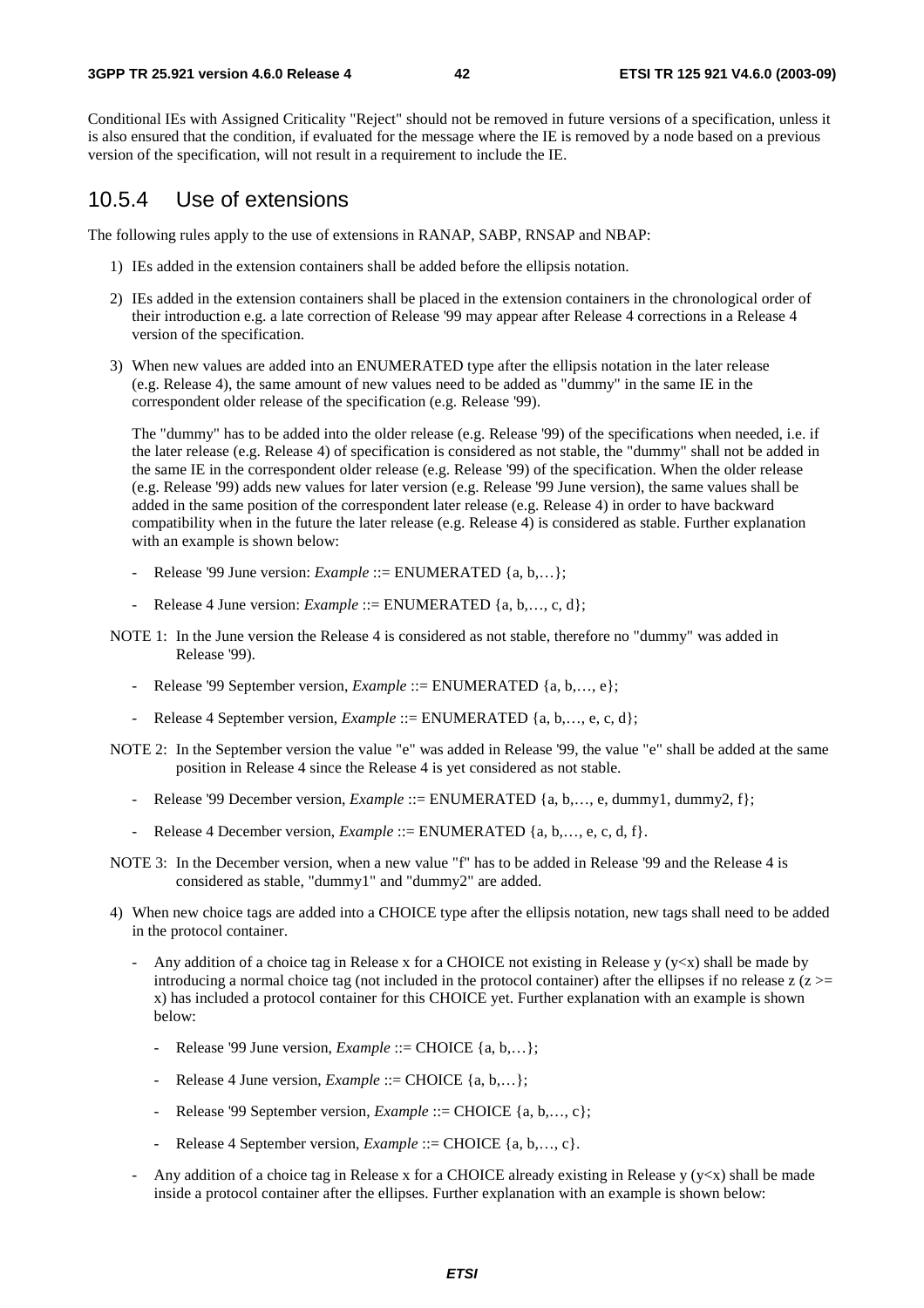Conditional IEs with Assigned Criticality "Reject" should not be removed in future versions of a specification, unless it is also ensured that the condition, if evaluated for the message where the IE is removed by a node based on a previous version of the specification, will not result in a requirement to include the IE.

### 10.5.4 Use of extensions

The following rules apply to the use of extensions in RANAP, SABP, RNSAP and NBAP:

1) IEs added in the extension containers shall be added before the ellipsis notation.

2) IEs added in the extension containers shall be placed in the extension containers in the chronological order of their introduction e.g. a late correction of Release '99 may appear after Release 4 corrections in a Release 4 version of the specification.

3) When new values are added into an ENUMERATED type after the ellipsis notation in the later release (e.g. Release 4), the same amount of new values need to be added as "dummy" in the same IE in the correspondent older release of the specification (e.g. Release '99).

   The "dummy" has to be added into the older release (e.g. Release '99) of the specifications when needed, i.e. if the later release (e.g. Release 4) of specification is considered as not stable, the "dummy" shall not be added in the same IE in the correspondent older release (e.g. Release '99) of the specification. When the older release (e.g. Release '99) adds new values for later version (e.g. Release '99 June version), the same values shall be added in the same position of the correspondent later release (e.g. Release 4) in order to have backward compatibility when in the future the later release (e.g. Release 4) is considered as stable. Further explanation with an example is shown below:

   - Release '99 June version: *Example* ::= ENUMERATED {a, b,…};
   - Release 4 June version: *Example* ::= ENUMERATED {a, b,…, c, d};

NOTE 1: In the June version the Release 4 is considered as not stable, therefore no "dummy" was added in Release '99).

   - Release '99 September version, *Example* ::= ENUMERATED {a, b,…, e};
   - Release 4 September version, *Example* ::= ENUMERATED {a, b,…, e, c, d};

NOTE 2: In the September version the value "e" was added in Release '99, the value "e" shall be added at the same position in Release 4 since the Release 4 is yet considered as not stable.

   - Release '99 December version, *Example* ::= ENUMERATED {a, b,…, e, dummy1, dummy2, f};
   - Release 4 December version, *Example* ::= ENUMERATED {a, b,…, e, c, d, f}.

NOTE 3: In the December version, when a new value "f" has to be added in Release '99 and the Release 4 is considered as stable, "dummy1" and "dummy2" are added.

4) When new choice tags are added into a CHOICE type after the ellipsis notation, new tags shall need to be added in the protocol container.

   - Any addition of a choice tag in Release x for a CHOICE not existing in Release y (y<x) shall be made by introducing a normal choice tag (not included in the protocol container) after the ellipses if no release z (z >= x) has included a protocol container for this CHOICE yet. Further explanation with an example is shown below:
     - Release '99 June version, *Example* ::= CHOICE {a, b,…};
     - Release 4 June version, *Example* ::= CHOICE {a, b,…};
     - Release '99 September version, *Example* ::= CHOICE {a, b,…, c};
     - Release 4 September version, *Example* ::= CHOICE {a, b,…, c}.
   - Any addition of a choice tag in Release x for a CHOICE already existing in Release y (y<x) shall be made inside a protocol container after the ellipses. Further explanation with an example is shown below: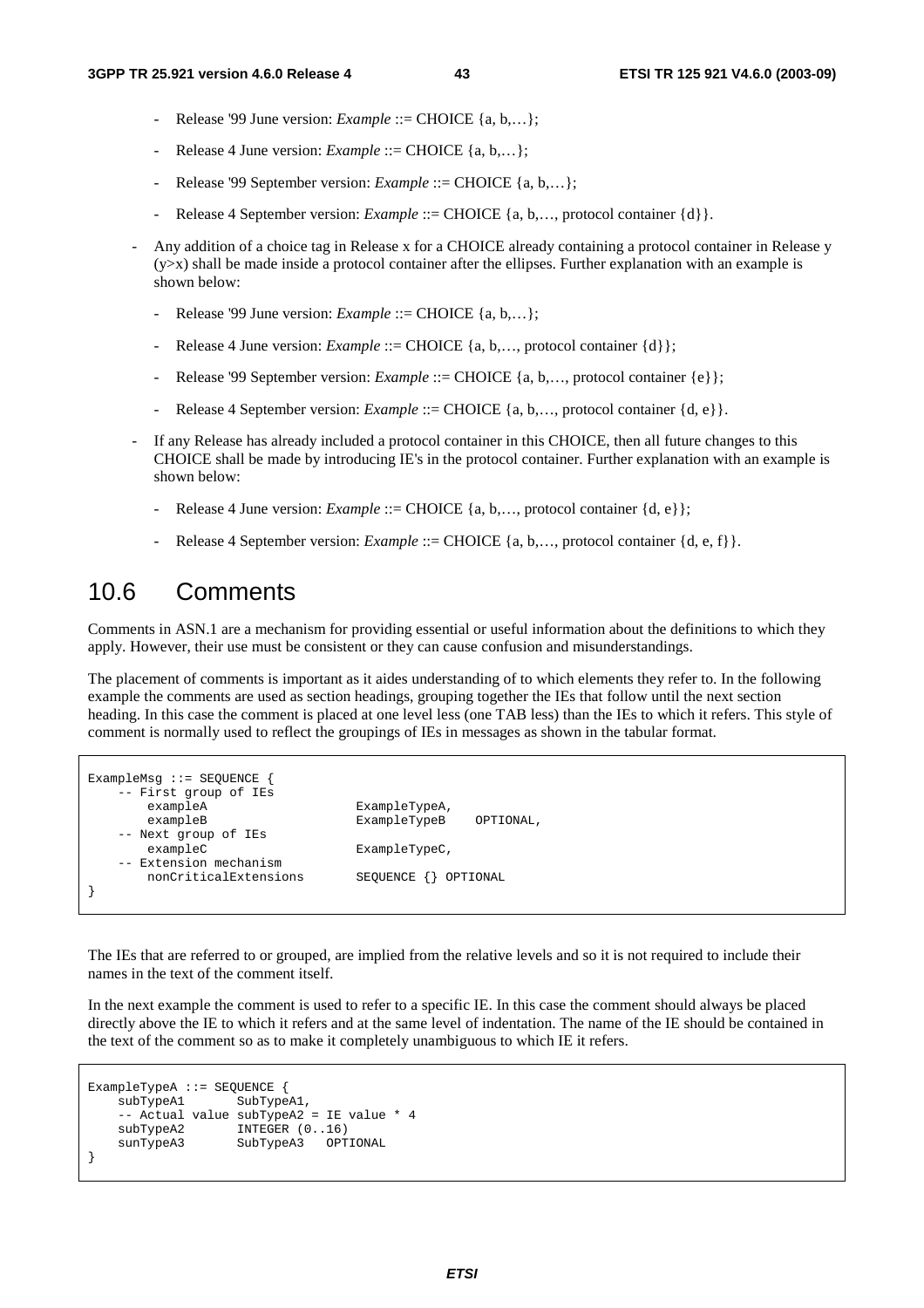- Release '99 June version: *Example* ::= CHOICE {a, b,…};
- Release 4 June version: *Example* ::= CHOICE {a, b,…};
- Release '99 September version: *Example* ::= CHOICE {a, b,…};
- Release 4 September version: *Example* ::= CHOICE {a, b,…, protocol container {d}}.

- Any addition of a choice tag in Release x for a CHOICE already containing a protocol container in Release y (y>x) shall be made inside a protocol container after the ellipses. Further explanation with an example is shown below:
  - Release '99 June version: *Example* ::= CHOICE {a, b,…};
  - Release 4 June version: *Example* ::= CHOICE {a, b,…, protocol container {d}};
  - Release '99 September version: *Example* ::= CHOICE {a, b,…, protocol container {e}};
  - Release 4 September version: *Example* ::= CHOICE {a, b,…, protocol container {d, e}}.

- If any Release has already included a protocol container in this CHOICE, then all future changes to this CHOICE shall be made by introducing IE's in the protocol container. Further explanation with an example is shown below:
  - Release 4 June version: *Example* ::= CHOICE {a, b,…, protocol container {d, e}};
  - Release 4 September version: *Example* ::= CHOICE {a, b,…, protocol container {d, e, f}}.

## 10.6 Comments

Comments in ASN.1 are a mechanism for providing essential or useful information about the definitions to which they apply. However, their use must be consistent or they can cause confusion and misunderstandings.

The placement of comments is important as it aides understanding of to which elements they refer to. In the following example the comments are used as section headings, grouping together the IEs that follow until the next section heading. In this case the comment is placed at one level less (one TAB less) than the IEs to which it refers. This style of comment is normally used to reflect the groupings of IEs in messages as shown in the tabular format.

```
ExampleMsg ::= SEQUENCE {
    -- First group of IEs
        exampleA                    ExampleTypeA,
        exampleB                    ExampleTypeB    OPTIONAL,
    -- Next group of IEs
        exampleC                    ExampleTypeC,
    -- Extension mechanism
        nonCriticalExtensions       SEQUENCE {} OPTIONAL
}
```

The IEs that are referred to or grouped, are implied from the relative levels and so it is not required to include their names in the text of the comment itself.

In the next example the comment is used to refer to a specific IE. In this case the comment should always be placed directly above the IE to which it refers and at the same level of indentation. The name of the IE should be contained in the text of the comment so as to make it completely unambiguous to which IE it refers.

```
ExampleTypeA ::= SEQUENCE {
    subTypeA1       SubTypeA1,
    -- Actual value subTypeA2 = IE value * 4
    subTypeA2       INTEGER (0..16)
    sunTypeA3       SubTypeA3   OPTIONAL
}
```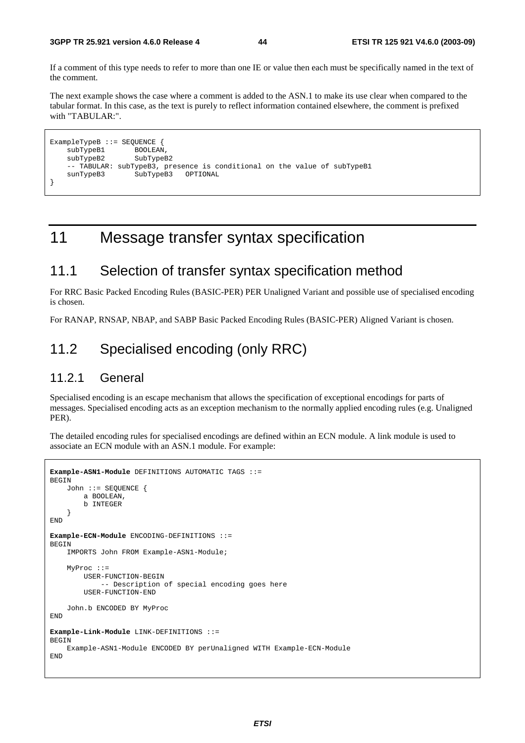If a comment of this type needs to refer to more than one IE or value then each must be specifically named in the text of the comment.

The next example shows the case where a comment is added to the ASN.1 to make its use clear when compared to the tabular format. In this case, as the text is purely to reflect information contained elsewhere, the comment is prefixed with "TABULAR:".

```
ExampleTypeB ::= SEQUENCE {
    subTypeB1       BOOLEAN,
    subTypeB2       SubTypeB2
    -- TABULAR: subTypeB3, presence is conditional on the value of subTypeB1
    sunTypeB3       SubTypeB3   OPTIONAL
}
```

# 11 Message transfer syntax specification

## 11.1 Selection of transfer syntax specification method

For RRC Basic Packed Encoding Rules (BASIC-PER) PER Unaligned Variant and possible use of specialised encoding is chosen.

For RANAP, RNSAP, NBAP, and SABP Basic Packed Encoding Rules (BASIC-PER) Aligned Variant is chosen.

## 11.2 Specialised encoding (only RRC)

### 11.2.1 General

Specialised encoding is an escape mechanism that allows the specification of exceptional encodings for parts of messages. Specialised encoding acts as an exception mechanism to the normally applied encoding rules (e.g. Unaligned PER).

The detailed encoding rules for specialised encodings are defined within an ECN module. A link module is used to associate an ECN module with an ASN.1 module. For example:

```
Example-ASN1-Module DEFINITIONS AUTOMATIC TAGS ::=
BEGIN
    John ::= SEQUENCE {
        a BOOLEAN,
        b INTEGER
    }
END

Example-ECN-Module ENCODING-DEFINITIONS ::=
BEGIN
    IMPORTS John FROM Example-ASN1-Module;

    MyProc ::=
        USER-FUNCTION-BEGIN
            -- Description of special encoding goes here
        USER-FUNCTION-END

    John.b ENCODED BY MyProc
END

Example-Link-Module LINK-DEFINITIONS ::=
BEGIN
    Example-ASN1-Module ENCODED BY perUnaligned WITH Example-ECN-Module
END
```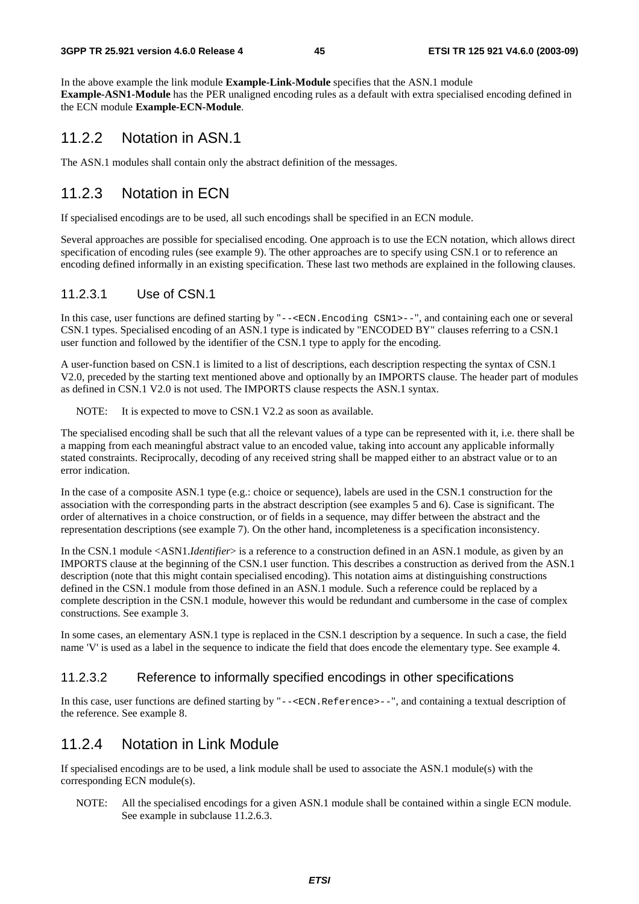In the above example the link module **Example-Link-Module** specifies that the ASN.1 module **Example-ASN1-Module** has the PER unaligned encoding rules as a default with extra specialised encoding defined in the ECN module **Example-ECN-Module**.

## 11.2.2 Notation in ASN.1

The ASN.1 modules shall contain only the abstract definition of the messages.

## 11.2.3 Notation in ECN

If specialised encodings are to be used, all such encodings shall be specified in an ECN module.

Several approaches are possible for specialised encoding. One approach is to use the ECN notation, which allows direct specification of encoding rules (see example 9). The other approaches are to specify using CSN.1 or to reference an encoding defined informally in an existing specification. These last two methods are explained in the following clauses.

### 11.2.3.1 Use of CSN.1

In this case, user functions are defined starting by "`--<ECN.Encoding CSN1>--`", and containing each one or several CSN.1 types. Specialised encoding of an ASN.1 type is indicated by "ENCODED BY" clauses referring to a CSN.1 user function and followed by the identifier of the CSN.1 type to apply for the encoding.

A user-function based on CSN.1 is limited to a list of descriptions, each description respecting the syntax of CSN.1 V2.0, preceded by the starting text mentioned above and optionally by an IMPORTS clause. The header part of modules as defined in CSN.1 V2.0 is not used. The IMPORTS clause respects the ASN.1 syntax.

NOTE: It is expected to move to CSN.1 V2.2 as soon as available.

The specialised encoding shall be such that all the relevant values of a type can be represented with it, i.e. there shall be a mapping from each meaningful abstract value to an encoded value, taking into account any applicable informally stated constraints. Reciprocally, decoding of any received string shall be mapped either to an abstract value or to an error indication.

In the case of a composite ASN.1 type (e.g.: choice or sequence), labels are used in the CSN.1 construction for the association with the corresponding parts in the abstract description (see examples 5 and 6). Case is significant. The order of alternatives in a choice construction, or of fields in a sequence, may differ between the abstract and the representation descriptions (see example 7). On the other hand, incompleteness is a specification inconsistency.

In the CSN.1 module <ASN1.*Identifier*> is a reference to a construction defined in an ASN.1 module, as given by an IMPORTS clause at the beginning of the CSN.1 user function. This describes a construction as derived from the ASN.1 description (note that this might contain specialised encoding). This notation aims at distinguishing constructions defined in the CSN.1 module from those defined in an ASN.1 module. Such a reference could be replaced by a complete description in the CSN.1 module, however this would be redundant and cumbersome in the case of complex constructions. See example 3.

In some cases, an elementary ASN.1 type is replaced in the CSN.1 description by a sequence. In such a case, the field name 'V' is used as a label in the sequence to indicate the field that does encode the elementary type. See example 4.

### 11.2.3.2 Reference to informally specified encodings in other specifications

In this case, user functions are defined starting by "`--<ECN.Reference>--`", and containing a textual description of the reference. See example 8.

## 11.2.4 Notation in Link Module

If specialised encodings are to be used, a link module shall be used to associate the ASN.1 module(s) with the corresponding ECN module(s).

NOTE: All the specialised encodings for a given ASN.1 module shall be contained within a single ECN module. See example in subclause 11.2.6.3.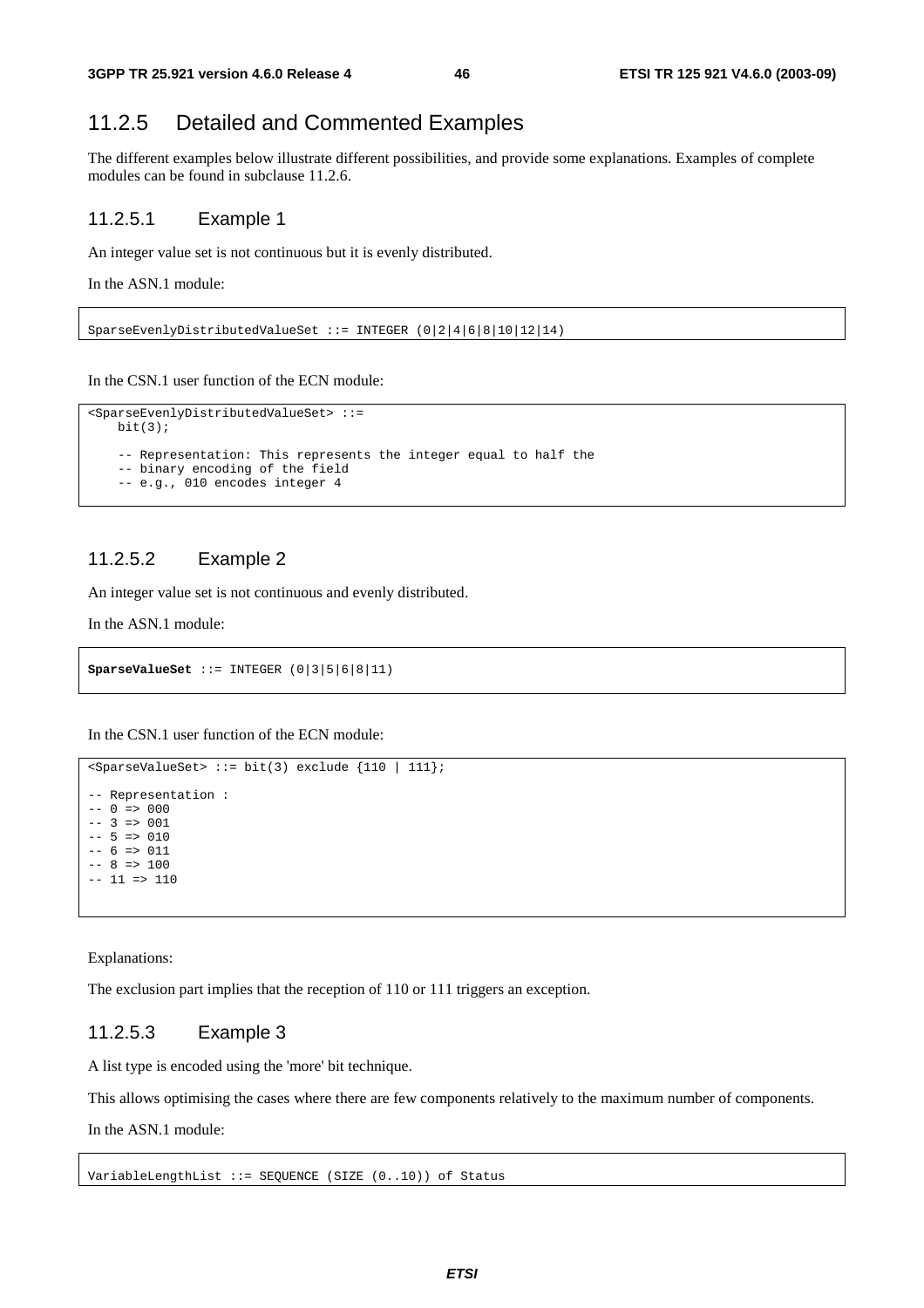### 11.2.5 Detailed and Commented Examples

The different examples below illustrate different possibilities, and provide some explanations. Examples of complete modules can be found in subclause 11.2.6.

#### 11.2.5.1 Example 1

An integer value set is not continuous but it is evenly distributed.

In the ASN.1 module:

```
SparseEvenlyDistributedValueSet ::= INTEGER (0|2|4|6|8|10|12|14)
```

In the CSN.1 user function of the ECN module:

```
<SparseEvenlyDistributedValueSet> ::=
    bit(3);

    -- Representation: This represents the integer equal to half the
    -- binary encoding of the field
    -- e.g., 010 encodes integer 4
```

#### 11.2.5.2 Example 2

An integer value set is not continuous and evenly distributed.

In the ASN.1 module:

```
SparseValueSet ::= INTEGER (0|3|5|6|8|11)
```

In the CSN.1 user function of the ECN module:

```
<SparseValueSet> ::= bit(3) exclude {110 | 111};

-- Representation :
-- 0 => 000
-- 3 => 001
-- 5 => 010
-- 6 => 011
-- 8 => 100
-- 11 => 110
```

Explanations:

The exclusion part implies that the reception of 110 or 111 triggers an exception.

#### 11.2.5.3 Example 3

A list type is encoded using the 'more' bit technique.

This allows optimising the cases where there are few components relatively to the maximum number of components.

In the ASN.1 module:

```
VariableLengthList ::= SEQUENCE (SIZE (0..10)) of Status
```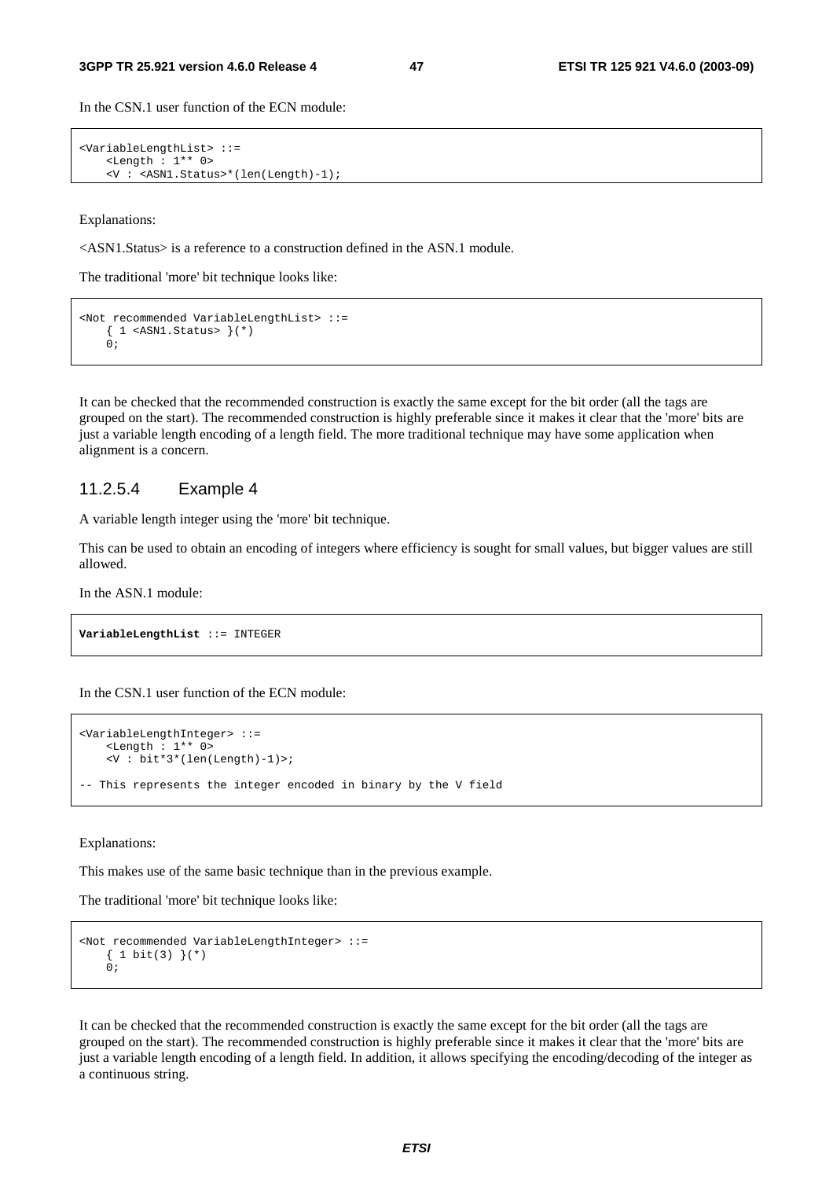In the CSN.1 user function of the ECN module:

```
<VariableLengthList> ::=
    <Length : 1** 0>
    <V : <ASN1.Status>*(len(Length)-1);
```

Explanations:

<ASN1.Status> is a reference to a construction defined in the ASN.1 module.

The traditional 'more' bit technique looks like:

```
<Not recommended VariableLengthList> ::=
    { 1 <ASN1.Status> }(*)
    0;
```

It can be checked that the recommended construction is exactly the same except for the bit order (all the tags are grouped on the start). The recommended construction is highly preferable since it makes it clear that the 'more' bits are just a variable length encoding of a length field. The more traditional technique may have some application when alignment is a concern.

### 11.2.5.4 Example 4

A variable length integer using the 'more' bit technique.

This can be used to obtain an encoding of integers where efficiency is sought for small values, but bigger values are still allowed.

In the ASN.1 module:

```
VariableLengthList ::= INTEGER
```

In the CSN.1 user function of the ECN module:

```
<VariableLengthInteger> ::=
    <Length : 1** 0>
    <V : bit*3*(len(Length)-1)>;

-- This represents the integer encoded in binary by the V field
```

Explanations:

This makes use of the same basic technique than in the previous example.

The traditional 'more' bit technique looks like:

```
<Not recommended VariableLengthInteger> ::=
    { 1 bit(3) }(*)
    0;
```

It can be checked that the recommended construction is exactly the same except for the bit order (all the tags are grouped on the start). The recommended construction is highly preferable since it makes it clear that the 'more' bits are just a variable length encoding of a length field. In addition, it allows specifying the encoding/decoding of the integer as a continuous string.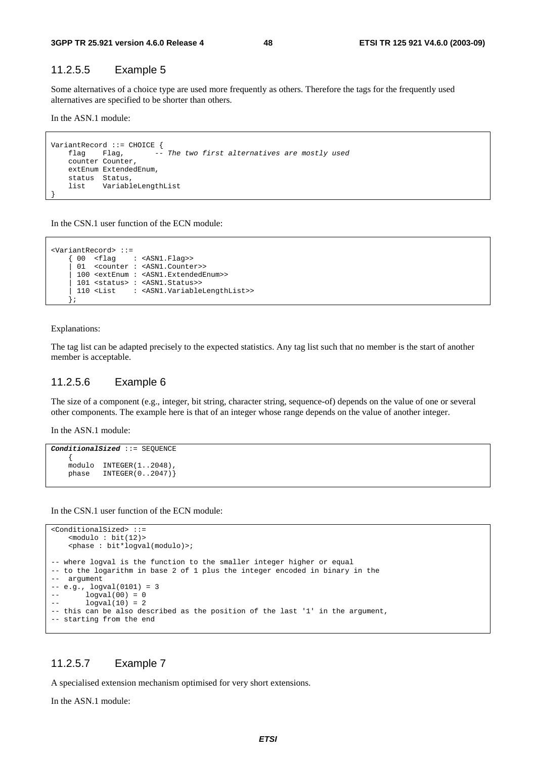#### 11.2.5.5 Example 5

Some alternatives of a choice type are used more frequently as others. Therefore the tags for the frequently used alternatives are specified to be shorter than others.

In the ASN.1 module:

```
VariantRecord ::= CHOICE {
    flag    Flag,        -- The two first alternatives are mostly used
    counter Counter,
    extEnum ExtendedEnum,
    status  Status,
    list    VariableLengthList
}
```

In the CSN.1 user function of the ECN module:

```
<VariantRecord> ::=
    { 00  <flag    : <ASN1.Flag>>
    | 01  <counter : <ASN1.Counter>>
    | 100 <extEnum : <ASN1.ExtendedEnum>>
    | 101 <status> : <ASN1.Status>>
    | 110 <List    : <ASN1.VariableLengthList>>
    };
```

Explanations:

The tag list can be adapted precisely to the expected statistics. Any tag list such that no member is the start of another member is acceptable.

#### 11.2.5.6 Example 6

The size of a component (e.g., integer, bit string, character string, sequence-of) depends on the value of one or several other components. The example here is that of an integer whose range depends on the value of another integer.

In the ASN.1 module:

```
ConditionalSized ::= SEQUENCE
    {
    modulo  INTEGER(1..2048),
    phase   INTEGER(0..2047)}
```

In the CSN.1 user function of the ECN module:

```
<ConditionalSized> ::=
    <modulo : bit(12)>
    <phase : bit*logval(modulo)>;

-- where logval is the function to the smaller integer higher or equal
-- to the logarithm in base 2 of 1 plus the integer encoded in binary in the
--  argument
-- e.g., logval(0101) = 3
--      logval(00) = 0
--      logval(10) = 2
-- this can be also described as the position of the last '1' in the argument,
-- starting from the end
```

#### 11.2.5.7 Example 7

A specialised extension mechanism optimised for very short extensions.

In the ASN.1 module: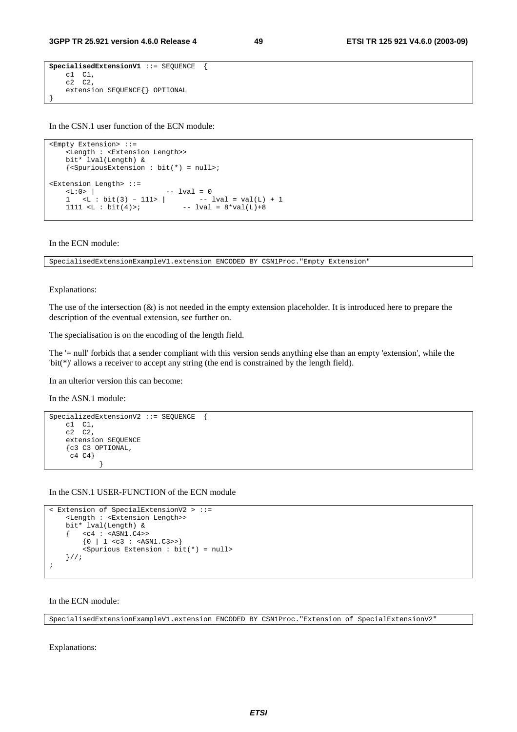```
SpecialisedExtensionV1 ::= SEQUENCE  {
    c1  C1,
    c2  C2,
    extension SEQUENCE{} OPTIONAL
}
```

In the CSN.1 user function of the ECN module:

```
<Empty Extension> ::=
    <Length : <Extension Length>>
    bit* lval(Length) &
    {<SpuriousExtension : bit(*) = null>;

<Extension Length> ::=
    <L:0> |                  -- lval = 0
    1   <L : bit(3) – 111> |        -- lval = val(L) + 1
    1111 <L : bit(4)>;          -- lval = 8*val(L)+8
```

In the ECN module:

```
SpecialisedExtensionExampleV1.extension ENCODED BY CSN1Proc."Empty Extension"
```

Explanations:

The use of the intersection (&) is not needed in the empty extension placeholder. It is introduced here to prepare the description of the eventual extension, see further on.

The specialisation is on the encoding of the length field.

The '= null' forbids that a sender compliant with this version sends anything else than an empty 'extension', while the 'bit(*)' allows a receiver to accept any string (the end is constrained by the length field).

In an ulterior version this can become:

In the ASN.1 module:

```
SpecializedExtensionV2 ::= SEQUENCE  {
    c1  C1,
    c2  C2,
    extension SEQUENCE
    {c3 C3 OPTIONAL,
     c4 C4}
            }
```

In the CSN.1 USER-FUNCTION of the ECN module

```
< Extension of SpecialExtensionV2 > ::=
    <Length : <Extension Length>>
    bit* lval(Length) &
    {   <c4 : <ASN1.C4>>
        {0 | 1 <c3 : <ASN1.C3>>}
        <Spurious Extension : bit(*) = null>
    }//;
;
```

In the ECN module:

```
SpecialisedExtensionExampleV1.extension ENCODED BY CSN1Proc."Extension of SpecialExtensionV2"
```

Explanations: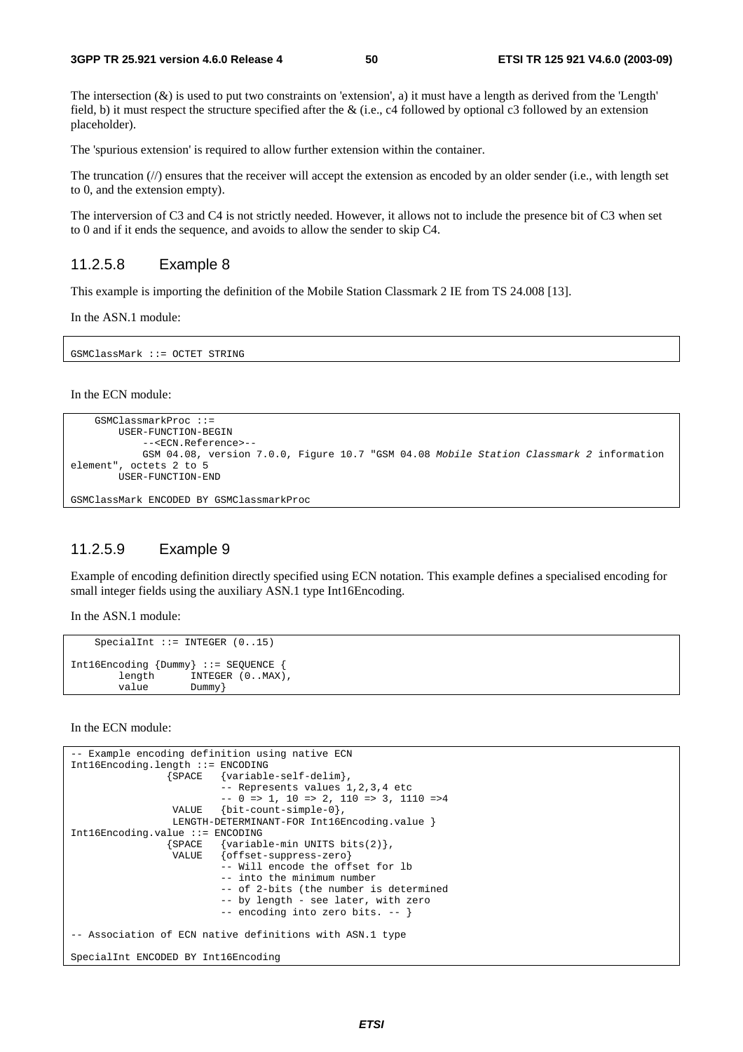The intersection (&) is used to put two constraints on 'extension', a) it must have a length as derived from the 'Length' field, b) it must respect the structure specified after the & (i.e., c4 followed by optional c3 followed by an extension placeholder).

The 'spurious extension' is required to allow further extension within the container.

The truncation (//) ensures that the receiver will accept the extension as encoded by an older sender (i.e., with length set to 0, and the extension empty).

The interversion of C3 and C4 is not strictly needed. However, it allows not to include the presence bit of C3 when set to 0 and if it ends the sequence, and avoids to allow the sender to skip C4.

### 11.2.5.8 Example 8

This example is importing the definition of the Mobile Station Classmark 2 IE from TS 24.008 [13].

In the ASN.1 module:

```
GSMClassMark ::= OCTET STRING
```

In the ECN module:

```
    GSMClassmarkProc ::=
        USER-FUNCTION-BEGIN
            --<ECN.Reference>--
            GSM 04.08, version 7.0.0, Figure 10.7 "GSM 04.08 Mobile Station Classmark 2 information
element", octets 2 to 5
        USER-FUNCTION-END

GSMClassMark ENCODED BY GSMClassmarkProc
```

### 11.2.5.9 Example 9

Example of encoding definition directly specified using ECN notation. This example defines a specialised encoding for small integer fields using the auxiliary ASN.1 type Int16Encoding.

In the ASN.1 module:

```
    SpecialInt ::= INTEGER (0..15)

Int16Encoding {Dummy} ::= SEQUENCE {
        length      INTEGER (0..MAX),
        value       Dummy}
```

In the ECN module:

```
-- Example encoding definition using native ECN
Int16Encoding.length ::= ENCODING
                {SPACE   {variable-self-delim},
                         -- Represents values 1,2,3,4 etc
                         -- 0 => 1, 10 => 2, 110 => 3, 1110 =>4
                 VALUE   {bit-count-simple-0},
                 LENGTH-DETERMINANT-FOR Int16Encoding.value }
Int16Encoding.value ::= ENCODING
                {SPACE   {variable-min UNITS bits(2)},
                 VALUE   {offset-suppress-zero}
                         -- Will encode the offset for lb
                         -- into the minimum number
                         -- of 2-bits (the number is determined
                         -- by length - see later, with zero
                         -- encoding into zero bits. -- }

-- Association of ECN native definitions with ASN.1 type

SpecialInt ENCODED BY Int16Encoding
```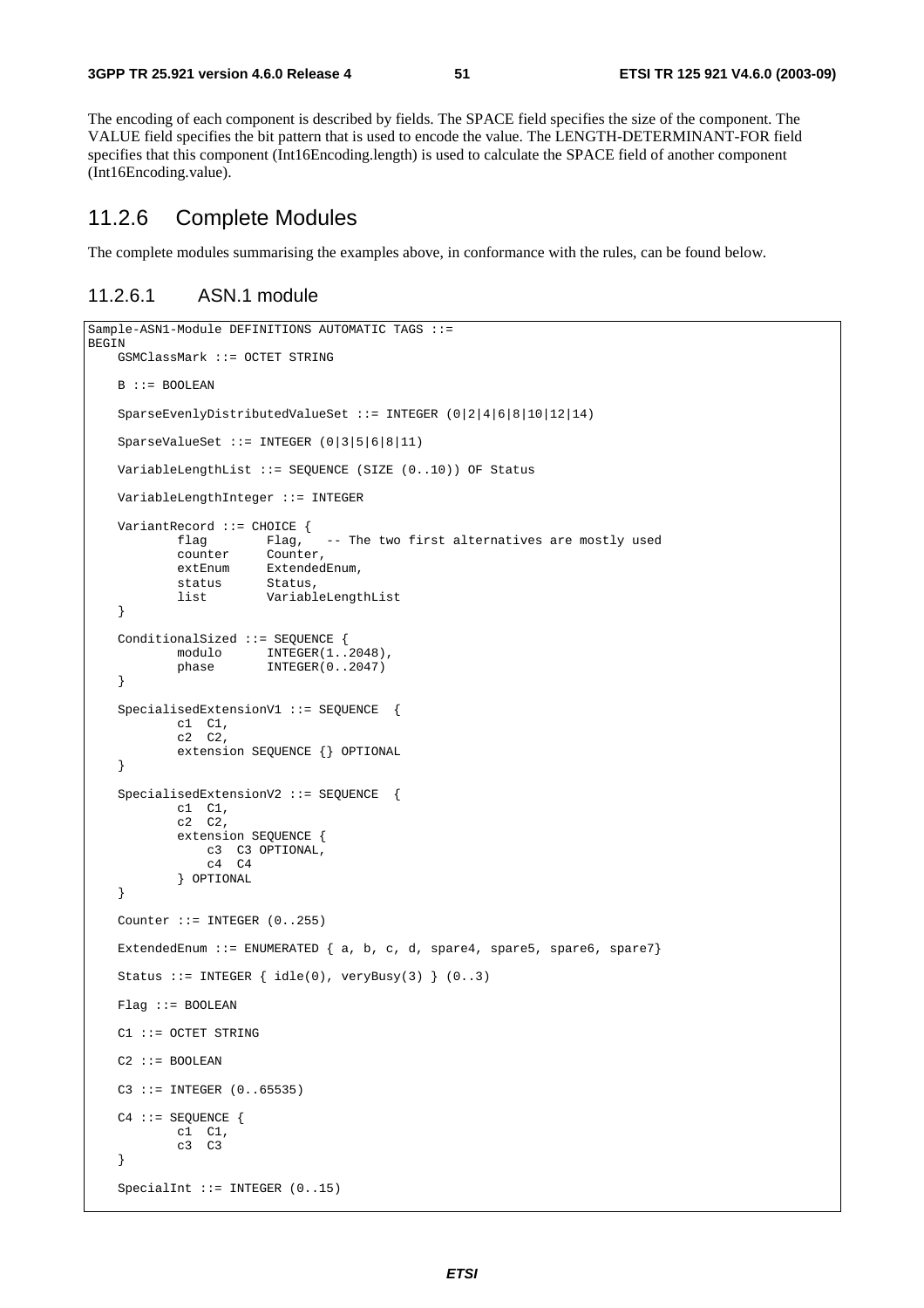The encoding of each component is described by fields. The SPACE field specifies the size of the component. The VALUE field specifies the bit pattern that is used to encode the value. The LENGTH-DETERMINANT-FOR field specifies that this component (Int16Encoding.length) is used to calculate the SPACE field of another component (Int16Encoding.value).

## 11.2.6 Complete Modules

The complete modules summarising the examples above, in conformance with the rules, can be found below.

### 11.2.6.1 ASN.1 module

```
Sample-ASN1-Module DEFINITIONS AUTOMATIC TAGS ::=
BEGIN
    GSMClassMark ::= OCTET STRING

    B ::= BOOLEAN

    SparseEvenlyDistributedValueSet ::= INTEGER (0|2|4|6|8|10|12|14)

    SparseValueSet ::= INTEGER (0|3|5|6|8|11)

    VariableLengthList ::= SEQUENCE (SIZE (0..10)) OF Status

    VariableLengthInteger ::= INTEGER

    VariantRecord ::= CHOICE {
            flag        Flag,   -- The two first alternatives are mostly used
            counter     Counter,
            extEnum     ExtendedEnum,
            status      Status,
            list        VariableLengthList
    }

    ConditionalSized ::= SEQUENCE {
            modulo      INTEGER(1..2048),
            phase       INTEGER(0..2047)
    }

    SpecialisedExtensionV1 ::= SEQUENCE  {
            c1  C1,
            c2  C2,
            extension SEQUENCE {} OPTIONAL
    }

    SpecialisedExtensionV2 ::= SEQUENCE  {
            c1  C1,
            c2  C2,
            extension SEQUENCE {
                c3  C3 OPTIONAL,
                c4  C4
            } OPTIONAL
    }

    Counter ::= INTEGER (0..255)

    ExtendedEnum ::= ENUMERATED { a, b, c, d, spare4, spare5, spare6, spare7}

    Status ::= INTEGER { idle(0), veryBusy(3) } (0..3)

    Flag ::= BOOLEAN

    C1 ::= OCTET STRING

    C2 ::= BOOLEAN

    C3 ::= INTEGER (0..65535)

    C4 ::= SEQUENCE {
            c1  C1,
            c3  C3
    }

    SpecialInt ::= INTEGER (0..15)
```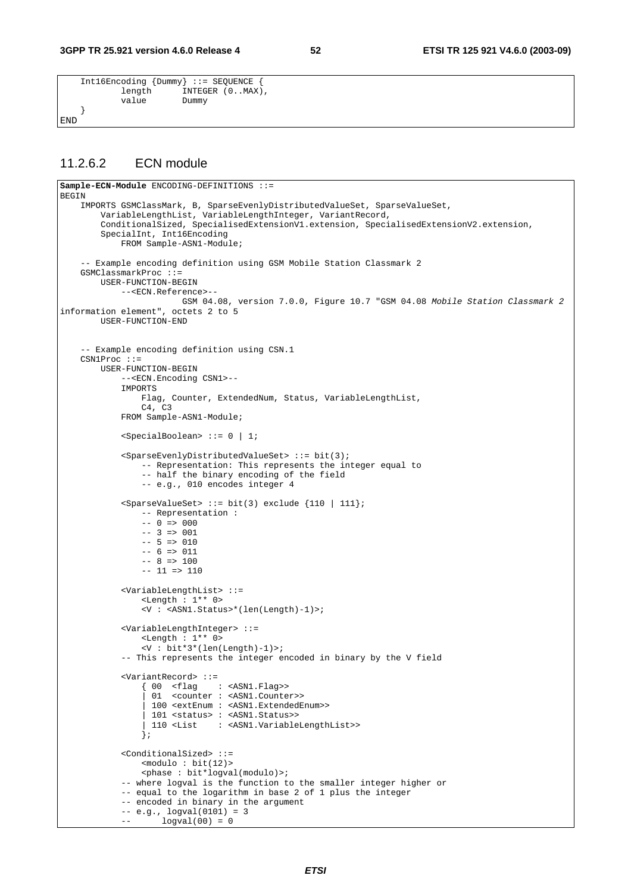```
    Int16Encoding {Dummy} ::= SEQUENCE {
            length      INTEGER (0..MAX),
            value       Dummy
    }
END
```

### 11.2.6.2 ECN module

```
Sample-ECN-Module ENCODING-DEFINITIONS ::=
BEGIN
    IMPORTS GSMClassMark, B, SparseEvenlyDistributedValueSet, SparseValueSet,
        VariableLengthList, VariableLengthInteger, VariantRecord,
        ConditionalSized, SpecialisedExtensionV1.extension, SpecialisedExtensionV2.extension,
        SpecialInt, Int16Encoding
            FROM Sample-ASN1-Module;

    -- Example encoding definition using GSM Mobile Station Classmark 2
    GSMClassmarkProc ::=
        USER-FUNCTION-BEGIN
            --<ECN.Reference>--
                        GSM 04.08, version 7.0.0, Figure 10.7 "GSM 04.08 Mobile Station Classmark 2
information element", octets 2 to 5
        USER-FUNCTION-END


    -- Example encoding definition using CSN.1
    CSN1Proc ::=
        USER-FUNCTION-BEGIN
            --<ECN.Encoding CSN1>--
            IMPORTS
                Flag, Counter, ExtendedNum, Status, VariableLengthList,
                C4, C3
            FROM Sample-ASN1-Module;

            <SpecialBoolean> ::= 0 | 1;

            <SparseEvenlyDistributedValueSet> ::= bit(3);
                -- Representation: This represents the integer equal to
                -- half the binary encoding of the field
                -- e.g., 010 encodes integer 4

            <SparseValueSet> ::= bit(3) exclude {110 | 111};
                -- Representation :
                -- 0 => 000
                -- 3 => 001
                -- 5 => 010
                -- 6 => 011
                -- 8 => 100
                -- 11 => 110

            <VariableLengthList> ::=
                <Length : 1** 0>
                <V : <ASN1.Status>*(len(Length)-1)>;

            <VariableLengthInteger> ::=
                <Length : 1** 0>
                <V : bit*3*(len(Length)-1)>;
            -- This represents the integer encoded in binary by the V field

            <VariantRecord> ::=
                { 00  <flag    : <ASN1.Flag>>
                | 01  <counter : <ASN1.Counter>>
                | 100 <extEnum : <ASN1.ExtendedEnum>>
                | 101 <status> : <ASN1.Status>>
                | 110 <List    : <ASN1.VariableLengthList>>
                };

            <ConditionalSized> ::=
                <modulo : bit(12)>
                <phase : bit*logval(modulo)>;
            -- where logval is the function to the smaller integer higher or
            -- equal to the logarithm in base 2 of 1 plus the integer
            -- encoded in binary in the argument
            -- e.g., logval(0101) = 3
            --       logval(00) = 0
```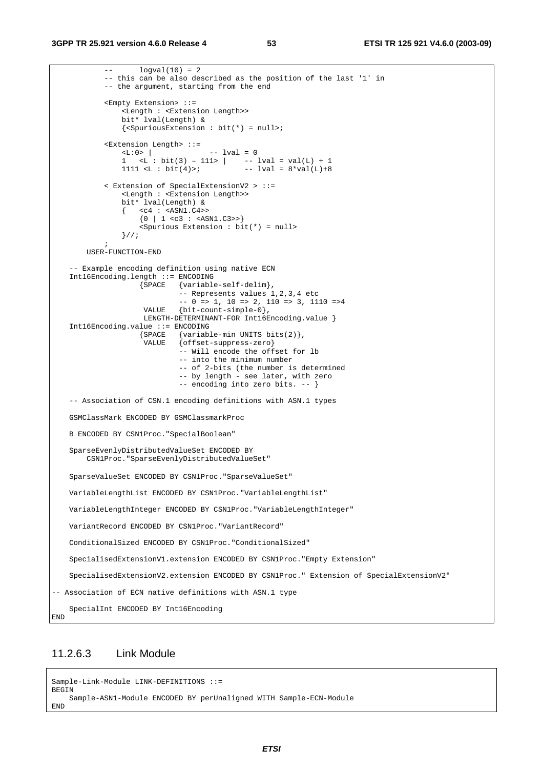```
            --      logval(10) = 2
            -- this can be also described as the position of the last '1' in
            -- the argument, starting from the end

            <Empty Extension> ::=
                <Length : <Extension Length>>
                bit* lval(Length) &
                {<SpuriousExtension : bit(*) = null>;

            <Extension Length> ::=
                <L:0> |                -- lval = 0
                1   <L : bit(3) – 111> |    -- lval = val(L) + 1
                1111 <L : bit(4)>;          -- lval = 8*val(L)+8

            < Extension of SpecialExtensionV2 > ::=
                <Length : <Extension Length>>
                bit* lval(Length) &
                {   <c4 : <ASN1.C4>>
                    {0 | 1 <c3 : <ASN1.C3>>}
                    <Spurious Extension : bit(*) = null>
                }//;
            ;
        USER-FUNCTION-END

    -- Example encoding definition using native ECN
    Int16Encoding.length ::= ENCODING
                    {SPACE   {variable-self-delim},
                             -- Represents values 1,2,3,4 etc
                             -- 0 => 1, 10 => 2, 110 => 3, 1110 =>4
                     VALUE   {bit-count-simple-0},
                     LENGTH-DETERMINANT-FOR Int16Encoding.value }
    Int16Encoding.value ::= ENCODING
                    {SPACE   {variable-min UNITS bits(2)},
                     VALUE   {offset-suppress-zero}
                             -- Will encode the offset for lb
                             -- into the minimum number
                             -- of 2-bits (the number is determined
                             -- by length - see later, with zero
                             -- encoding into zero bits. -- }

    -- Association of CSN.1 encoding definitions with ASN.1 types

    GSMClassMark ENCODED BY GSMClassmarkProc

    B ENCODED BY CSN1Proc."SpecialBoolean"

    SparseEvenlyDistributedValueSet ENCODED BY
        CSN1Proc."SparseEvenlyDistributedValueSet"

    SparseValueSet ENCODED BY CSN1Proc."SparseValueSet"

    VariableLengthList ENCODED BY CSN1Proc."VariableLengthList"

    VariableLengthInteger ENCODED BY CSN1Proc."VariableLengthInteger"

    VariantRecord ENCODED BY CSN1Proc."VariantRecord"

    ConditionalSized ENCODED BY CSN1Proc."ConditionalSized"

    SpecialisedExtensionV1.extension ENCODED BY CSN1Proc."Empty Extension"

    SpecialisedExtensionV2.extension ENCODED BY CSN1Proc." Extension of SpecialExtensionV2"

-- Association of ECN native definitions with ASN.1 type

    SpecialInt ENCODED BY Int16Encoding
END
```

### 11.2.6.3 Link Module

```
Sample-Link-Module LINK-DEFINITIONS ::=
BEGIN
    Sample-ASN1-Module ENCODED BY perUnaligned WITH Sample-ECN-Module
END
```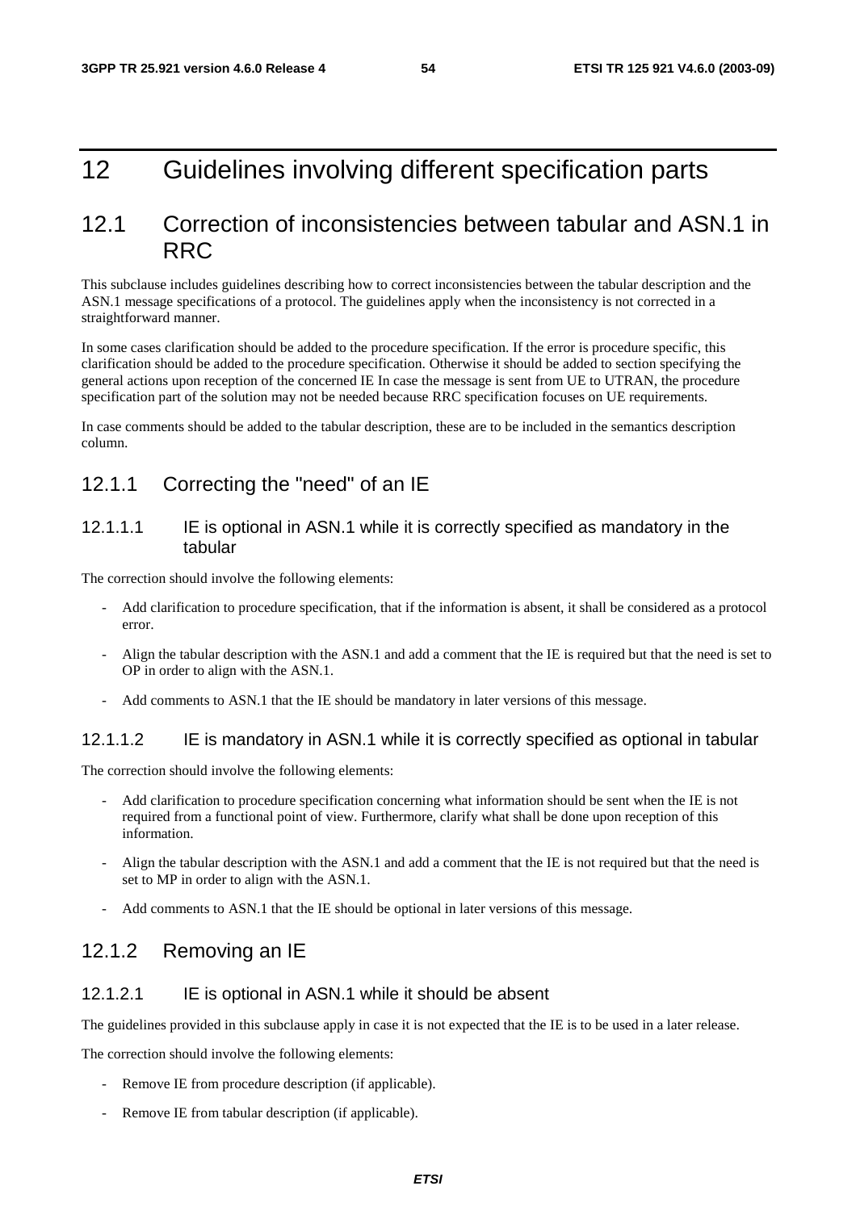# 12 Guidelines involving different specification parts

## 12.1 Correction of inconsistencies between tabular and ASN.1 in RRC

This subclause includes guidelines describing how to correct inconsistencies between the tabular description and the ASN.1 message specifications of a protocol. The guidelines apply when the inconsistency is not corrected in a straightforward manner.

In some cases clarification should be added to the procedure specification. If the error is procedure specific, this clarification should be added to the procedure specification. Otherwise it should be added to section specifying the general actions upon reception of the concerned IE In case the message is sent from UE to UTRAN, the procedure specification part of the solution may not be needed because RRC specification focuses on UE requirements.

In case comments should be added to the tabular description, these are to be included in the semantics description column.

### 12.1.1 Correcting the "need" of an IE

#### 12.1.1.1 IE is optional in ASN.1 while it is correctly specified as mandatory in the tabular

The correction should involve the following elements:

- Add clarification to procedure specification, that if the information is absent, it shall be considered as a protocol error.
- Align the tabular description with the ASN.1 and add a comment that the IE is required but that the need is set to OP in order to align with the ASN.1.
- Add comments to ASN.1 that the IE should be mandatory in later versions of this message.

#### 12.1.1.2 IE is mandatory in ASN.1 while it is correctly specified as optional in tabular

The correction should involve the following elements:

- Add clarification to procedure specification concerning what information should be sent when the IE is not required from a functional point of view. Furthermore, clarify what shall be done upon reception of this information.
- Align the tabular description with the ASN.1 and add a comment that the IE is not required but that the need is set to MP in order to align with the ASN.1.
- Add comments to ASN.1 that the IE should be optional in later versions of this message.

### 12.1.2 Removing an IE

#### 12.1.2.1 IE is optional in ASN.1 while it should be absent

The guidelines provided in this subclause apply in case it is not expected that the IE is to be used in a later release.

The correction should involve the following elements:

- Remove IE from procedure description (if applicable).
- Remove IE from tabular description (if applicable).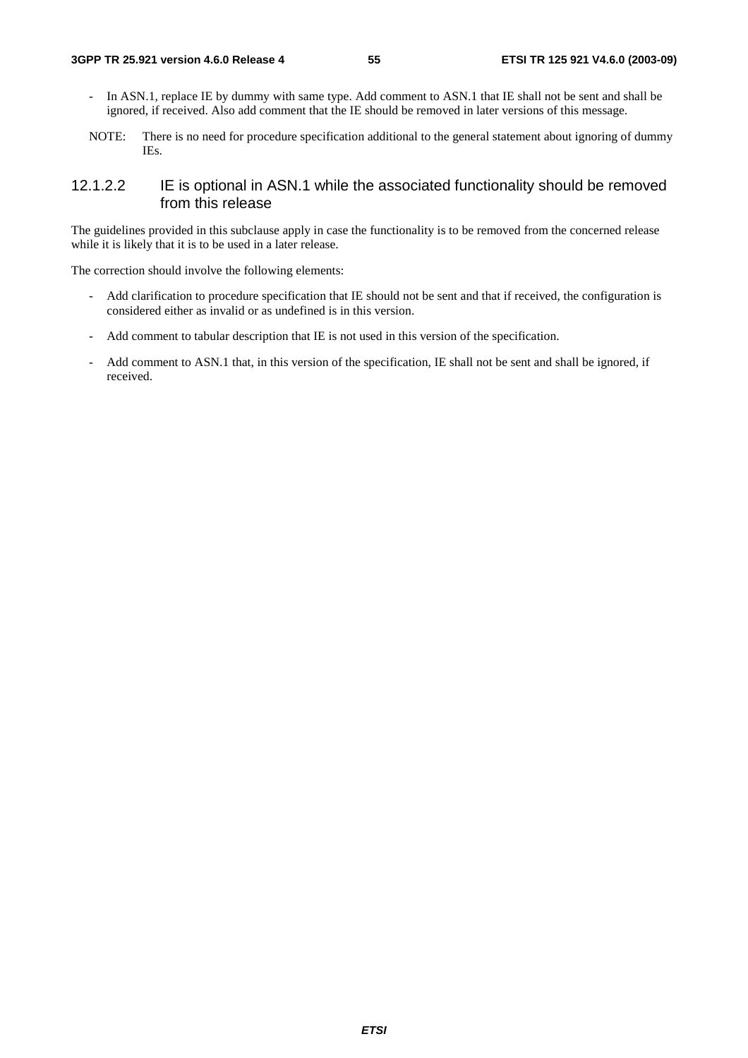- In ASN.1, replace IE by dummy with same type. Add comment to ASN.1 that IE shall not be sent and shall be ignored, if received. Also add comment that the IE should be removed in later versions of this message.

NOTE: There is no need for procedure specification additional to the general statement about ignoring of dummy IEs.

#### 12.1.2.2 IE is optional in ASN.1 while the associated functionality should be removed from this release

The guidelines provided in this subclause apply in case the functionality is to be removed from the concerned release while it is likely that it is to be used in a later release.

The correction should involve the following elements:

- Add clarification to procedure specification that IE should not be sent and that if received, the configuration is considered either as invalid or as undefined is in this version.
- Add comment to tabular description that IE is not used in this version of the specification.
- Add comment to ASN.1 that, in this version of the specification, IE shall not be sent and shall be ignored, if received.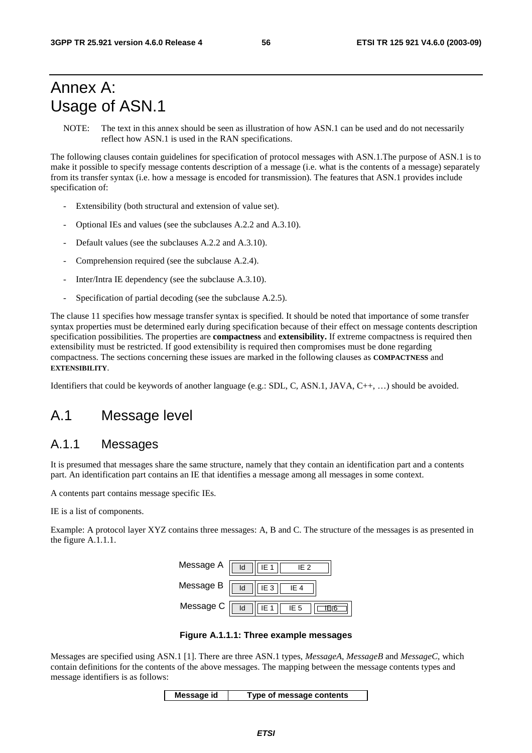# Annex A: Usage of ASN.1

NOTE: The text in this annex should be seen as illustration of how ASN.1 can be used and do not necessarily reflect how ASN.1 is used in the RAN specifications.

The following clauses contain guidelines for specification of protocol messages with ASN.1.The purpose of ASN.1 is to make it possible to specify message contents description of a message (i.e. what is the contents of a message) separately from its transfer syntax (i.e. how a message is encoded for transmission). The features that ASN.1 provides include specification of:

- Extensibility (both structural and extension of value set).
- Optional IEs and values (see the subclauses A.2.2 and A.3.10).
- Default values (see the subclauses A.2.2 and A.3.10).
- Comprehension required (see the subclause A.2.4).
- Inter/Intra IE dependency (see the subclause A.3.10).
- Specification of partial decoding (see the subclause A.2.5).

The clause 11 specifies how message transfer syntax is specified. It should be noted that importance of some transfer syntax properties must be determined early during specification because of their effect on message contents description specification possibilities. The properties are **compactness** and **extensibility.** If extreme compactness is required then extensibility must be restricted. If good extensibility is required then compromises must be done regarding compactness. The sections concerning these issues are marked in the following clauses as **COMPACTNESS** and **EXTENSIBILITY**.

Identifiers that could be keywords of another language (e.g.: SDL, C, ASN.1, JAVA, C++, …) should be avoided.

## A.1 Message level

### A.1.1 Messages

It is presumed that messages share the same structure, namely that they contain an identification part and a contents part. An identification part contains an IE that identifies a message among all messages in some context.

A contents part contains message specific IEs.

IE is a list of components.

Example: A protocol layer XYZ contains three messages: A, B and C. The structure of the messages is as presented in the figure A.1.1.1.

| | | | | |
|---|---|---|---|---|
| Message A | Id | IE 1 | IE 2 | |
| Message B | Id | IE 3 | IE 4 | |
| Message C | Id | IE 1 | IE 5 | IE 6 |

**Figure A.1.1.1: Three example messages**

Messages are specified using ASN.1 [1]. There are three ASN.1 types, *MessageA*, *MessageB* and *MessageC*, which contain definitions for the contents of the above messages. The mapping between the message contents types and message identifiers is as follows:

| Message id | Type of message contents |
|---|---|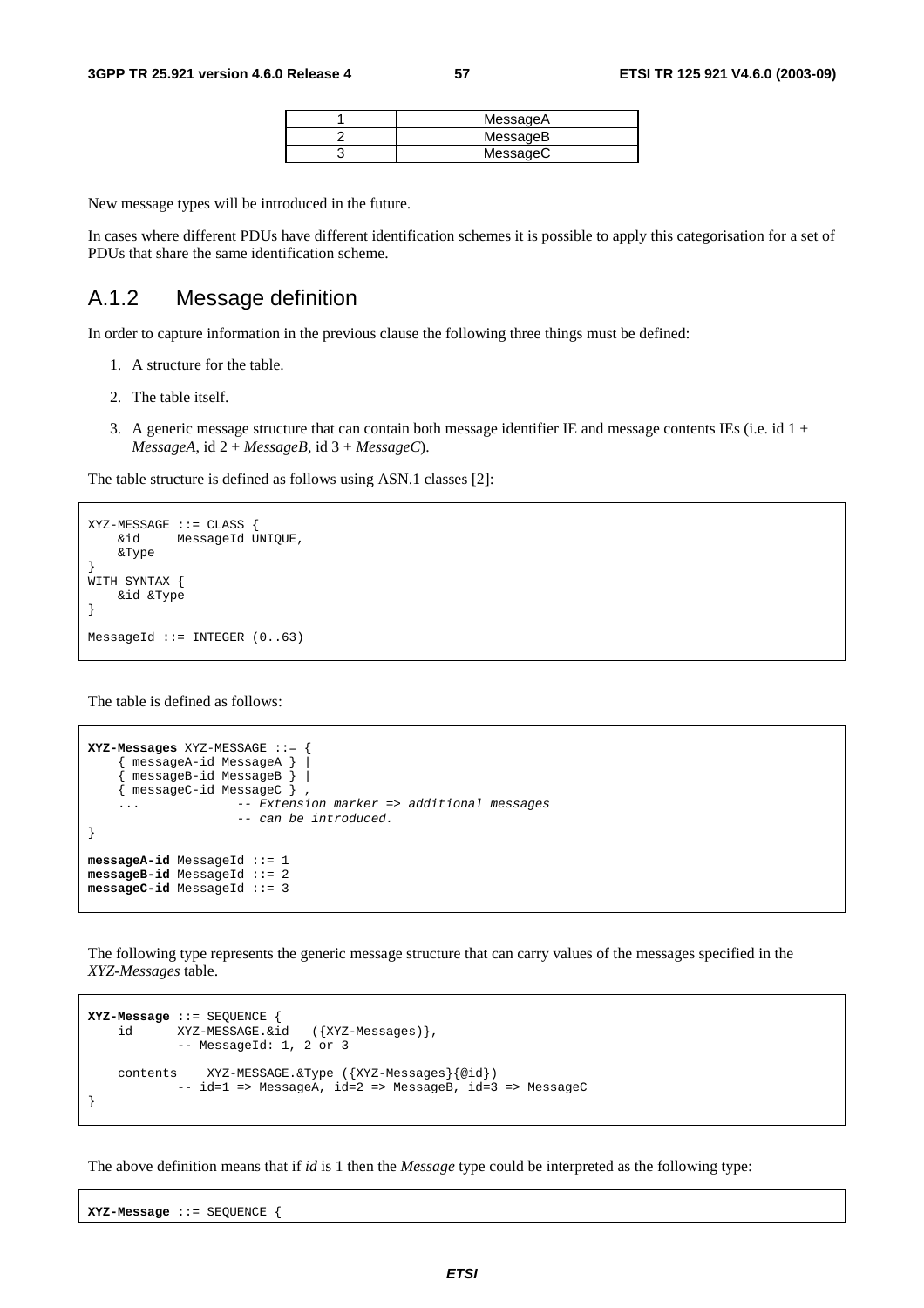| 1 | MessageA |
|---|---|
| 2 | MessageB |
| 3 | MessageC |

New message types will be introduced in the future.

In cases where different PDUs have different identification schemes it is possible to apply this categorisation for a set of PDUs that share the same identification scheme.

## A.1.2 Message definition

In order to capture information in the previous clause the following three things must be defined:

1. A structure for the table.
2. The table itself.
3. A generic message structure that can contain both message identifier IE and message contents IEs (i.e. id 1 + *MessageA*, id 2 + *MessageB*, id 3 + *MessageC*).

The table structure is defined as follows using ASN.1 classes [2]:

```
XYZ-MESSAGE ::= CLASS {
    &id     MessageId UNIQUE,
    &Type
}
WITH SYNTAX {
    &id &Type
}

MessageId ::= INTEGER (0..63)
```

The table is defined as follows:

```
XYZ-Messages XYZ-MESSAGE ::= {
    { messageA-id MessageA } |
    { messageB-id MessageB } |
    { messageC-id MessageC } ,
    ...             -- Extension marker => additional messages
                    -- can be introduced.
}

messageA-id MessageId ::= 1
messageB-id MessageId ::= 2
messageC-id MessageId ::= 3
```

The following type represents the generic message structure that can carry values of the messages specified in the *XYZ-Messages* table.

```
XYZ-Message ::= SEQUENCE {
    id      XYZ-MESSAGE.&id   ({XYZ-Messages)},
            -- MessageId: 1, 2 or 3

    contents    XYZ-MESSAGE.&Type ({XYZ-Messages}{@id})
            -- id=1 => MessageA, id=2 => MessageB, id=3 => MessageC
}
```

The above definition means that if *id* is 1 then the *Message* type could be interpreted as the following type:

```
XYZ-Message ::= SEQUENCE {
```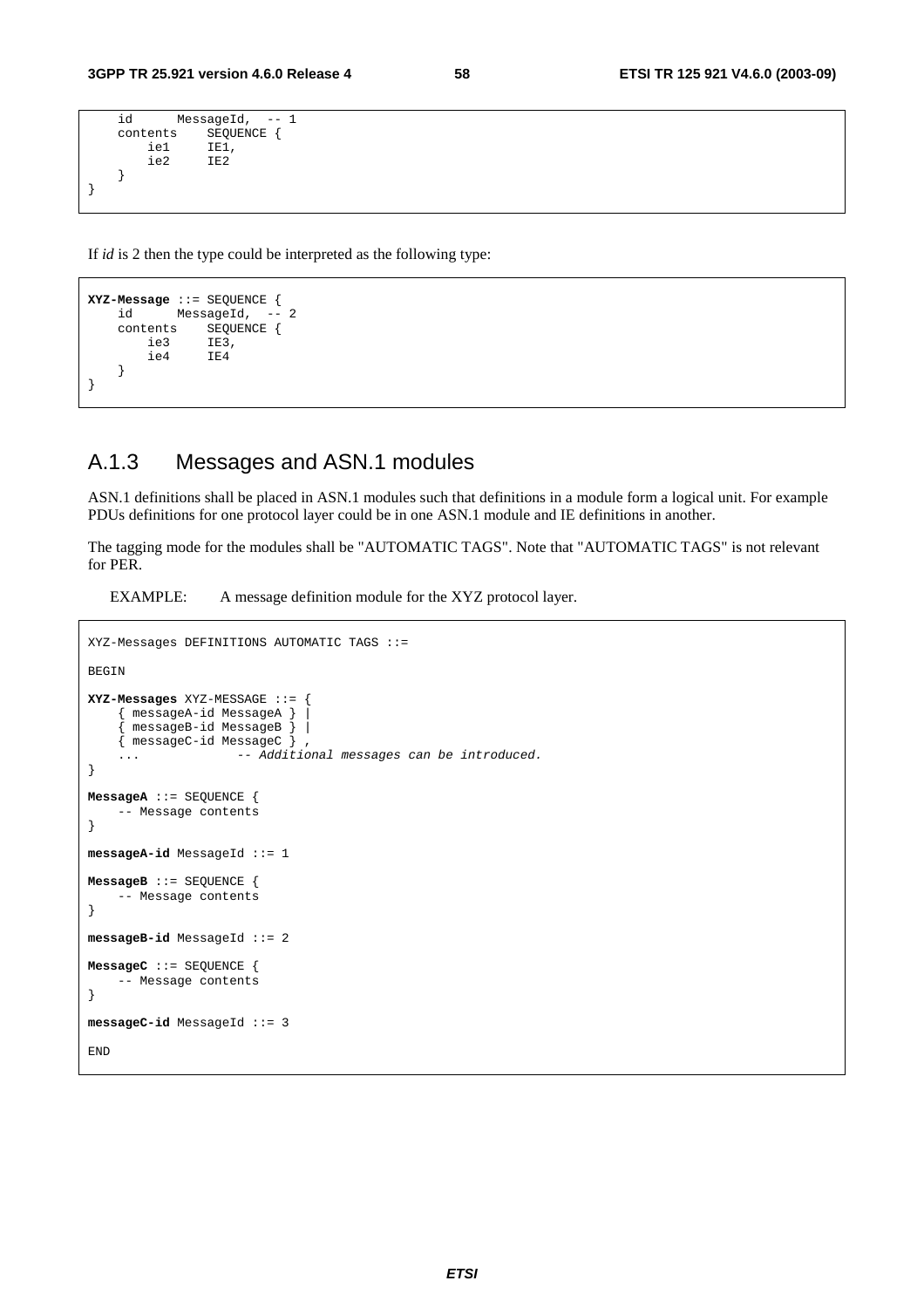```
    id      MessageId,  -- 1
    contents    SEQUENCE {
        ie1     IE1,
        ie2     IE2
    }
}
```

If *id* is 2 then the type could be interpreted as the following type:

```
XYZ-Message ::= SEQUENCE {
    id      MessageId,  -- 2
    contents    SEQUENCE {
        ie3     IE3,
        ie4     IE4
    }
}
```

## A.1.3 Messages and ASN.1 modules

ASN.1 definitions shall be placed in ASN.1 modules such that definitions in a module form a logical unit. For example PDUs definitions for one protocol layer could be in one ASN.1 module and IE definitions in another.

The tagging mode for the modules shall be "AUTOMATIC TAGS". Note that "AUTOMATIC TAGS" is not relevant for PER.

EXAMPLE: A message definition module for the XYZ protocol layer.

```
XYZ-Messages DEFINITIONS AUTOMATIC TAGS ::=

BEGIN

XYZ-Messages XYZ-MESSAGE ::= {
    { messageA-id MessageA } |
    { messageB-id MessageB } |
    { messageC-id MessageC } ,
    ...             -- Additional messages can be introduced.
}

MessageA ::= SEQUENCE {
    -- Message contents
}

messageA-id MessageId ::= 1

MessageB ::= SEQUENCE {
    -- Message contents
}

messageB-id MessageId ::= 2

MessageC ::= SEQUENCE {
    -- Message contents
}

messageC-id MessageId ::= 3

END
```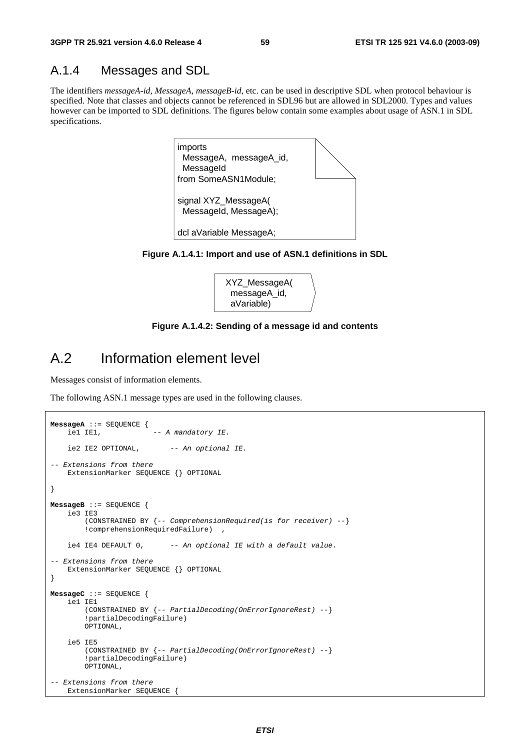### A.1.4 Messages and SDL

The identifiers *messageA-id*, *MessageA*, *messageB-id*, etc. can be used in descriptive SDL when protocol behaviour is specified. Note that classes and objects cannot be referenced in SDL96 but are allowed in SDL2000. Types and values however can be imported to SDL definitions. The figures below contain some examples about usage of ASN.1 in SDL specifications.

```
imports
  MessageA,  messageA_id,
  MessageId
from SomeASN1Module;

signal XYZ_MessageA(
  MessageId, MessageA);

dcl aVariable MessageA;
```

**Figure A.1.4.1: Import and use of ASN.1 definitions in SDL**

```
XYZ_MessageA(
  messageA_id,
  aVariable)
```

**Figure A.1.4.2: Sending of a message id and contents**

## A.2 Information element level

Messages consist of information elements.

The following ASN.1 message types are used in the following clauses.

```
MessageA ::= SEQUENCE {
    ie1 IE1,            -- A mandatory IE.

    ie2 IE2 OPTIONAL,       -- An optional IE.

-- Extensions from there
    ExtensionMarker SEQUENCE {} OPTIONAL

}

MessageB ::= SEQUENCE {
    ie3 IE3
        (CONSTRAINED BY {-- ComprehensionRequired(is for receiver) --}
        !comprehensionRequiredFailure)  ,

    ie4 IE4 DEFAULT 0,      -- An optional IE with a default value.

-- Extensions from there
    ExtensionMarker SEQUENCE {} OPTIONAL
}

MessageC ::= SEQUENCE {
    ie1 IE1
        (CONSTRAINED BY {-- PartialDecoding(OnErrorIgnoreRest) --}
        !partialDecodingFailure)
        OPTIONAL,

    ie5 IE5
        (CONSTRAINED BY {-- PartialDecoding(OnErrorIgnoreRest) --}
        !partialDecodingFailure)
        OPTIONAL,

-- Extensions from there
    ExtensionMarker SEQUENCE {
```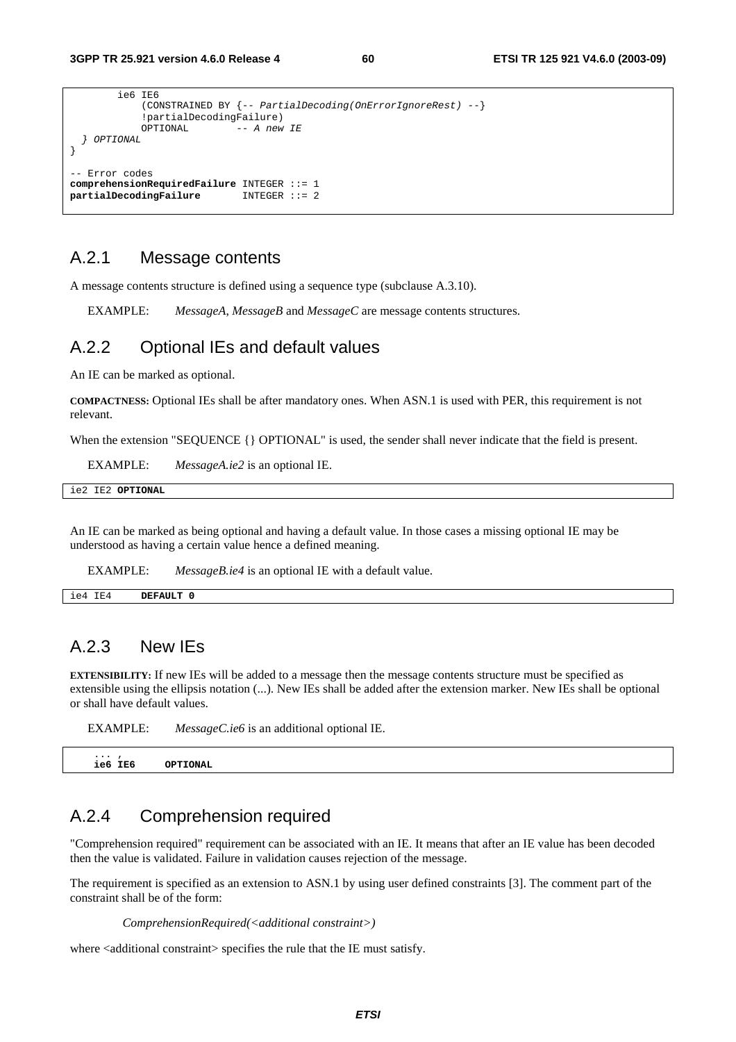```
        ie6 IE6
            (CONSTRAINED BY {-- PartialDecoding(OnErrorIgnoreRest) --}
            !partialDecodingFailure)
            OPTIONAL        -- A new IE
  } OPTIONAL
}

-- Error codes
comprehensionRequiredFailure INTEGER ::= 1
partialDecodingFailure       INTEGER ::= 2
```

## A.2.1 Message contents

A message contents structure is defined using a sequence type (subclause A.3.10).

EXAMPLE: *MessageA*, *MessageB* and *MessageC* are message contents structures.

## A.2.2 Optional IEs and default values

An IE can be marked as optional.

**COMPACTNESS:** Optional IEs shall be after mandatory ones. When ASN.1 is used with PER, this requirement is not relevant.

When the extension "SEQUENCE {} OPTIONAL" is used, the sender shall never indicate that the field is present.

EXAMPLE: *MessageA.ie2* is an optional IE.

```
ie2 IE2 OPTIONAL
```

An IE can be marked as being optional and having a default value. In those cases a missing optional IE may be understood as having a certain value hence a defined meaning.

EXAMPLE: *MessageB.ie4* is an optional IE with a default value.

```
ie4 IE4     DEFAULT 0
```

## A.2.3 New IEs

**EXTENSIBILITY:** If new IEs will be added to a message then the message contents structure must be specified as extensible using the ellipsis notation (...). New IEs shall be added after the extension marker. New IEs shall be optional or shall have default values.

EXAMPLE: *MessageC.ie6* is an additional optional IE.

```
    ... ,
    ie6 IE6     OPTIONAL
```

## A.2.4 Comprehension required

"Comprehension required" requirement can be associated with an IE. It means that after an IE value has been decoded then the value is validated. Failure in validation causes rejection of the message.

The requirement is specified as an extension to ASN.1 by using user defined constraints [3]. The comment part of the constraint shall be of the form:

*ComprehensionRequired(<additional constraint>)*

where <additional constraint> specifies the rule that the IE must satisfy.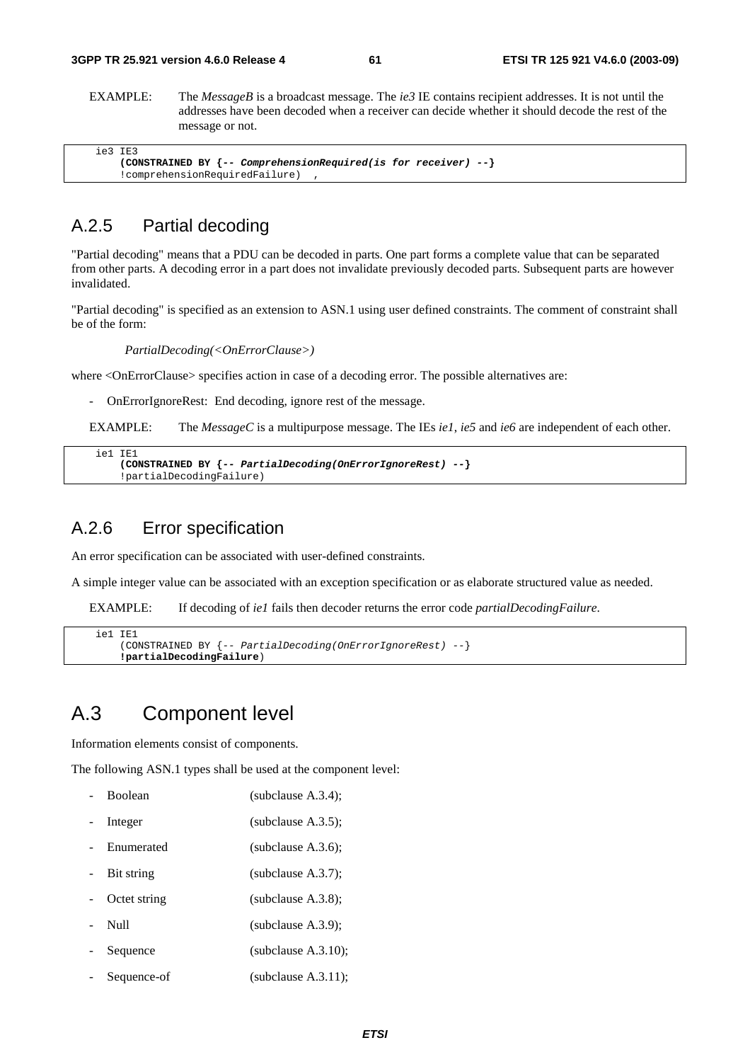EXAMPLE: The *MessageB* is a broadcast message. The *ie3* IE contains recipient addresses. It is not until the addresses have been decoded when a receiver can decide whether it should decode the rest of the message or not.

```
ie3 IE3
    (CONSTRAINED BY {-- ComprehensionRequired(is for receiver) --}
    !comprehensionRequiredFailure)  ,
```

## A.2.5 Partial decoding

"Partial decoding" means that a PDU can be decoded in parts. One part forms a complete value that can be separated from other parts. A decoding error in a part does not invalidate previously decoded parts. Subsequent parts are however invalidated.

"Partial decoding" is specified as an extension to ASN.1 using user defined constraints. The comment of constraint shall be of the form:

*PartialDecoding(<OnErrorClause>)*

where <OnErrorClause> specifies action in case of a decoding error. The possible alternatives are:

- OnErrorIgnoreRest: End decoding, ignore rest of the message.

EXAMPLE: The *MessageC* is a multipurpose message. The IEs *ie1*, *ie5* and *ie6* are independent of each other.

```
ie1 IE1
    (CONSTRAINED BY {-- PartialDecoding(OnErrorIgnoreRest) --}
    !partialDecodingFailure)
```

## A.2.6 Error specification

An error specification can be associated with user-defined constraints.

A simple integer value can be associated with an exception specification or as elaborate structured value as needed.

EXAMPLE: If decoding of *ie1* fails then decoder returns the error code *partialDecodingFailure*.

```
ie1 IE1
    (CONSTRAINED BY {-- PartialDecoding(OnErrorIgnoreRest) --}
    !partialDecodingFailure)
```

# A.3 Component level

Information elements consist of components.

The following ASN.1 types shall be used at the component level:

- Boolean (subclause A.3.4);
- Integer (subclause A.3.5);
- Enumerated (subclause A.3.6);
- Bit string (subclause A.3.7);
- Octet string (subclause A.3.8);
- Null (subclause A.3.9);
- Sequence (subclause A.3.10);
- Sequence-of (subclause A.3.11);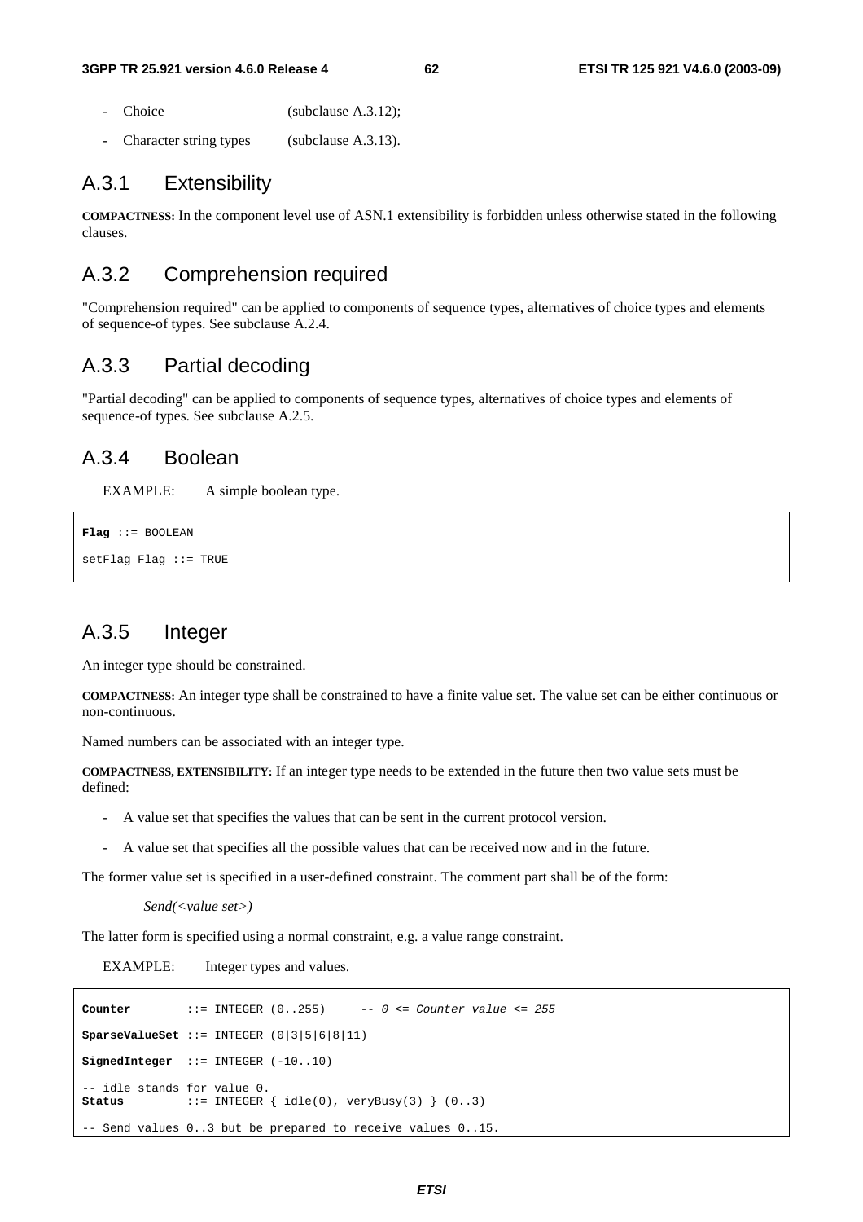- Choice (subclause A.3.12);
- Character string types (subclause A.3.13).

## A.3.1 Extensibility

**COMPACTNESS:** In the component level use of ASN.1 extensibility is forbidden unless otherwise stated in the following clauses.

## A.3.2 Comprehension required

"Comprehension required" can be applied to components of sequence types, alternatives of choice types and elements of sequence-of types. See subclause A.2.4.

## A.3.3 Partial decoding

"Partial decoding" can be applied to components of sequence types, alternatives of choice types and elements of sequence-of types. See subclause A.2.5.

## A.3.4 Boolean

EXAMPLE: A simple boolean type.

```
Flag ::= BOOLEAN

setFlag Flag ::= TRUE
```

## A.3.5 Integer

An integer type should be constrained.

**COMPACTNESS:** An integer type shall be constrained to have a finite value set. The value set can be either continuous or non-continuous.

Named numbers can be associated with an integer type.

**COMPACTNESS, EXTENSIBILITY:** If an integer type needs to be extended in the future then two value sets must be defined:

- A value set that specifies the values that can be sent in the current protocol version.
- A value set that specifies all the possible values that can be received now and in the future.

The former value set is specified in a user-defined constraint. The comment part shall be of the form:

*Send(<value set>)*

The latter form is specified using a normal constraint, e.g. a value range constraint.

EXAMPLE: Integer types and values.

```
Counter        ::= INTEGER (0..255)     -- 0 <= Counter value <= 255

SparseValueSet ::= INTEGER (0|3|5|6|8|11)

SignedInteger  ::= INTEGER (-10..10)

-- idle stands for value 0.
Status         ::= INTEGER { idle(0), veryBusy(3) } (0..3)

-- Send values 0..3 but be prepared to receive values 0..15.
```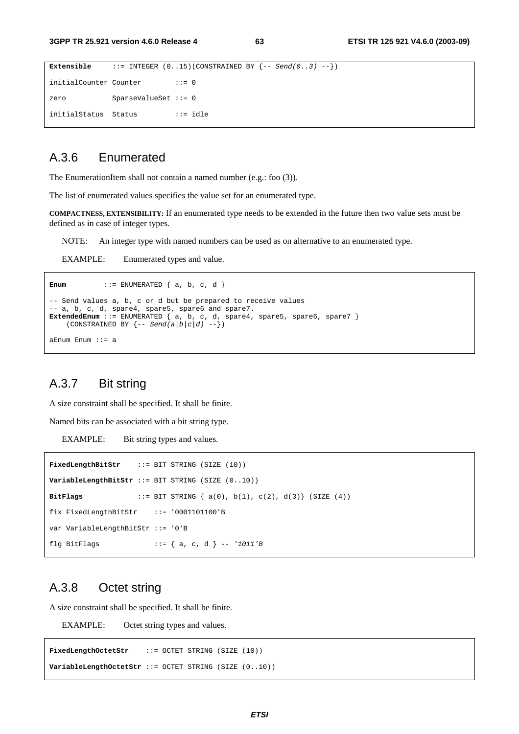```
Extensible     ::= INTEGER (0..15)(CONSTRAINED BY {-- Send(0..3) --})

initialCounter Counter        ::= 0

zero           SparseValueSet ::= 0

initialStatus  Status         ::= idle
```

## A.3.6 Enumerated

The EnumerationItem shall not contain a named number (e.g.: foo (3)).

The list of enumerated values specifies the value set for an enumerated type.

**COMPACTNESS, EXTENSIBILITY:** If an enumerated type needs to be extended in the future then two value sets must be defined as in case of integer types.

NOTE: An integer type with named numbers can be used as on alternative to an enumerated type.

EXAMPLE: Enumerated types and value.

```
Enum         ::= ENUMERATED { a, b, c, d }

-- Send values a, b, c or d but be prepared to receive values
-- a, b, c, d, spare4, spare5, spare6 and spare7.
ExtendedEnum ::= ENUMERATED { a, b, c, d, spare4, spare5, spare6, spare7 }
    (CONSTRAINED BY {-- Send(a|b|c|d) --})

aEnum Enum ::= a
```

## A.3.7 Bit string

A size constraint shall be specified. It shall be finite.

Named bits can be associated with a bit string type.

EXAMPLE: Bit string types and values.

```
FixedLengthBitStr    ::= BIT STRING (SIZE (10))

VariableLengthBitStr ::= BIT STRING (SIZE (0..10))

BitFlags             ::= BIT STRING { a(0), b(1), c(2), d(3)} (SIZE (4))

fix FixedLengthBitStr    ::= '0001101100'B

var VariableLengthBitStr ::= '0'B

flg BitFlags             ::= { a, c, d } -- '1011'B
```

## A.3.8 Octet string

A size constraint shall be specified. It shall be finite.

EXAMPLE: Octet string types and values.

```
FixedLengthOctetStr    ::= OCTET STRING (SIZE (10))

VariableLengthOctetStr ::= OCTET STRING (SIZE (0..10))
```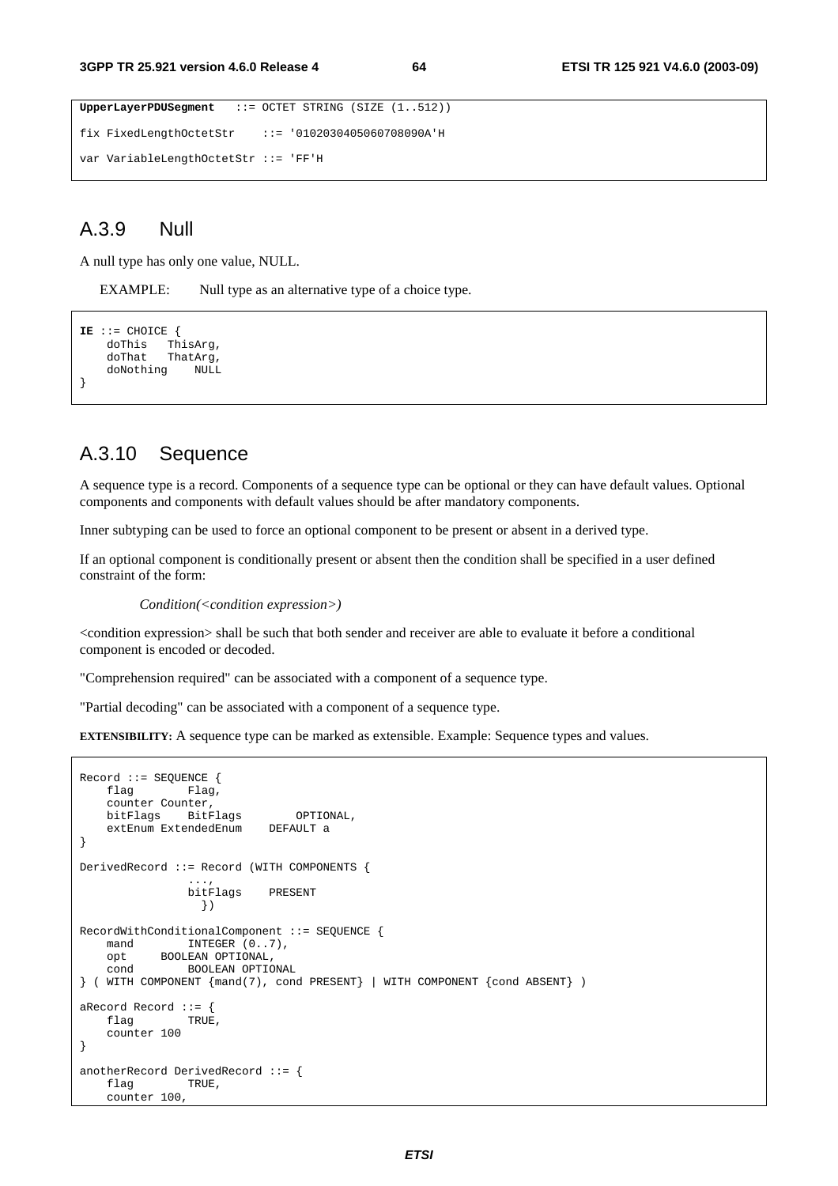```
UpperLayerPDUSegment   ::= OCTET STRING (SIZE (1..512))

fix FixedLengthOctetStr    ::= '0102030405060708090A'H

var VariableLengthOctetStr ::= 'FF'H
```

## A.3.9 Null

A null type has only one value, NULL.

EXAMPLE: Null type as an alternative type of a choice type.

```
IE ::= CHOICE {
    doThis   ThisArg,
    doThat   ThatArg,
    doNothing    NULL
}
```

## A.3.10 Sequence

A sequence type is a record. Components of a sequence type can be optional or they can have default values. Optional components and components with default values should be after mandatory components.

Inner subtyping can be used to force an optional component to be present or absent in a derived type.

If an optional component is conditionally present or absent then the condition shall be specified in a user defined constraint of the form:

*Condition(<condition expression>)*

<condition expression> shall be such that both sender and receiver are able to evaluate it before a conditional component is encoded or decoded.

"Comprehension required" can be associated with a component of a sequence type.

"Partial decoding" can be associated with a component of a sequence type.

**EXTENSIBILITY:** A sequence type can be marked as extensible. Example: Sequence types and values.

```
Record ::= SEQUENCE {
    flag        Flag,
    counter Counter,
    bitFlags    BitFlags        OPTIONAL,
    extEnum ExtendedEnum    DEFAULT a
}

DerivedRecord ::= Record (WITH COMPONENTS {
                ...,
                bitFlags    PRESENT
                  })

RecordWithConditionalComponent ::= SEQUENCE {
    mand        INTEGER (0..7),
    opt     BOOLEAN OPTIONAL,
    cond        BOOLEAN OPTIONAL
} ( WITH COMPONENT {mand(7), cond PRESENT} | WITH COMPONENT {cond ABSENT} )

aRecord Record ::= {
    flag        TRUE,
    counter 100
}

anotherRecord DerivedRecord ::= {
    flag        TRUE,
    counter 100,
```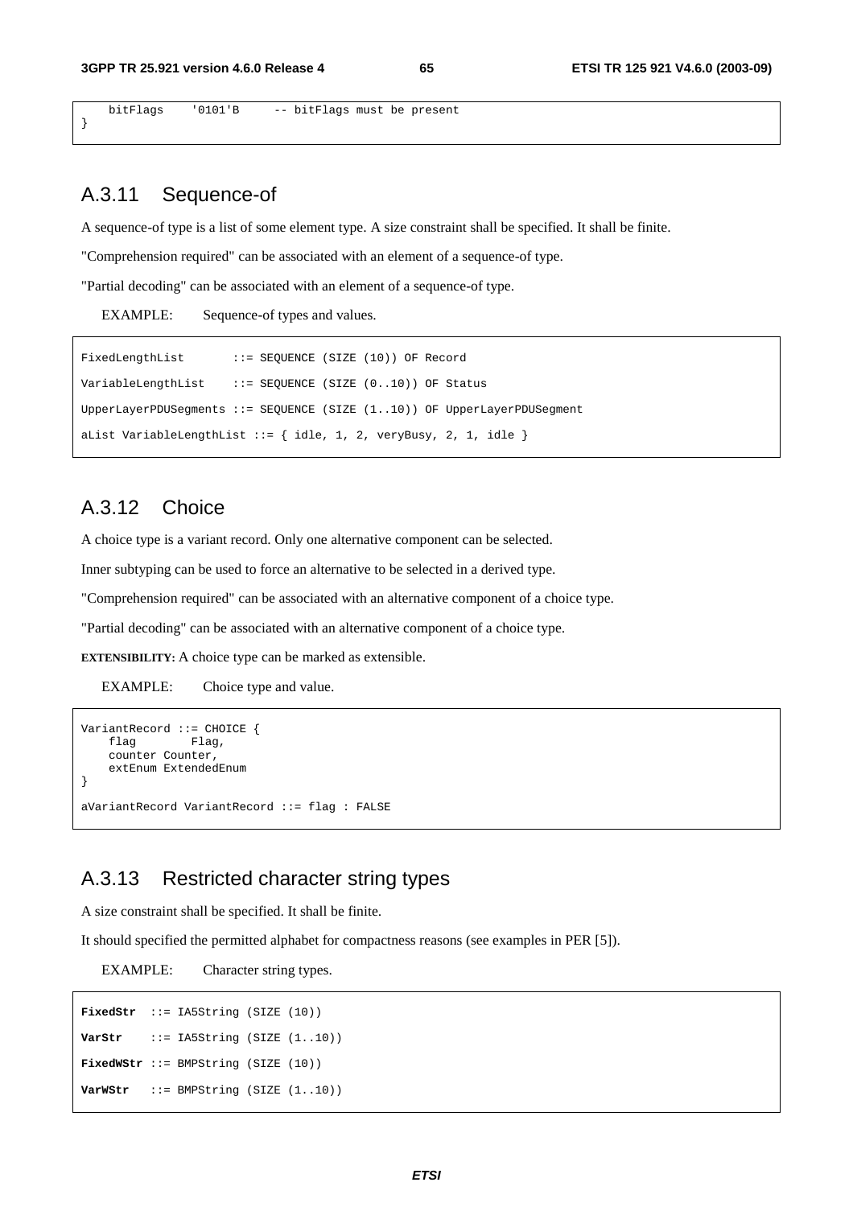```
    bitFlags    '0101'B     -- bitFlags must be present
}
```

## A.3.11 Sequence-of

A sequence-of type is a list of some element type. A size constraint shall be specified. It shall be finite.

"Comprehension required" can be associated with an element of a sequence-of type.

"Partial decoding" can be associated with an element of a sequence-of type.

EXAMPLE: Sequence-of types and values.

```
FixedLengthList       ::= SEQUENCE (SIZE (10)) OF Record

VariableLengthList    ::= SEQUENCE (SIZE (0..10)) OF Status

UpperLayerPDUSegments ::= SEQUENCE (SIZE (1..10)) OF UpperLayerPDUSegment

aList VariableLengthList ::= { idle, 1, 2, veryBusy, 2, 1, idle }
```

## A.3.12 Choice

A choice type is a variant record. Only one alternative component can be selected.

Inner subtyping can be used to force an alternative to be selected in a derived type.

"Comprehension required" can be associated with an alternative component of a choice type.

"Partial decoding" can be associated with an alternative component of a choice type.

**EXTENSIBILITY:** A choice type can be marked as extensible.

EXAMPLE: Choice type and value.

```
VariantRecord ::= CHOICE {
    flag        Flag,
    counter Counter,
    extEnum ExtendedEnum
}

aVariantRecord VariantRecord ::= flag : FALSE
```

## A.3.13 Restricted character string types

A size constraint shall be specified. It shall be finite.

It should specified the permitted alphabet for compactness reasons (see examples in PER [5]).

EXAMPLE: Character string types.

```
FixedStr  ::= IA5String (SIZE (10))

VarStr    ::= IA5String (SIZE (1..10))

FixedWStr ::= BMPString (SIZE (10))

VarWStr   ::= BMPString (SIZE (1..10))
```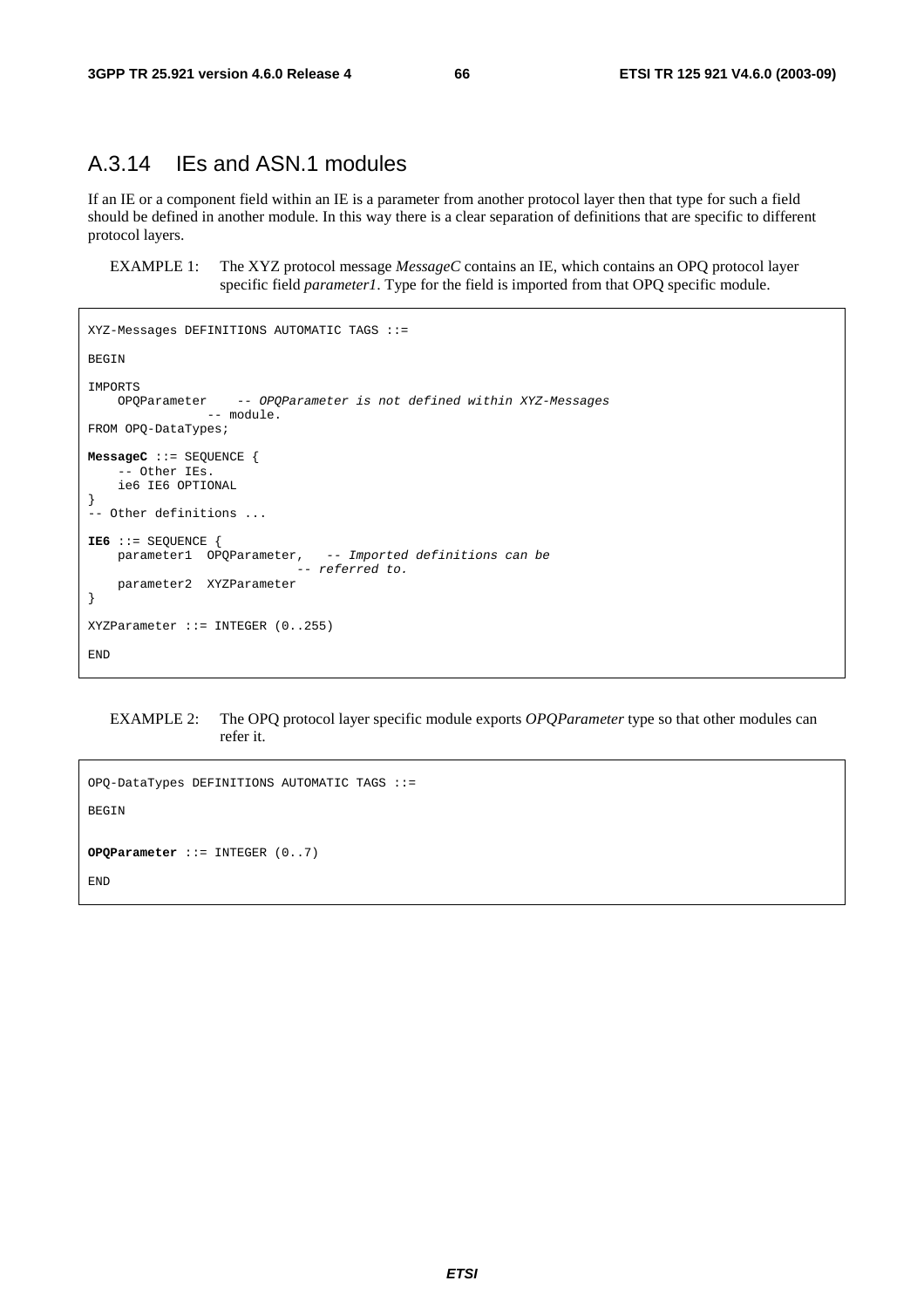### A.3.14 IEs and ASN.1 modules

If an IE or a component field within an IE is a parameter from another protocol layer then that type for such a field should be defined in another module. In this way there is a clear separation of definitions that are specific to different protocol layers.

EXAMPLE 1: The XYZ protocol message *MessageC* contains an IE, which contains an OPQ protocol layer specific field *parameter1*. Type for the field is imported from that OPQ specific module.

```
XYZ-Messages DEFINITIONS AUTOMATIC TAGS ::=

BEGIN

IMPORTS
    OPQParameter    -- OPQParameter is not defined within XYZ-Messages
                -- module.
FROM OPQ-DataTypes;

MessageC ::= SEQUENCE {
    -- Other IEs.
    ie6 IE6 OPTIONAL
}
-- Other definitions ...

IE6 ::= SEQUENCE {
    parameter1  OPQParameter,   -- Imported definitions can be
                            -- referred to.
    parameter2  XYZParameter
}

XYZParameter ::= INTEGER (0..255)

END
```

EXAMPLE 2: The OPQ protocol layer specific module exports *OPQParameter* type so that other modules can refer it.

```
OPQ-DataTypes DEFINITIONS AUTOMATIC TAGS ::=

BEGIN

OPQParameter ::= INTEGER (0..7)

END
```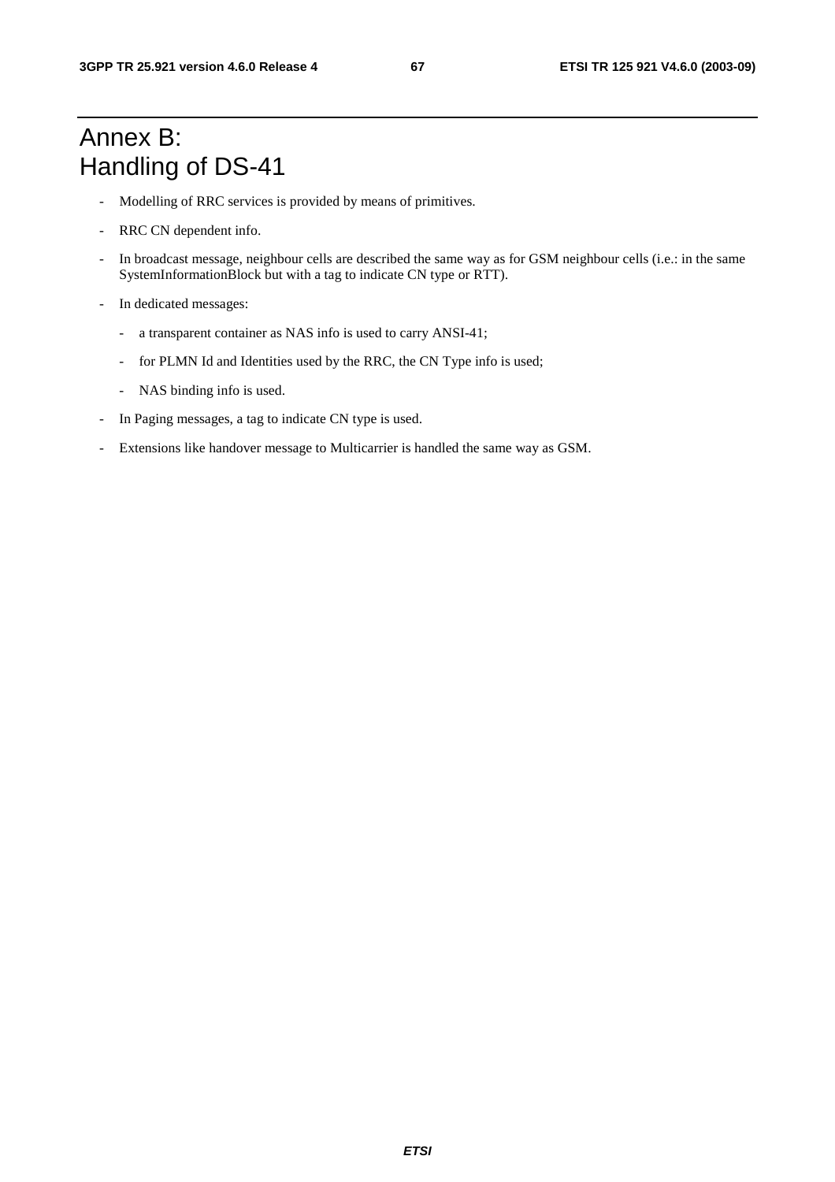# Annex B: Handling of DS-41

- Modelling of RRC services is provided by means of primitives.
- RRC CN dependent info.
- In broadcast message, neighbour cells are described the same way as for GSM neighbour cells (i.e.: in the same SystemInformationBlock but with a tag to indicate CN type or RTT).
- In dedicated messages:
  - a transparent container as NAS info is used to carry ANSI-41;
  - for PLMN Id and Identities used by the RRC, the CN Type info is used;
  - NAS binding info is used.
- In Paging messages, a tag to indicate CN type is used.
- Extensions like handover message to Multicarrier is handled the same way as GSM.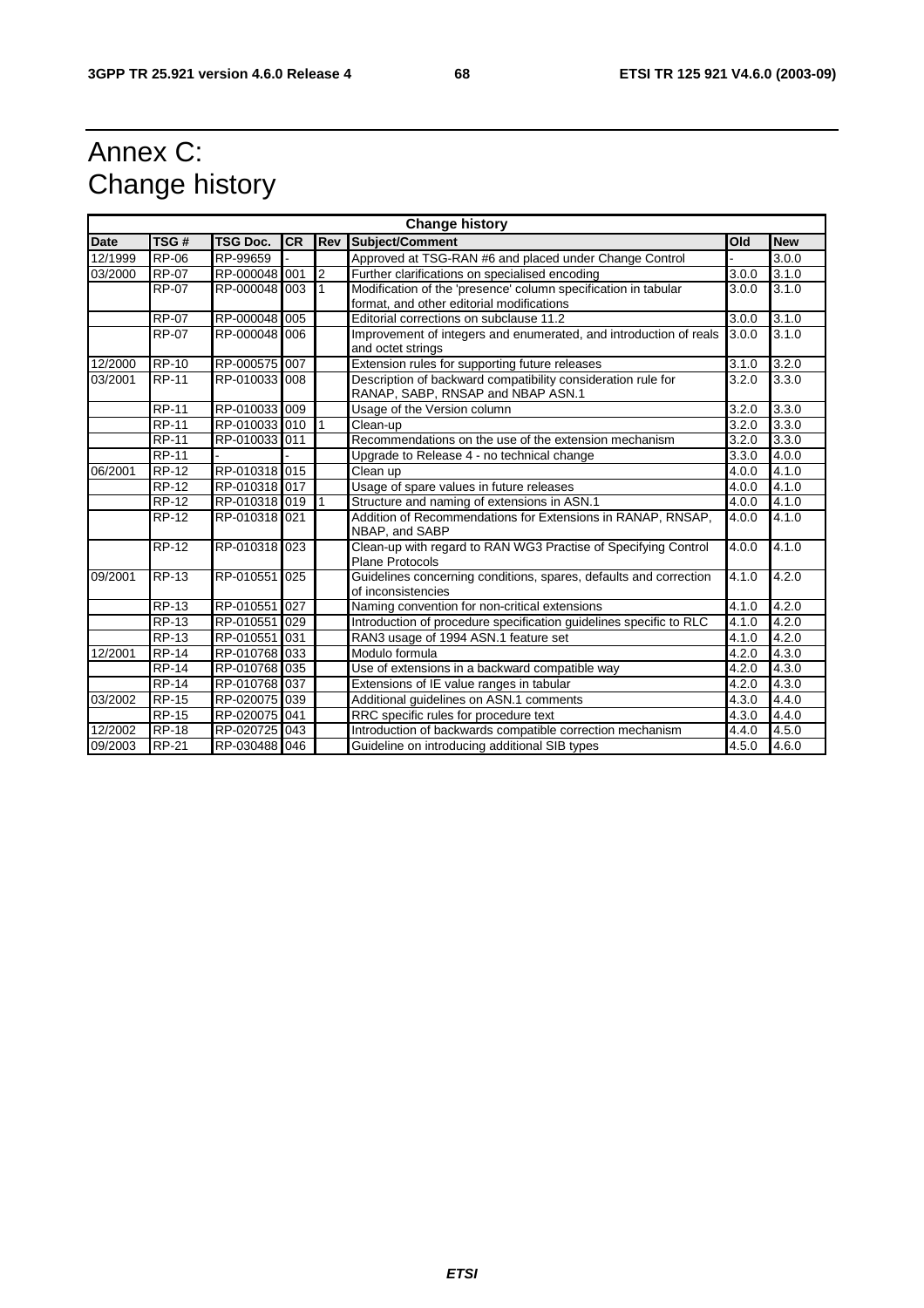# Annex C: Change history

| Change history | | | | | | | |
|---|---|---|---|---|---|---|---|
| **Date** | **TSG #** | **TSG Doc.** | **CR** | **Rev** | **Subject/Comment** | **Old** | **New** |
| 12/1999 | RP-06 | RP-99659 | - | | Approved at TSG-RAN #6 and placed under Change Control | - | 3.0.0 |
| 03/2000 | RP-07 | RP-000048 | 001 | 2 | Further clarifications on specialised encoding | 3.0.0 | 3.1.0 |
| | RP-07 | RP-000048 | 003 | 1 | Modification of the 'presence' column specification in tabular format, and other editorial modifications | 3.0.0 | 3.1.0 |
| | RP-07 | RP-000048 | 005 | | Editorial corrections on subclause 11.2 | 3.0.0 | 3.1.0 |
| | RP-07 | RP-000048 | 006 | | Improvement of integers and enumerated, and introduction of reals and octet strings | 3.0.0 | 3.1.0 |
| 12/2000 | RP-10 | RP-000575 | 007 | | Extension rules for supporting future releases | 3.1.0 | 3.2.0 |
| 03/2001 | RP-11 | RP-010033 | 008 | | Description of backward compatibility consideration rule for RANAP, SABP, RNSAP and NBAP ASN.1 | 3.2.0 | 3.3.0 |
| | RP-11 | RP-010033 | 009 | | Usage of the Version column | 3.2.0 | 3.3.0 |
| | RP-11 | RP-010033 | 010 | 1 | Clean-up | 3.2.0 | 3.3.0 |
| | RP-11 | RP-010033 | 011 | | Recommendations on the use of the extension mechanism | 3.2.0 | 3.3.0 |
| | RP-11 | - | - | | Upgrade to Release 4 - no technical change | 3.3.0 | 4.0.0 |
| 06/2001 | RP-12 | RP-010318 | 015 | | Clean up | 4.0.0 | 4.1.0 |
| | RP-12 | RP-010318 | 017 | | Usage of spare values in future releases | 4.0.0 | 4.1.0 |
| | RP-12 | RP-010318 | 019 | 1 | Structure and naming of extensions in ASN.1 | 4.0.0 | 4.1.0 |
| | RP-12 | RP-010318 | 021 | | Addition of Recommendations for Extensions in RANAP, RNSAP, NBAP, and SABP | 4.0.0 | 4.1.0 |
| | RP-12 | RP-010318 | 023 | | Clean-up with regard to RAN WG3 Practise of Specifying Control Plane Protocols | 4.0.0 | 4.1.0 |
| 09/2001 | RP-13 | RP-010551 | 025 | | Guidelines concerning conditions, spares, defaults and correction of inconsistencies | 4.1.0 | 4.2.0 |
| | RP-13 | RP-010551 | 027 | | Naming convention for non-critical extensions | 4.1.0 | 4.2.0 |
| | RP-13 | RP-010551 | 029 | | Introduction of procedure specification guidelines specific to RLC | 4.1.0 | 4.2.0 |
| | RP-13 | RP-010551 | 031 | | RAN3 usage of 1994 ASN.1 feature set | 4.1.0 | 4.2.0 |
| 12/2001 | RP-14 | RP-010768 | 033 | | Modulo formula | 4.2.0 | 4.3.0 |
| | RP-14 | RP-010768 | 035 | | Use of extensions in a backward compatible way | 4.2.0 | 4.3.0 |
| | RP-14 | RP-010768 | 037 | | Extensions of IE value ranges in tabular | 4.2.0 | 4.3.0 |
| 03/2002 | RP-15 | RP-020075 | 039 | | Additional guidelines on ASN.1 comments | 4.3.0 | 4.4.0 |
| | RP-15 | RP-020075 | 041 | | RRC specific rules for procedure text | 4.3.0 | 4.4.0 |
| 12/2002 | RP-18 | RP-020725 | 043 | | Introduction of backwards compatible correction mechanism | 4.4.0 | 4.5.0 |
| 09/2003 | RP-21 | RP-030488 | 046 | | Guideline on introducing additional SIB types | 4.5.0 | 4.6.0 |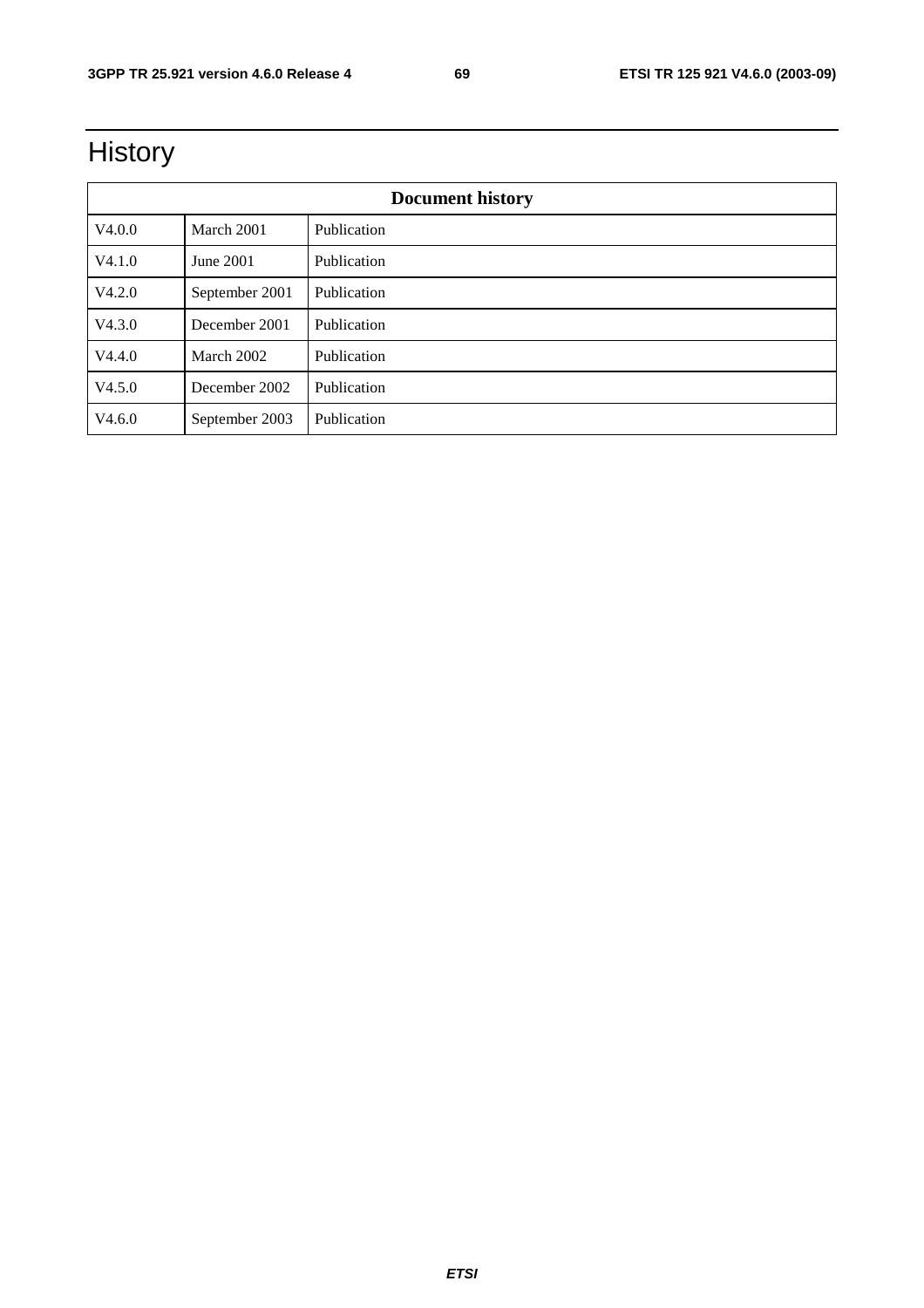# History

| Document history | | |
|---|---|---|
| V4.0.0 | March 2001 | Publication |
| V4.1.0 | June 2001 | Publication |
| V4.2.0 | September 2001 | Publication |
| V4.3.0 | December 2001 | Publication |
| V4.4.0 | March 2002 | Publication |
| V4.5.0 | December 2002 | Publication |
| V4.6.0 | September 2003 | Publication |